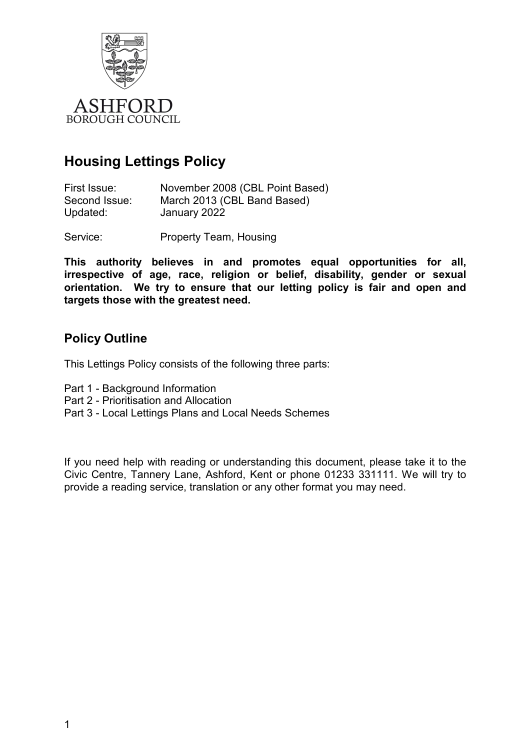ASHFORD
BOROUGH COUNCIL

# Housing Lettings Policy

First Issue: November 2008 (CBL Point Based)
Second Issue: March 2013 (CBL Band Based)
Updated: January 2022

Service: Property Team, Housing

**This authority believes in and promotes equal opportunities for all, irrespective of age, race, religion or belief, disability, gender or sexual orientation. We try to ensure that our letting policy is fair and open and targets those with the greatest need.**

## Policy Outline

This Lettings Policy consists of the following three parts:

Part 1 - Background Information
Part 2 - Prioritisation and Allocation
Part 3 - Local Lettings Plans and Local Needs Schemes

If you need help with reading or understanding this document, please take it to the Civic Centre, Tannery Lane, Ashford, Kent or phone 01233 331111. We will try to provide a reading service, translation or any other format you may need.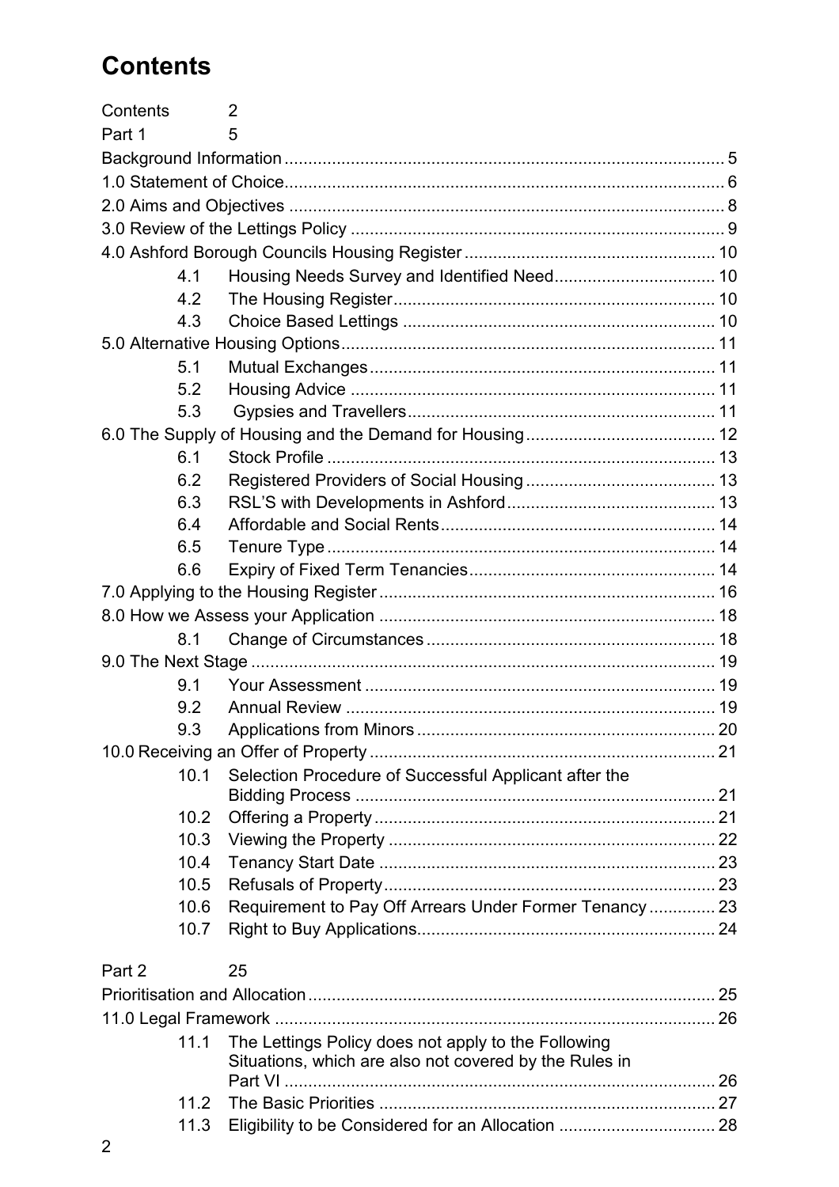# Contents

Contents 2

Part 1 5

Background Information ... 5

1.0 Statement of Choice ... 6

2.0 Aims and Objectives ... 8

3.0 Review of the Lettings Policy ... 9

4.0 Ashford Borough Councils Housing Register ... 10

- 4.1 Housing Needs Survey and Identified Need ... 10
- 4.2 The Housing Register ... 10
- 4.3 Choice Based Lettings ... 10

5.0 Alternative Housing Options ... 11

- 5.1 Mutual Exchanges ... 11
- 5.2 Housing Advice ... 11
- 5.3 Gypsies and Travellers ... 11

6.0 The Supply of Housing and the Demand for Housing ... 12

- 6.1 Stock Profile ... 13
- 6.2 Registered Providers of Social Housing ... 13
- 6.3 RSL'S with Developments in Ashford ... 13
- 6.4 Affordable and Social Rents ... 14
- 6.5 Tenure Type ... 14
- 6.6 Expiry of Fixed Term Tenancies ... 14

7.0 Applying to the Housing Register ... 16

8.0 How we Assess your Application ... 18

- 8.1 Change of Circumstances ... 18

9.0 The Next Stage ... 19

- 9.1 Your Assessment ... 19
- 9.2 Annual Review ... 19
- 9.3 Applications from Minors ... 20

10.0 Receiving an Offer of Property ... 21

- 10.1 Selection Procedure of Successful Applicant after the Bidding Process ... 21
- 10.2 Offering a Property ... 21
- 10.3 Viewing the Property ... 22
- 10.4 Tenancy Start Date ... 23
- 10.5 Refusals of Property ... 23
- 10.6 Requirement to Pay Off Arrears Under Former Tenancy ... 23
- 10.7 Right to Buy Applications ... 24

Part 2 25

Prioritisation and Allocation ... 25

11.0 Legal Framework ... 26

- 11.1 The Lettings Policy does not apply to the Following Situations, which are also not covered by the Rules in Part VI ... 26
- 11.2 The Basic Priorities ... 27
- 11.3 Eligibility to be Considered for an Allocation ... 28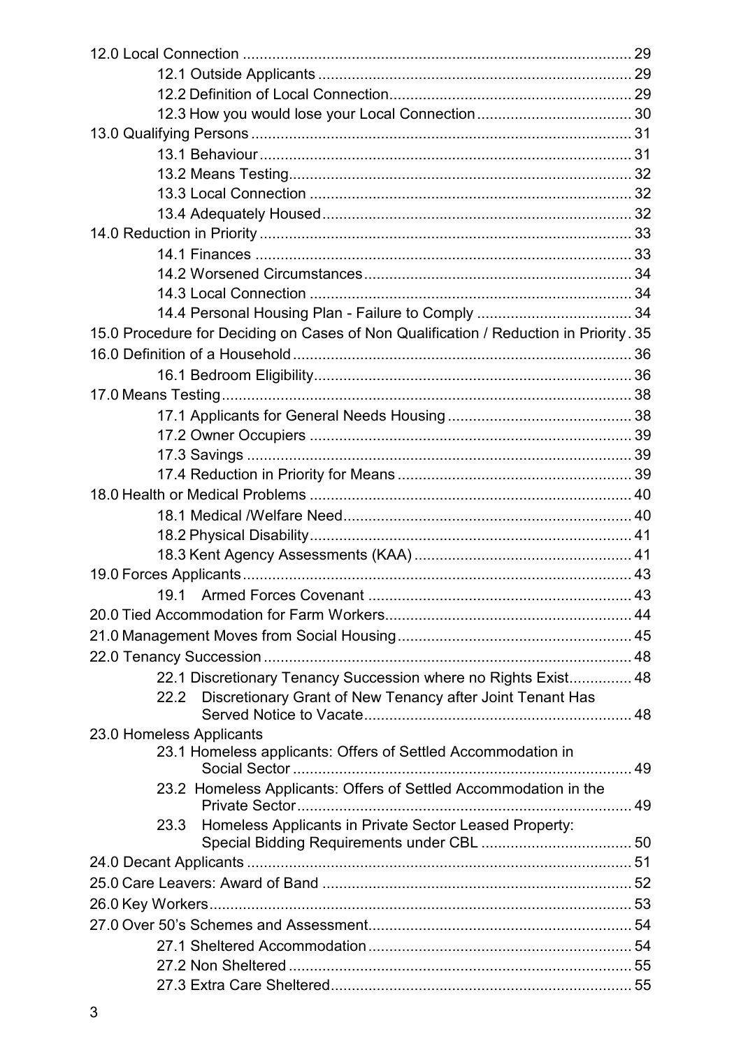12.0 Local Connection ............................................................................................ 29

- 12.1 Outside Applicants .......................................................................... 29
- 12.2 Definition of Local Connection......................................................... 29
- 12.3 How you would lose your Local Connection .................................... 30

13.0 Qualifying Persons .......................................................................................... 31

- 13.1 Behaviour ........................................................................................ 31
- 13.2 Means Testing................................................................................. 32
- 13.3 Local Connection ............................................................................ 32
- 13.4 Adequately Housed ......................................................................... 32

14.0 Reduction in Priority ........................................................................................ 33

- 14.1 Finances ......................................................................................... 33
- 14.2 Worsened Circumstances ............................................................... 34
- 14.3 Local Connection ............................................................................ 34
- 14.4 Personal Housing Plan - Failure to Comply ..................................... 34

15.0 Procedure for Deciding on Cases of Non Qualification / Reduction in Priority . 35

16.0 Definition of a Household ................................................................................ 36

- 16.1 Bedroom Eligibility ........................................................................... 36

17.0 Means Testing ................................................................................................. 38

- 17.1 Applicants for General Needs Housing ............................................ 38
- 17.2 Owner Occupiers ............................................................................ 39
- 17.3 Savings ........................................................................................... 39
- 17.4 Reduction in Priority for Means ........................................................ 39

18.0 Health or Medical Problems ............................................................................ 40

- 18.1 Medical /Welfare Need .................................................................... 40
- 18.2 Physical Disability ............................................................................ 41
- 18.3 Kent Agency Assessments (KAA) ................................................... 41

19.0 Forces Applicants ............................................................................................ 43

- 19.1 Armed Forces Covenant .............................................................. 43

20.0 Tied Accommodation for Farm Workers .......................................................... 44

21.0 Management Moves from Social Housing ....................................................... 45

22.0 Tenancy Succession ....................................................................................... 48

- 22.1 Discretionary Tenancy Succession where no Rights Exist............... 48
- 22.2 Discretionary Grant of New Tenancy after Joint Tenant Has Served Notice to Vacate ............................................................... 48

23.0 Homeless Applicants

- 23.1 Homeless applicants: Offers of Settled Accommodation in Social Sector ................................................................................. 49
- 23.2 Homeless Applicants: Offers of Settled Accommodation in the Private Sector ................................................................................ 49
- 23.3 Homeless Applicants in Private Sector Leased Property: Special Bidding Requirements under CBL ................................... 50

24.0 Decant Applicants ........................................................................................... 51

25.0 Care Leavers: Award of Band ......................................................................... 52

26.0 Key Workers .................................................................................................... 53

27.0 Over 50's Schemes and Assessment .............................................................. 54

- 27.1 Sheltered Accommodation .............................................................. 54
- 27.2 Non Sheltered ................................................................................. 55
- 27.3 Extra Care Sheltered ....................................................................... 55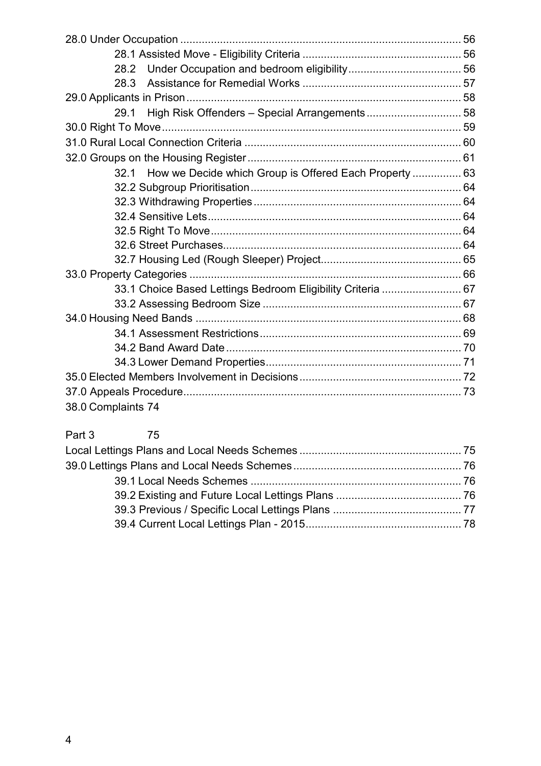28.0 Under Occupation ........................................................................................... 56
- 28.1 Assisted Move - Eligibility Criteria .................................................... 56
- 28.2 Under Occupation and bedroom eligibility..................................... 56
- 28.3 Assistance for Remedial Works .................................................... 57

29.0 Applicants in Prison.......................................................................................... 58
- 29.1 High Risk Offenders – Special Arrangements ............................... 58

30.0 Right To Move.................................................................................................. 59

31.0 Rural Local Connection Criteria ....................................................................... 60

32.0 Groups on the Housing Register...................................................................... 61
- 32.1 How we Decide which Group is Offered Each Property ................ 63
- 32.2 Subgroup Prioritisation..................................................................... 64
- 32.3 Withdrawing Properties.................................................................... 64
- 32.4 Sensitive Lets................................................................................... 64
- 32.5 Right To Move.................................................................................. 64
- 32.6 Street Purchases.............................................................................. 64
- 32.7 Housing Led (Rough Sleeper) Project.............................................. 65

33.0 Property Categories ......................................................................................... 66
- 33.1 Choice Based Lettings Bedroom Eligibility Criteria .......................... 67
- 33.2 Assessing Bedroom Size ................................................................. 67

34.0 Housing Need Bands ....................................................................................... 68
- 34.1 Assessment Restrictions.................................................................. 69
- 34.2 Band Award Date ............................................................................. 70
- 34.3 Lower Demand Properties................................................................ 71

35.0 Elected Members Involvement in Decisions..................................................... 72

37.0 Appeals Procedure........................................................................................... 73

38.0 Complaints 74

Part 3 75

Local Lettings Plans and Local Needs Schemes ..................................................... 75

39.0 Lettings Plans and Local Needs Schemes....................................................... 76
- 39.1 Local Needs Schemes ..................................................................... 76
- 39.2 Existing and Future Local Lettings Plans ......................................... 76
- 39.3 Previous / Specific Local Lettings Plans .......................................... 77
- 39.4 Current Local Lettings Plan - 2015................................................... 78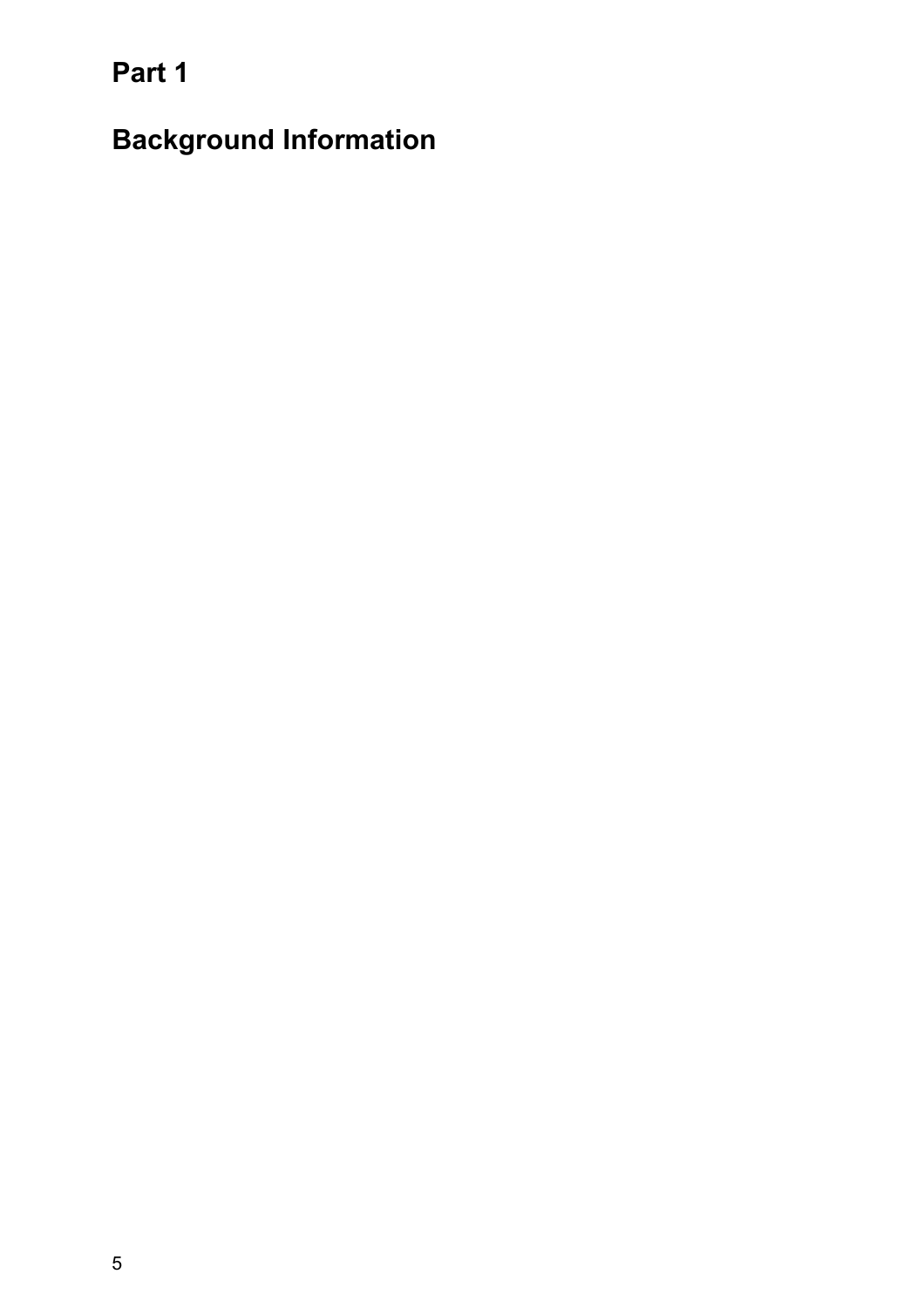# Part 1

# Background Information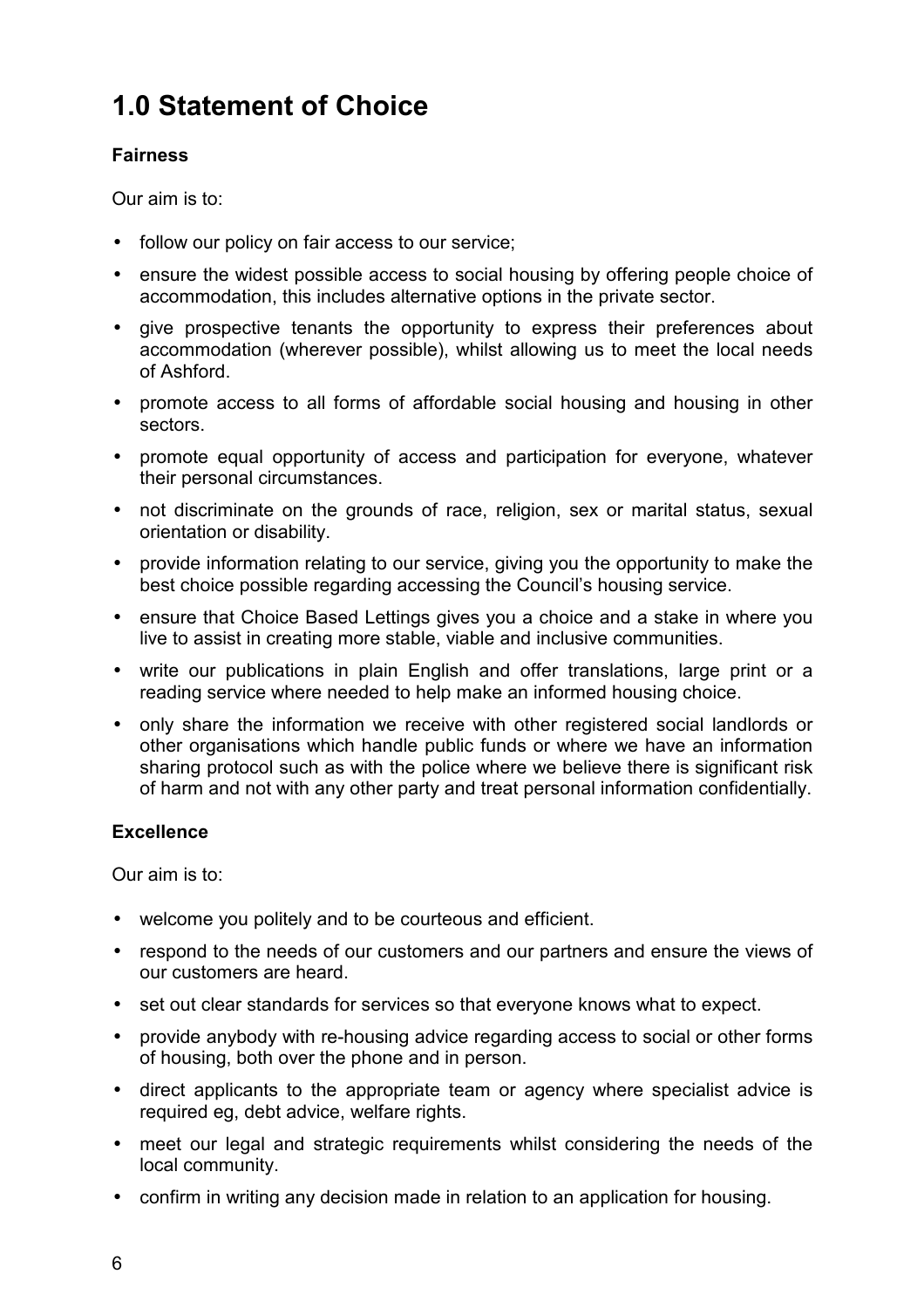# 1.0 Statement of Choice

**Fairness**

Our aim is to:

- follow our policy on fair access to our service;
- ensure the widest possible access to social housing by offering people choice of accommodation, this includes alternative options in the private sector.
- give prospective tenants the opportunity to express their preferences about accommodation (wherever possible), whilst allowing us to meet the local needs of Ashford.
- promote access to all forms of affordable social housing and housing in other sectors.
- promote equal opportunity of access and participation for everyone, whatever their personal circumstances.
- not discriminate on the grounds of race, religion, sex or marital status, sexual orientation or disability.
- provide information relating to our service, giving you the opportunity to make the best choice possible regarding accessing the Council's housing service.
- ensure that Choice Based Lettings gives you a choice and a stake in where you live to assist in creating more stable, viable and inclusive communities.
- write our publications in plain English and offer translations, large print or a reading service where needed to help make an informed housing choice.
- only share the information we receive with other registered social landlords or other organisations which handle public funds or where we have an information sharing protocol such as with the police where we believe there is significant risk of harm and not with any other party and treat personal information confidentially.

**Excellence**

Our aim is to:

- welcome you politely and to be courteous and efficient.
- respond to the needs of our customers and our partners and ensure the views of our customers are heard.
- set out clear standards for services so that everyone knows what to expect.
- provide anybody with re-housing advice regarding access to social or other forms of housing, both over the phone and in person.
- direct applicants to the appropriate team or agency where specialist advice is required eg, debt advice, welfare rights.
- meet our legal and strategic requirements whilst considering the needs of the local community.
- confirm in writing any decision made in relation to an application for housing.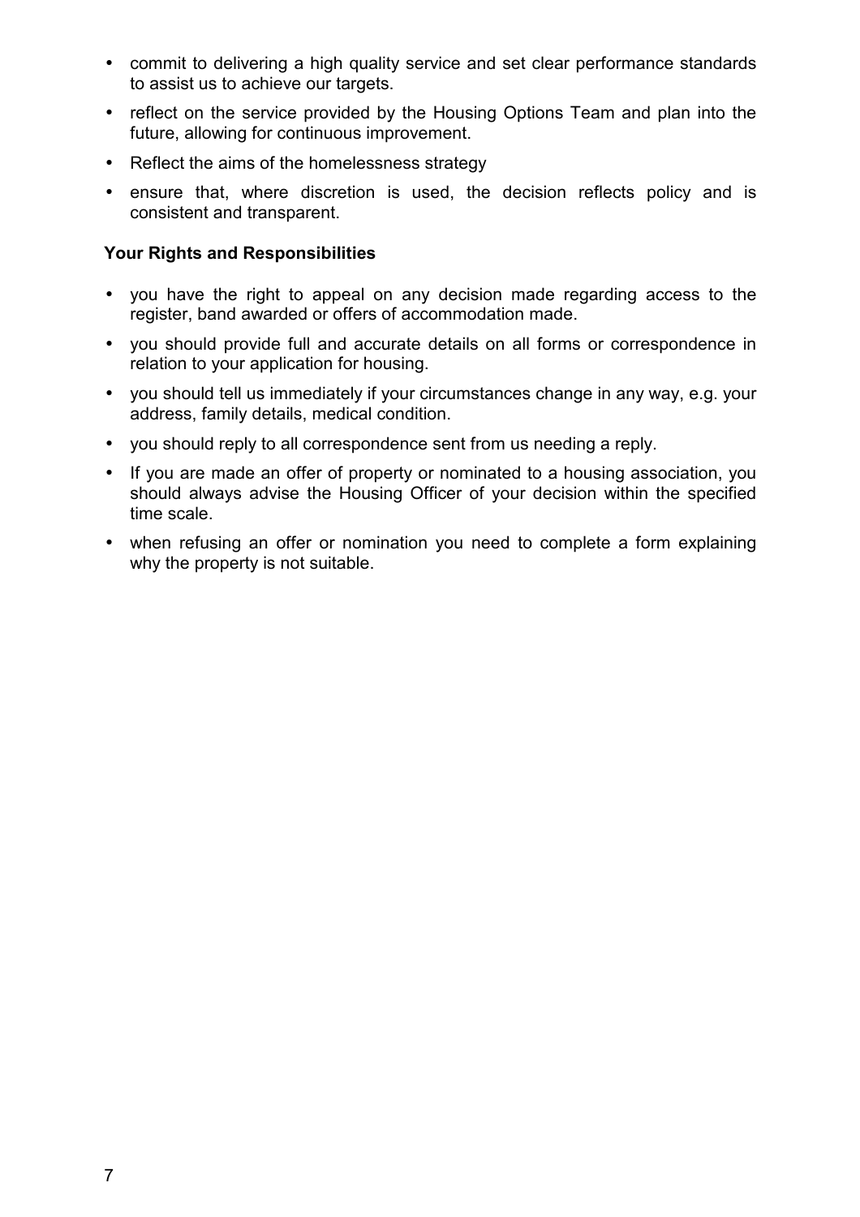- commit to delivering a high quality service and set clear performance standards to assist us to achieve our targets.
- reflect on the service provided by the Housing Options Team and plan into the future, allowing for continuous improvement.
- Reflect the aims of the homelessness strategy
- ensure that, where discretion is used, the decision reflects policy and is consistent and transparent.

**Your Rights and Responsibilities**

- you have the right to appeal on any decision made regarding access to the register, band awarded or offers of accommodation made.
- you should provide full and accurate details on all forms or correspondence in relation to your application for housing.
- you should tell us immediately if your circumstances change in any way, e.g. your address, family details, medical condition.
- you should reply to all correspondence sent from us needing a reply.
- If you are made an offer of property or nominated to a housing association, you should always advise the Housing Officer of your decision within the specified time scale.
- when refusing an offer or nomination you need to complete a form explaining why the property is not suitable.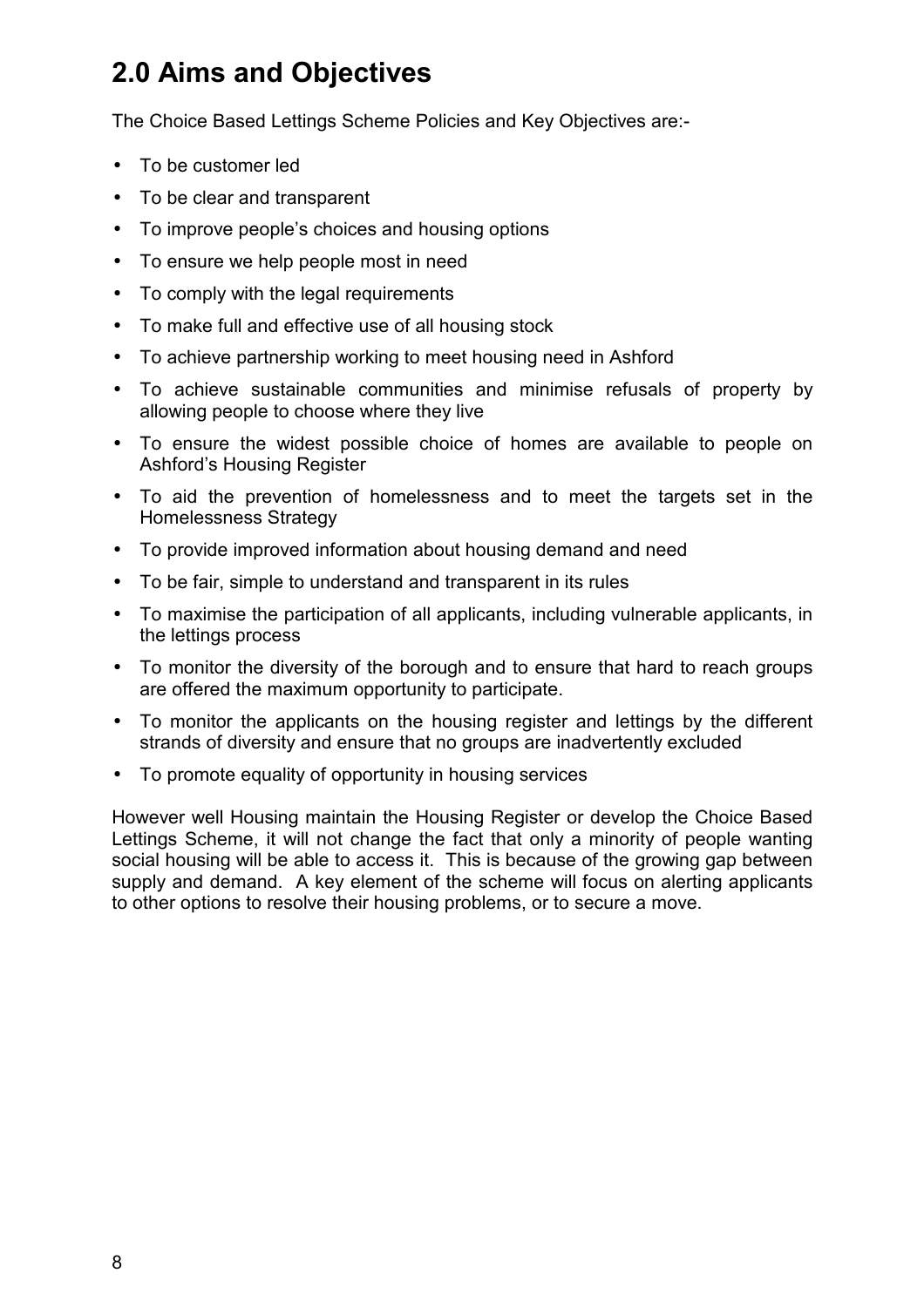## 2.0 Aims and Objectives

The Choice Based Lettings Scheme Policies and Key Objectives are:-

- To be customer led
- To be clear and transparent
- To improve people's choices and housing options
- To ensure we help people most in need
- To comply with the legal requirements
- To make full and effective use of all housing stock
- To achieve partnership working to meet housing need in Ashford
- To achieve sustainable communities and minimise refusals of property by allowing people to choose where they live
- To ensure the widest possible choice of homes are available to people on Ashford's Housing Register
- To aid the prevention of homelessness and to meet the targets set in the Homelessness Strategy
- To provide improved information about housing demand and need
- To be fair, simple to understand and transparent in its rules
- To maximise the participation of all applicants, including vulnerable applicants, in the lettings process
- To monitor the diversity of the borough and to ensure that hard to reach groups are offered the maximum opportunity to participate.
- To monitor the applicants on the housing register and lettings by the different strands of diversity and ensure that no groups are inadvertently excluded
- To promote equality of opportunity in housing services

However well Housing maintain the Housing Register or develop the Choice Based Lettings Scheme, it will not change the fact that only a minority of people wanting social housing will be able to access it. This is because of the growing gap between supply and demand. A key element of the scheme will focus on alerting applicants to other options to resolve their housing problems, or to secure a move.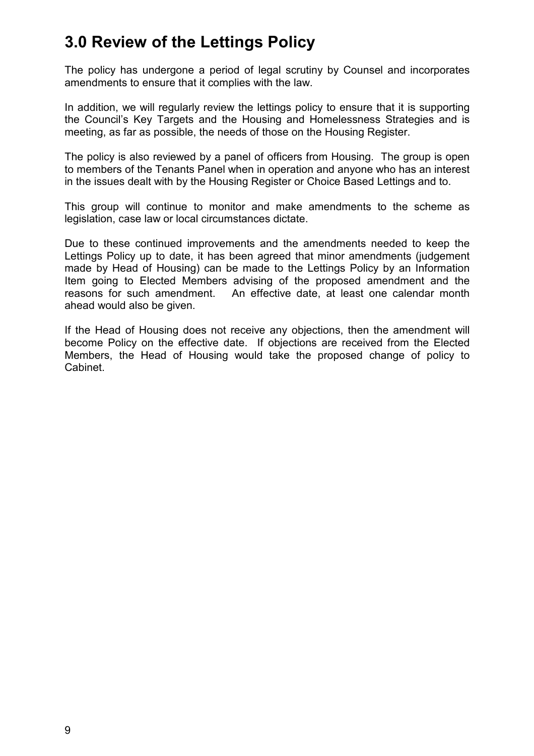# 3.0 Review of the Lettings Policy

The policy has undergone a period of legal scrutiny by Counsel and incorporates amendments to ensure that it complies with the law.

In addition, we will regularly review the lettings policy to ensure that it is supporting the Council's Key Targets and the Housing and Homelessness Strategies and is meeting, as far as possible, the needs of those on the Housing Register.

The policy is also reviewed by a panel of officers from Housing. The group is open to members of the Tenants Panel when in operation and anyone who has an interest in the issues dealt with by the Housing Register or Choice Based Lettings and to.

This group will continue to monitor and make amendments to the scheme as legislation, case law or local circumstances dictate.

Due to these continued improvements and the amendments needed to keep the Lettings Policy up to date, it has been agreed that minor amendments (judgement made by Head of Housing) can be made to the Lettings Policy by an Information Item going to Elected Members advising of the proposed amendment and the reasons for such amendment. An effective date, at least one calendar month ahead would also be given.

If the Head of Housing does not receive any objections, then the amendment will become Policy on the effective date. If objections are received from the Elected Members, the Head of Housing would take the proposed change of policy to Cabinet.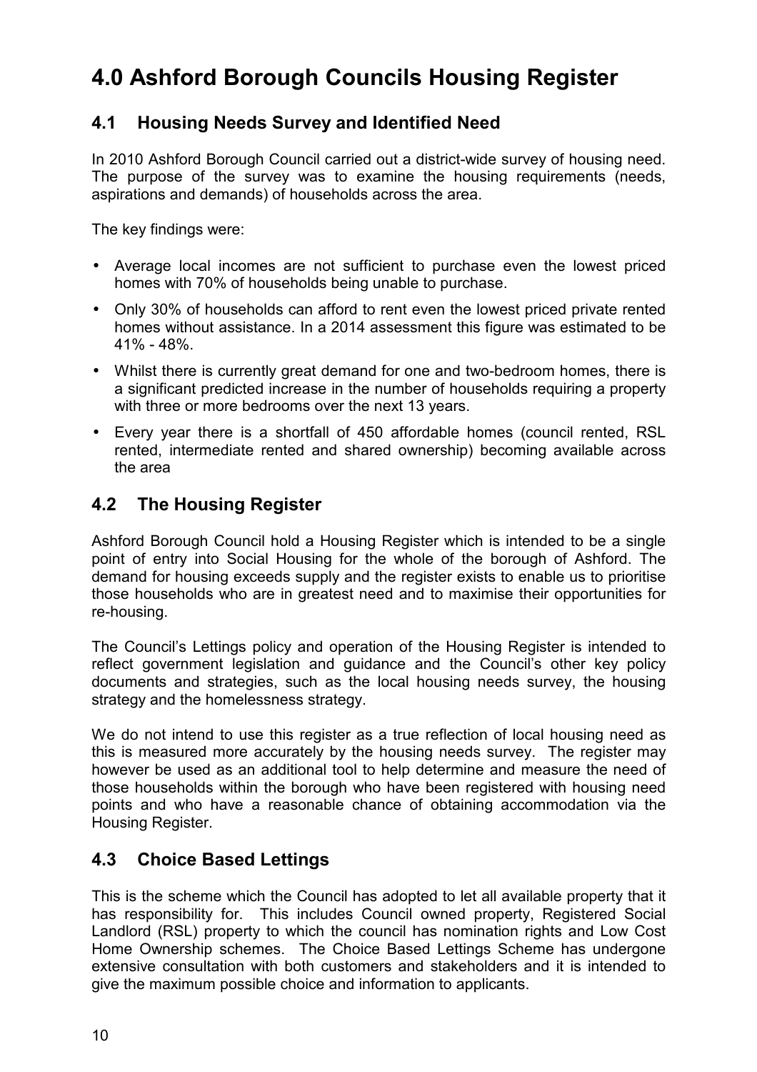# 4.0 Ashford Borough Councils Housing Register

## 4.1 Housing Needs Survey and Identified Need

In 2010 Ashford Borough Council carried out a district-wide survey of housing need. The purpose of the survey was to examine the housing requirements (needs, aspirations and demands) of households across the area.

The key findings were:

- Average local incomes are not sufficient to purchase even the lowest priced homes with 70% of households being unable to purchase.
- Only 30% of households can afford to rent even the lowest priced private rented homes without assistance. In a 2014 assessment this figure was estimated to be 41% - 48%.
- Whilst there is currently great demand for one and two-bedroom homes, there is a significant predicted increase in the number of households requiring a property with three or more bedrooms over the next 13 years.
- Every year there is a shortfall of 450 affordable homes (council rented, RSL rented, intermediate rented and shared ownership) becoming available across the area

## 4.2 The Housing Register

Ashford Borough Council hold a Housing Register which is intended to be a single point of entry into Social Housing for the whole of the borough of Ashford. The demand for housing exceeds supply and the register exists to enable us to prioritise those households who are in greatest need and to maximise their opportunities for re-housing.

The Council's Lettings policy and operation of the Housing Register is intended to reflect government legislation and guidance and the Council's other key policy documents and strategies, such as the local housing needs survey, the housing strategy and the homelessness strategy.

We do not intend to use this register as a true reflection of local housing need as this is measured more accurately by the housing needs survey. The register may however be used as an additional tool to help determine and measure the need of those households within the borough who have been registered with housing need points and who have a reasonable chance of obtaining accommodation via the Housing Register.

## 4.3 Choice Based Lettings

This is the scheme which the Council has adopted to let all available property that it has responsibility for. This includes Council owned property, Registered Social Landlord (RSL) property to which the council has nomination rights and Low Cost Home Ownership schemes. The Choice Based Lettings Scheme has undergone extensive consultation with both customers and stakeholders and it is intended to give the maximum possible choice and information to applicants.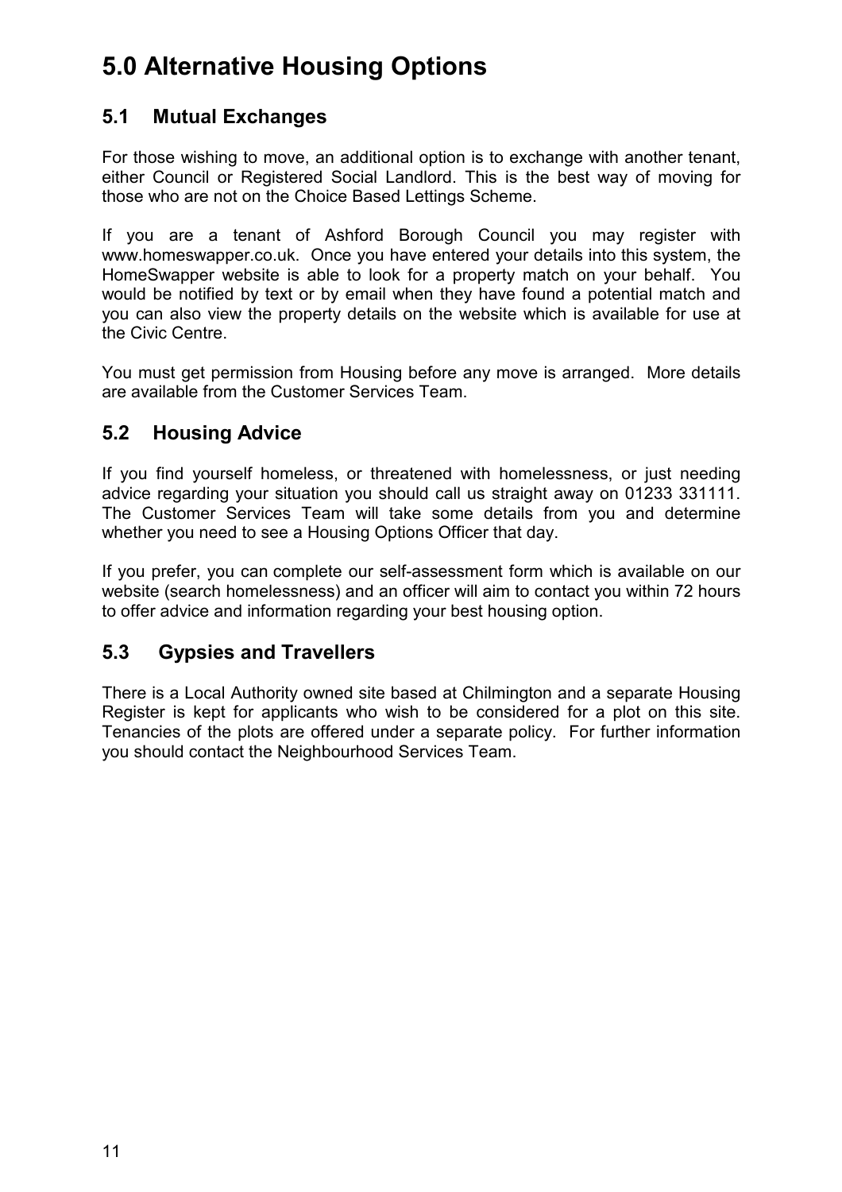# 5.0 Alternative Housing Options

## 5.1 Mutual Exchanges

For those wishing to move, an additional option is to exchange with another tenant, either Council or Registered Social Landlord. This is the best way of moving for those who are not on the Choice Based Lettings Scheme.

If you are a tenant of Ashford Borough Council you may register with www.homeswapper.co.uk. Once you have entered your details into this system, the HomeSwapper website is able to look for a property match on your behalf. You would be notified by text or by email when they have found a potential match and you can also view the property details on the website which is available for use at the Civic Centre.

You must get permission from Housing before any move is arranged. More details are available from the Customer Services Team.

## 5.2 Housing Advice

If you find yourself homeless, or threatened with homelessness, or just needing advice regarding your situation you should call us straight away on 01233 331111. The Customer Services Team will take some details from you and determine whether you need to see a Housing Options Officer that day.

If you prefer, you can complete our self-assessment form which is available on our website (search homelessness) and an officer will aim to contact you within 72 hours to offer advice and information regarding your best housing option.

## 5.3 Gypsies and Travellers

There is a Local Authority owned site based at Chilmington and a separate Housing Register is kept for applicants who wish to be considered for a plot on this site. Tenancies of the plots are offered under a separate policy. For further information you should contact the Neighbourhood Services Team.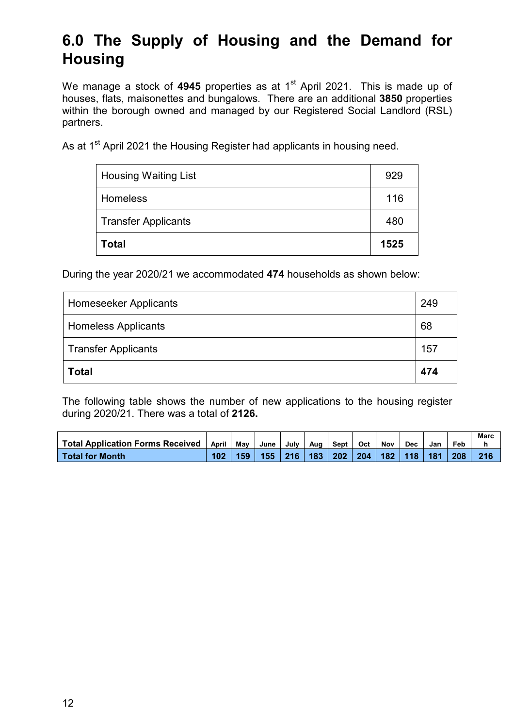# 6.0 The Supply of Housing and the Demand for Housing

We manage a stock of **4945** properties as at 1st April 2021. This is made up of houses, flats, maisonettes and bungalows. There are an additional **3850** properties within the borough owned and managed by our Registered Social Landlord (RSL) partners.

As at 1st April 2021 the Housing Register had applicants in housing need.

| | |
|---|---|
| Housing Waiting List | 929 |
| Homeless | 116 |
| Transfer Applicants | 480 |
| **Total** | **1525** |

During the year 2020/21 we accommodated **474** households as shown below:

| | |
|---|---|
| Homeseeker Applicants | 249 |
| Homeless Applicants | 68 |
| Transfer Applicants | 157 |
| **Total** | **474** |

The following table shows the number of new applications to the housing register during 2020/21. There was a total of **2126.**

| Total Application Forms Received | April | May | June | July | Aug | Sept | Oct | Nov | Dec | Jan | Feb | March |
|---|---|---|---|---|---|---|---|---|---|---|---|---|
| **Total for Month** | **102** | **159** | **155** | **216** | **183** | **202** | **204** | **182** | **118** | **181** | **208** | **216** |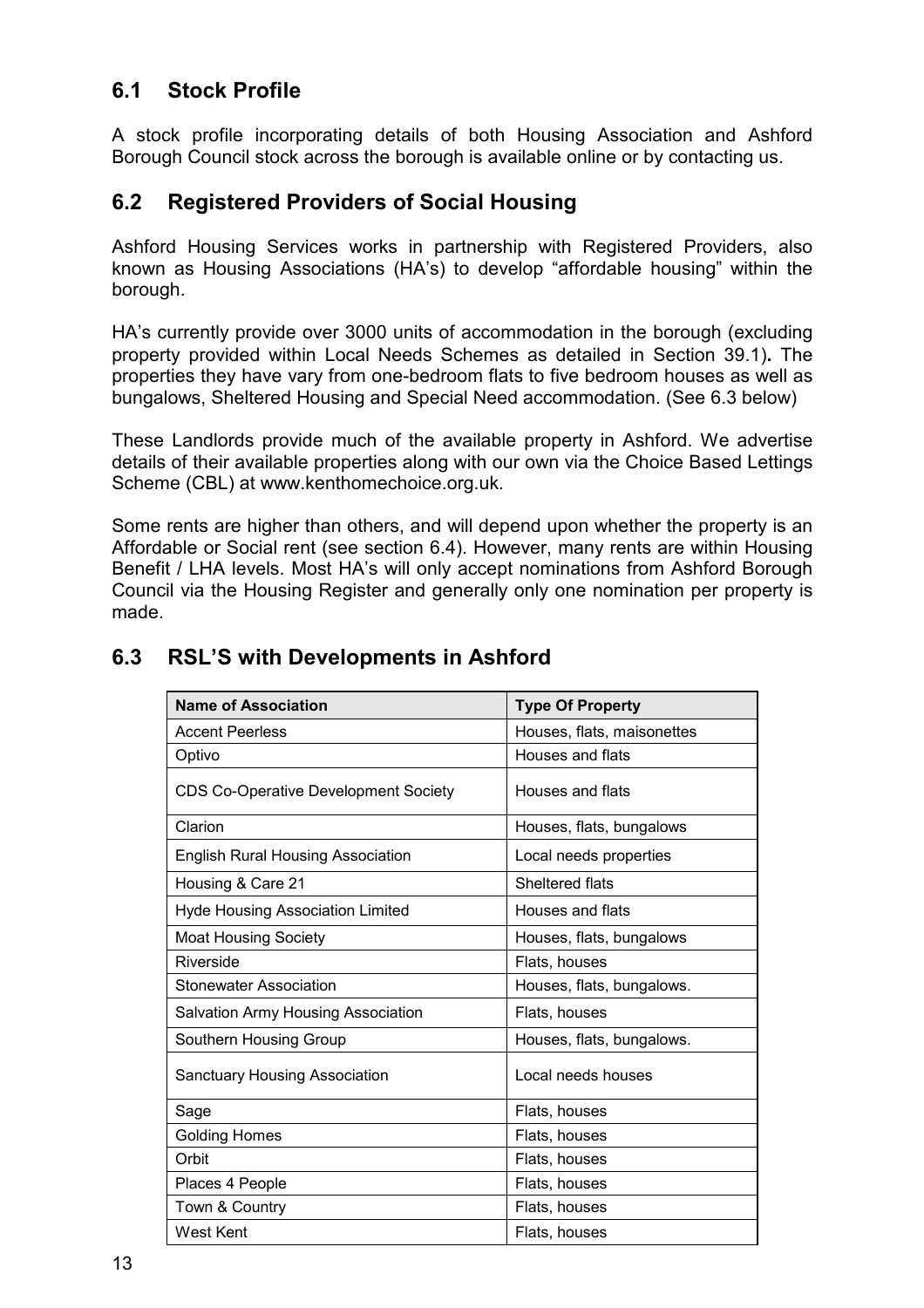## 6.1 Stock Profile

A stock profile incorporating details of both Housing Association and Ashford Borough Council stock across the borough is available online or by contacting us.

## 6.2 Registered Providers of Social Housing

Ashford Housing Services works in partnership with Registered Providers, also known as Housing Associations (HA's) to develop "affordable housing" within the borough.

HA's currently provide over 3000 units of accommodation in the borough (excluding property provided within Local Needs Schemes as detailed in Section 39.1)**.** The properties they have vary from one-bedroom flats to five bedroom houses as well as bungalows, Sheltered Housing and Special Need accommodation. (See 6.3 below)

These Landlords provide much of the available property in Ashford. We advertise details of their available properties along with our own via the Choice Based Lettings Scheme (CBL) at www.kenthomechoice.org.uk.

Some rents are higher than others, and will depend upon whether the property is an Affordable or Social rent (see section 6.4). However, many rents are within Housing Benefit / LHA levels. Most HA's will only accept nominations from Ashford Borough Council via the Housing Register and generally only one nomination per property is made.

## 6.3 RSL'S with Developments in Ashford

| Name of Association | Type Of Property |
|---|---|
| Accent Peerless | Houses, flats, maisonettes |
| Optivo | Houses and flats |
| CDS Co-Operative Development Society | Houses and flats |
| Clarion | Houses, flats, bungalows |
| English Rural Housing Association | Local needs properties |
| Housing & Care 21 | Sheltered flats |
| Hyde Housing Association Limited | Houses and flats |
| Moat Housing Society | Houses, flats, bungalows |
| Riverside | Flats, houses |
| Stonewater Association | Houses, flats, bungalows. |
| Salvation Army Housing Association | Flats, houses |
| Southern Housing Group | Houses, flats, bungalows. |
| Sanctuary Housing Association | Local needs houses |
| Sage | Flats, houses |
| Golding Homes | Flats, houses |
| Orbit | Flats, houses |
| Places 4 People | Flats, houses |
| Town & Country | Flats, houses |
| West Kent | Flats, houses |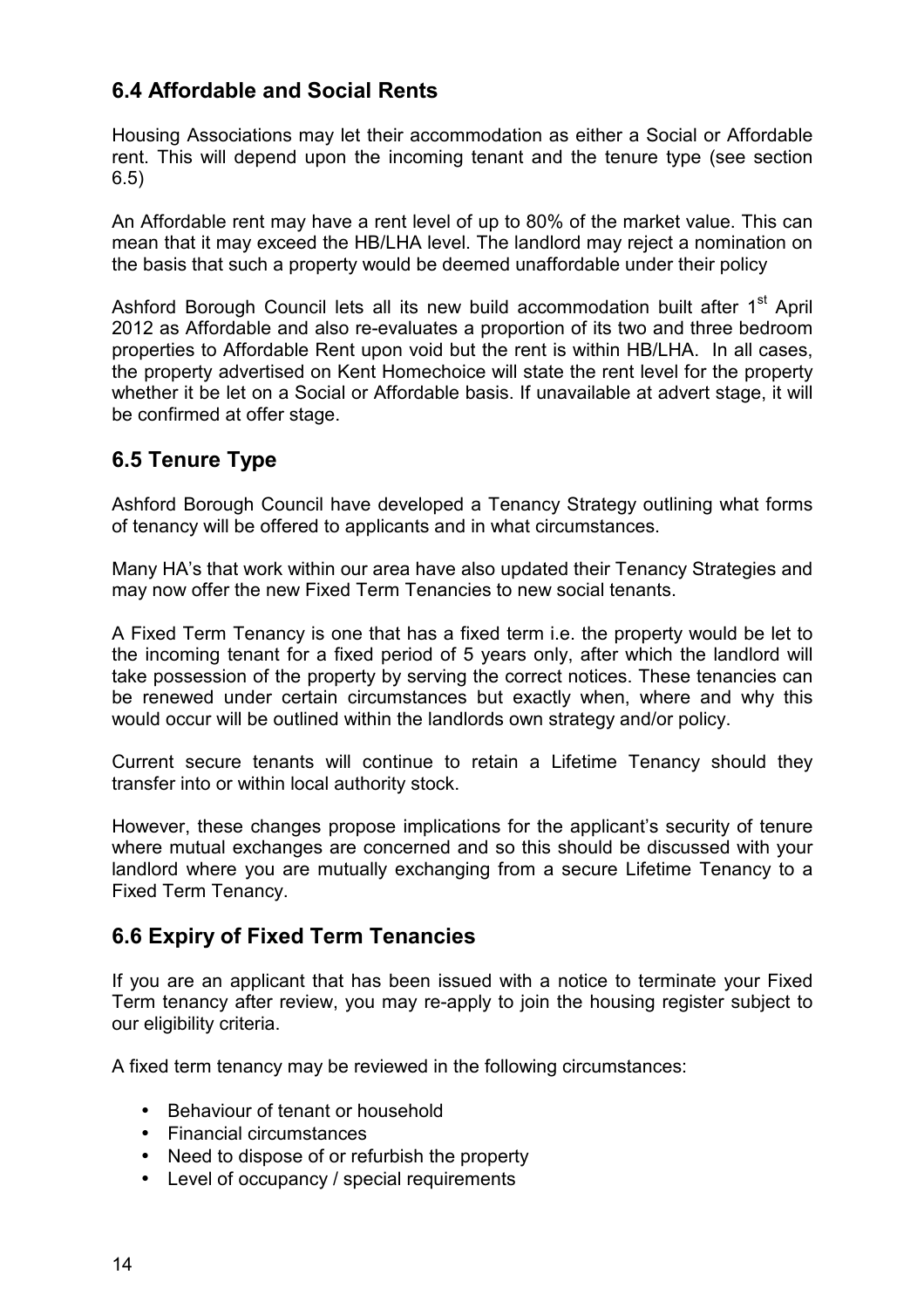## 6.4 Affordable and Social Rents

Housing Associations may let their accommodation as either a Social or Affordable rent. This will depend upon the incoming tenant and the tenure type (see section 6.5)

An Affordable rent may have a rent level of up to 80% of the market value. This can mean that it may exceed the HB/LHA level. The landlord may reject a nomination on the basis that such a property would be deemed unaffordable under their policy

Ashford Borough Council lets all its new build accommodation built after 1st April 2012 as Affordable and also re-evaluates a proportion of its two and three bedroom properties to Affordable Rent upon void but the rent is within HB/LHA. In all cases, the property advertised on Kent Homechoice will state the rent level for the property whether it be let on a Social or Affordable basis. If unavailable at advert stage, it will be confirmed at offer stage.

## 6.5 Tenure Type

Ashford Borough Council have developed a Tenancy Strategy outlining what forms of tenancy will be offered to applicants and in what circumstances.

Many HA's that work within our area have also updated their Tenancy Strategies and may now offer the new Fixed Term Tenancies to new social tenants.

A Fixed Term Tenancy is one that has a fixed term i.e. the property would be let to the incoming tenant for a fixed period of 5 years only, after which the landlord will take possession of the property by serving the correct notices. These tenancies can be renewed under certain circumstances but exactly when, where and why this would occur will be outlined within the landlords own strategy and/or policy.

Current secure tenants will continue to retain a Lifetime Tenancy should they transfer into or within local authority stock.

However, these changes propose implications for the applicant's security of tenure where mutual exchanges are concerned and so this should be discussed with your landlord where you are mutually exchanging from a secure Lifetime Tenancy to a Fixed Term Tenancy.

## 6.6 Expiry of Fixed Term Tenancies

If you are an applicant that has been issued with a notice to terminate your Fixed Term tenancy after review, you may re-apply to join the housing register subject to our eligibility criteria.

A fixed term tenancy may be reviewed in the following circumstances:

- Behaviour of tenant or household
- Financial circumstances
- Need to dispose of or refurbish the property
- Level of occupancy / special requirements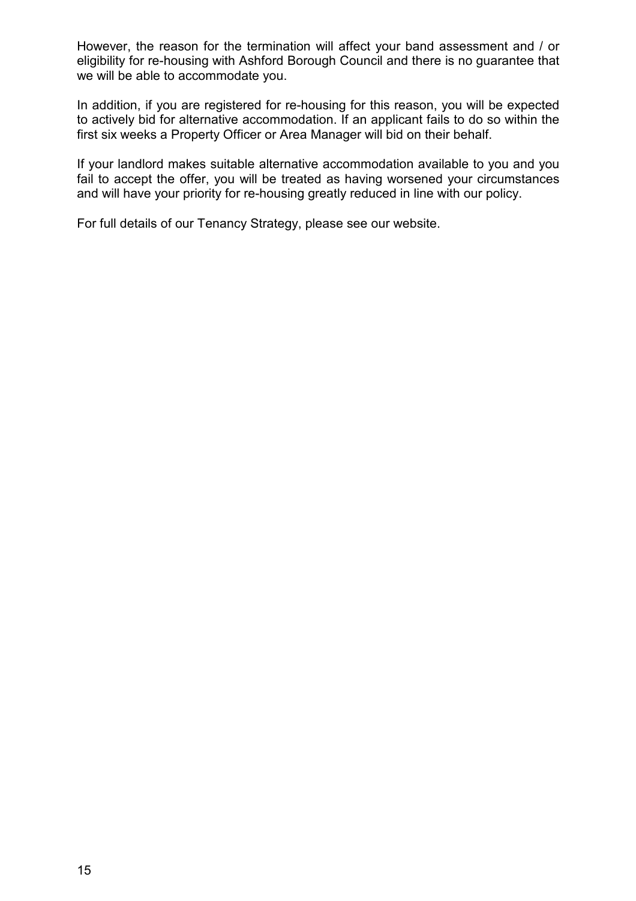However, the reason for the termination will affect your band assessment and / or eligibility for re-housing with Ashford Borough Council and there is no guarantee that we will be able to accommodate you.

In addition, if you are registered for re-housing for this reason, you will be expected to actively bid for alternative accommodation. If an applicant fails to do so within the first six weeks a Property Officer or Area Manager will bid on their behalf.

If your landlord makes suitable alternative accommodation available to you and you fail to accept the offer, you will be treated as having worsened your circumstances and will have your priority for re-housing greatly reduced in line with our policy.

For full details of our Tenancy Strategy, please see our website.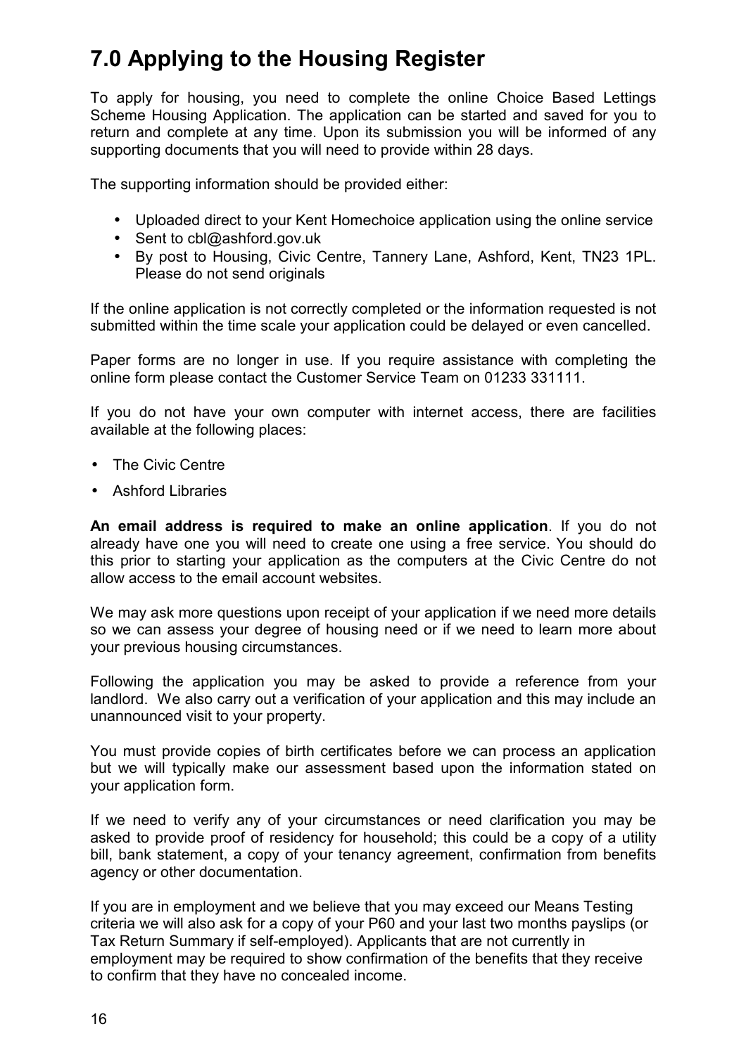# 7.0 Applying to the Housing Register

To apply for housing, you need to complete the online Choice Based Lettings Scheme Housing Application. The application can be started and saved for you to return and complete at any time. Upon its submission you will be informed of any supporting documents that you will need to provide within 28 days.

The supporting information should be provided either:

- Uploaded direct to your Kent Homechoice application using the online service
- Sent to cbl@ashford.gov.uk
- By post to Housing, Civic Centre, Tannery Lane, Ashford, Kent, TN23 1PL. Please do not send originals

If the online application is not correctly completed or the information requested is not submitted within the time scale your application could be delayed or even cancelled.

Paper forms are no longer in use. If you require assistance with completing the online form please contact the Customer Service Team on 01233 331111.

If you do not have your own computer with internet access, there are facilities available at the following places:

- The Civic Centre
- Ashford Libraries

**An email address is required to make an online application**. If you do not already have one you will need to create one using a free service. You should do this prior to starting your application as the computers at the Civic Centre do not allow access to the email account websites.

We may ask more questions upon receipt of your application if we need more details so we can assess your degree of housing need or if we need to learn more about your previous housing circumstances.

Following the application you may be asked to provide a reference from your landlord. We also carry out a verification of your application and this may include an unannounced visit to your property.

You must provide copies of birth certificates before we can process an application but we will typically make our assessment based upon the information stated on your application form.

If we need to verify any of your circumstances or need clarification you may be asked to provide proof of residency for household; this could be a copy of a utility bill, bank statement, a copy of your tenancy agreement, confirmation from benefits agency or other documentation.

If you are in employment and we believe that you may exceed our Means Testing criteria we will also ask for a copy of your P60 and your last two months payslips (or Tax Return Summary if self-employed). Applicants that are not currently in employment may be required to show confirmation of the benefits that they receive to confirm that they have no concealed income.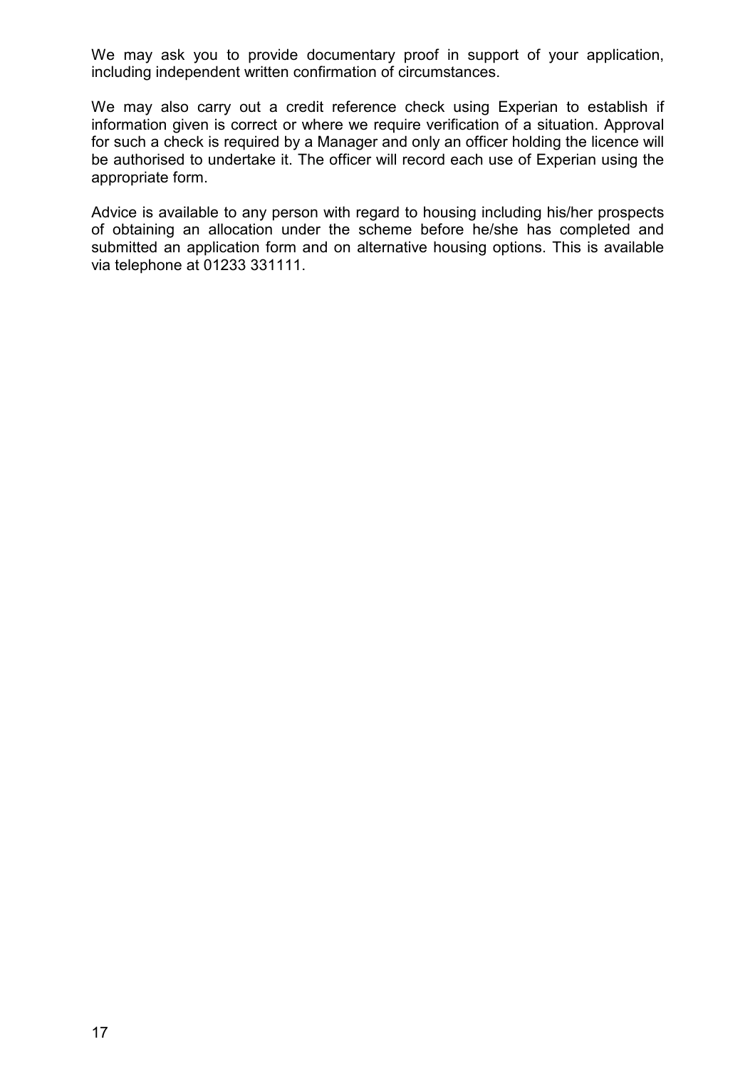We may ask you to provide documentary proof in support of your application, including independent written confirmation of circumstances.

We may also carry out a credit reference check using Experian to establish if information given is correct or where we require verification of a situation. Approval for such a check is required by a Manager and only an officer holding the licence will be authorised to undertake it. The officer will record each use of Experian using the appropriate form.

Advice is available to any person with regard to housing including his/her prospects of obtaining an allocation under the scheme before he/she has completed and submitted an application form and on alternative housing options. This is available via telephone at 01233 331111.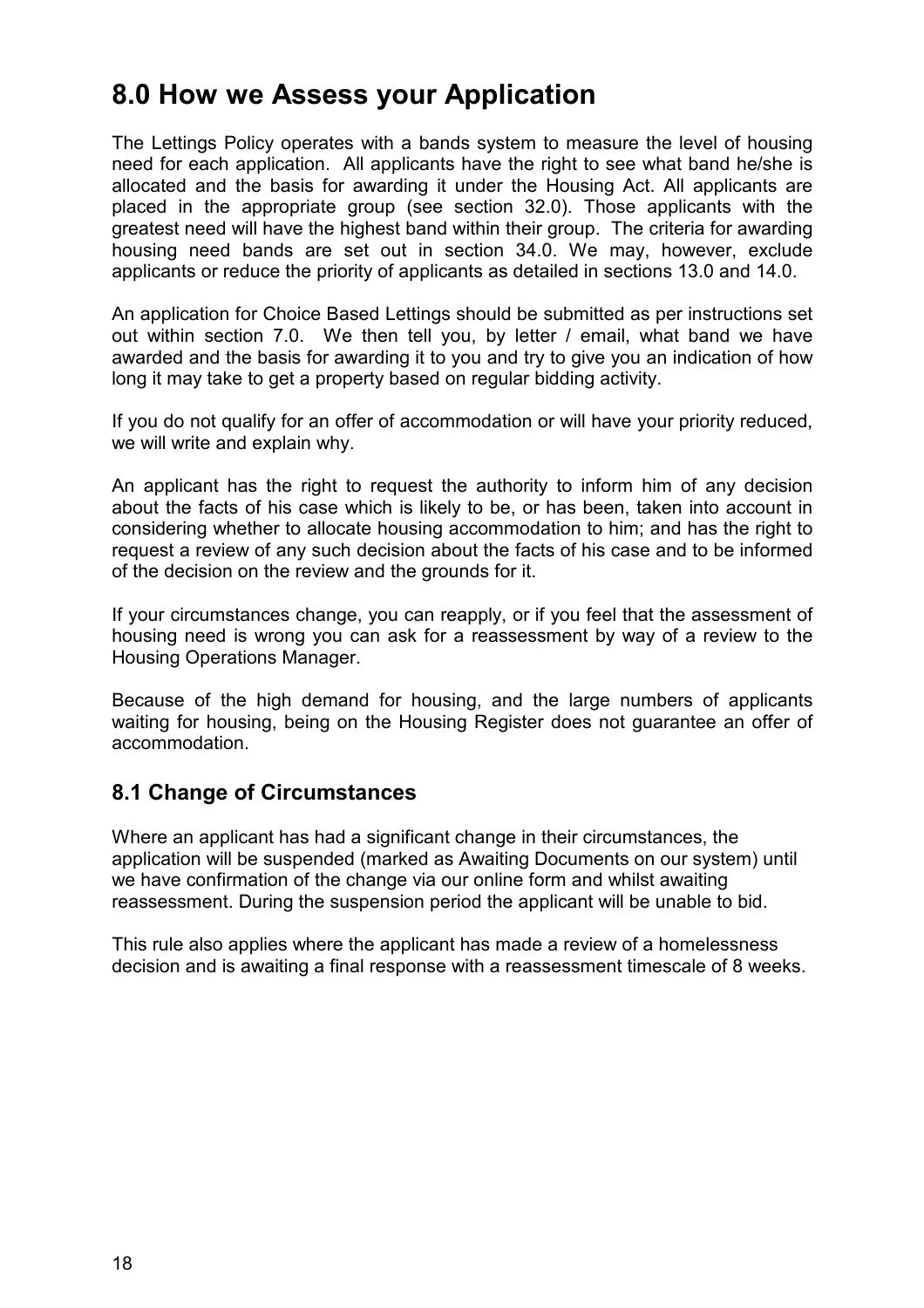# 8.0 How we Assess your Application

The Lettings Policy operates with a bands system to measure the level of housing need for each application. All applicants have the right to see what band he/she is allocated and the basis for awarding it under the Housing Act. All applicants are placed in the appropriate group (see section 32.0). Those applicants with the greatest need will have the highest band within their group. The criteria for awarding housing need bands are set out in section 34.0. We may, however, exclude applicants or reduce the priority of applicants as detailed in sections 13.0 and 14.0.

An application for Choice Based Lettings should be submitted as per instructions set out within section 7.0. We then tell you, by letter / email, what band we have awarded and the basis for awarding it to you and try to give you an indication of how long it may take to get a property based on regular bidding activity.

If you do not qualify for an offer of accommodation or will have your priority reduced, we will write and explain why.

An applicant has the right to request the authority to inform him of any decision about the facts of his case which is likely to be, or has been, taken into account in considering whether to allocate housing accommodation to him; and has the right to request a review of any such decision about the facts of his case and to be informed of the decision on the review and the grounds for it.

If your circumstances change, you can reapply, or if you feel that the assessment of housing need is wrong you can ask for a reassessment by way of a review to the Housing Operations Manager.

Because of the high demand for housing, and the large numbers of applicants waiting for housing, being on the Housing Register does not guarantee an offer of accommodation.

## 8.1 Change of Circumstances

Where an applicant has had a significant change in their circumstances, the application will be suspended (marked as Awaiting Documents on our system) until we have confirmation of the change via our online form and whilst awaiting reassessment. During the suspension period the applicant will be unable to bid.

This rule also applies where the applicant has made a review of a homelessness decision and is awaiting a final response with a reassessment timescale of 8 weeks.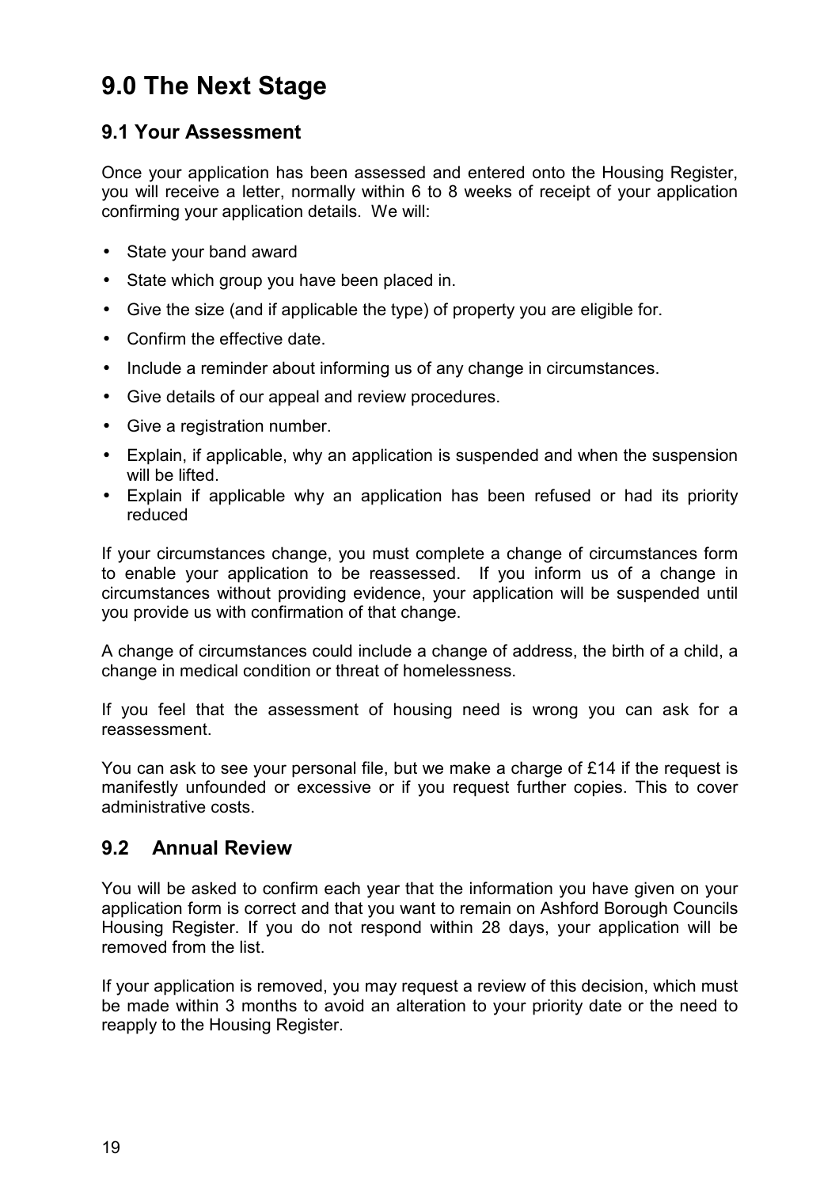# 9.0 The Next Stage

## 9.1 Your Assessment

Once your application has been assessed and entered onto the Housing Register, you will receive a letter, normally within 6 to 8 weeks of receipt of your application confirming your application details. We will:

- State your band award
- State which group you have been placed in.
- Give the size (and if applicable the type) of property you are eligible for.
- Confirm the effective date.
- Include a reminder about informing us of any change in circumstances.
- Give details of our appeal and review procedures.
- Give a registration number.
- Explain, if applicable, why an application is suspended and when the suspension will be lifted.
- Explain if applicable why an application has been refused or had its priority reduced

If your circumstances change, you must complete a change of circumstances form to enable your application to be reassessed. If you inform us of a change in circumstances without providing evidence, your application will be suspended until you provide us with confirmation of that change.

A change of circumstances could include a change of address, the birth of a child, a change in medical condition or threat of homelessness.

If you feel that the assessment of housing need is wrong you can ask for a reassessment.

You can ask to see your personal file, but we make a charge of £14 if the request is manifestly unfounded or excessive or if you request further copies. This to cover administrative costs.

## 9.2 Annual Review

You will be asked to confirm each year that the information you have given on your application form is correct and that you want to remain on Ashford Borough Councils Housing Register. If you do not respond within 28 days, your application will be removed from the list.

If your application is removed, you may request a review of this decision, which must be made within 3 months to avoid an alteration to your priority date or the need to reapply to the Housing Register.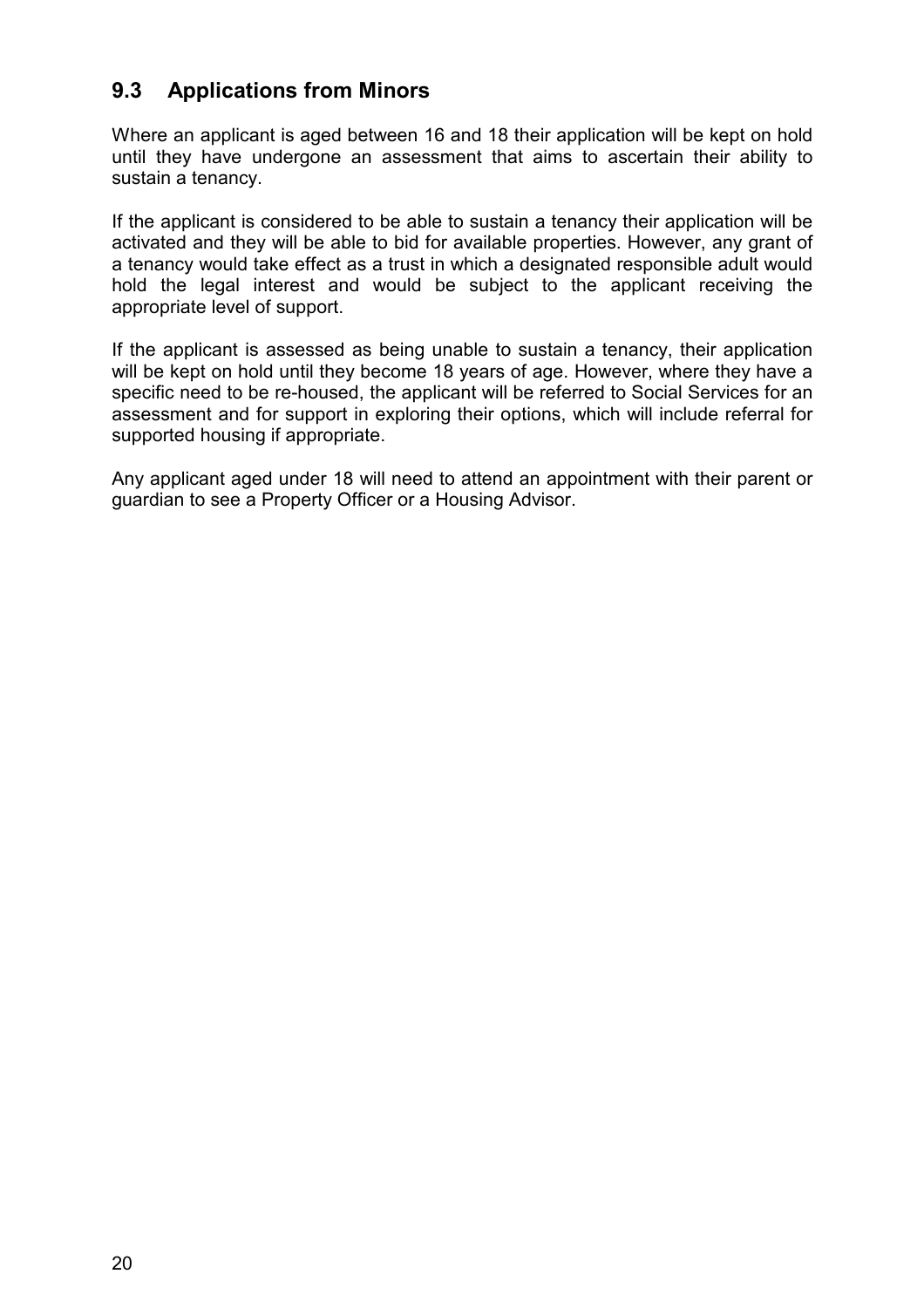## 9.3 Applications from Minors

Where an applicant is aged between 16 and 18 their application will be kept on hold until they have undergone an assessment that aims to ascertain their ability to sustain a tenancy.

If the applicant is considered to be able to sustain a tenancy their application will be activated and they will be able to bid for available properties. However, any grant of a tenancy would take effect as a trust in which a designated responsible adult would hold the legal interest and would be subject to the applicant receiving the appropriate level of support.

If the applicant is assessed as being unable to sustain a tenancy, their application will be kept on hold until they become 18 years of age. However, where they have a specific need to be re-housed, the applicant will be referred to Social Services for an assessment and for support in exploring their options, which will include referral for supported housing if appropriate.

Any applicant aged under 18 will need to attend an appointment with their parent or guardian to see a Property Officer or a Housing Advisor.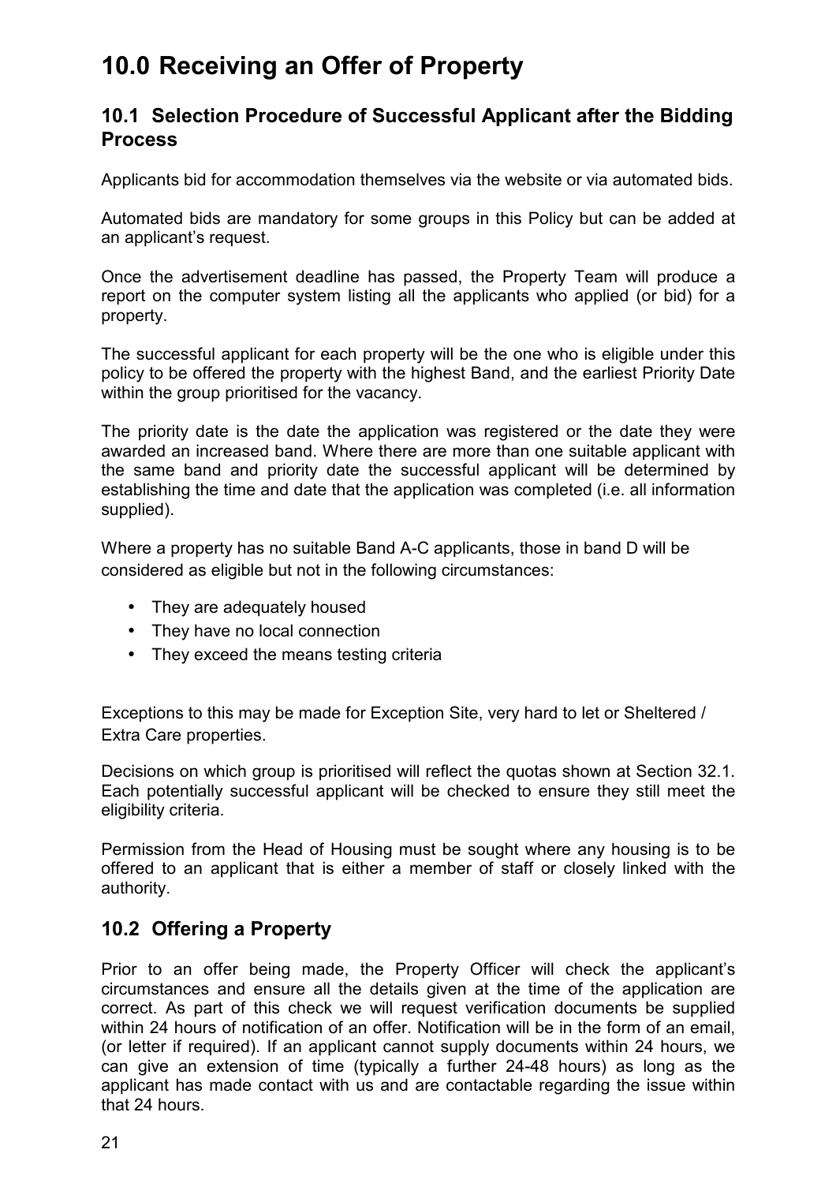# 10.0 Receiving an Offer of Property

## 10.1 Selection Procedure of Successful Applicant after the Bidding Process

Applicants bid for accommodation themselves via the website or via automated bids.

Automated bids are mandatory for some groups in this Policy but can be added at an applicant's request.

Once the advertisement deadline has passed, the Property Team will produce a report on the computer system listing all the applicants who applied (or bid) for a property.

The successful applicant for each property will be the one who is eligible under this policy to be offered the property with the highest Band, and the earliest Priority Date within the group prioritised for the vacancy.

The priority date is the date the application was registered or the date they were awarded an increased band. Where there are more than one suitable applicant with the same band and priority date the successful applicant will be determined by establishing the time and date that the application was completed (i.e. all information supplied).

Where a property has no suitable Band A-C applicants, those in band D will be considered as eligible but not in the following circumstances:

- They are adequately housed
- They have no local connection
- They exceed the means testing criteria

Exceptions to this may be made for Exception Site, very hard to let or Sheltered / Extra Care properties.

Decisions on which group is prioritised will reflect the quotas shown at Section 32.1. Each potentially successful applicant will be checked to ensure they still meet the eligibility criteria.

Permission from the Head of Housing must be sought where any housing is to be offered to an applicant that is either a member of staff or closely linked with the authority.

## 10.2 Offering a Property

Prior to an offer being made, the Property Officer will check the applicant's circumstances and ensure all the details given at the time of the application are correct. As part of this check we will request verification documents be supplied within 24 hours of notification of an offer. Notification will be in the form of an email, (or letter if required). If an applicant cannot supply documents within 24 hours, we can give an extension of time (typically a further 24-48 hours) as long as the applicant has made contact with us and are contactable regarding the issue within that 24 hours.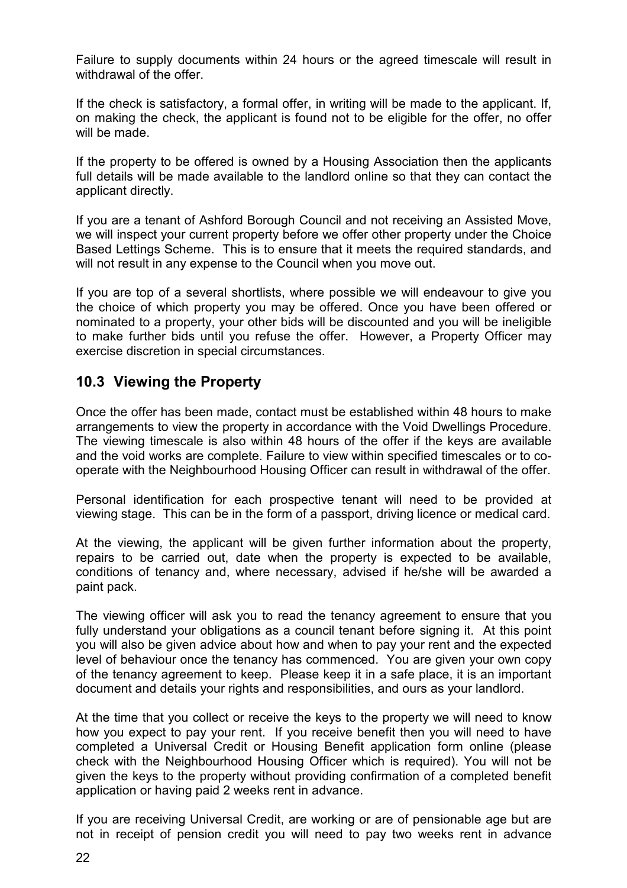Failure to supply documents within 24 hours or the agreed timescale will result in withdrawal of the offer.

If the check is satisfactory, a formal offer, in writing will be made to the applicant. If, on making the check, the applicant is found not to be eligible for the offer, no offer will be made.

If the property to be offered is owned by a Housing Association then the applicants full details will be made available to the landlord online so that they can contact the applicant directly.

If you are a tenant of Ashford Borough Council and not receiving an Assisted Move, we will inspect your current property before we offer other property under the Choice Based Lettings Scheme. This is to ensure that it meets the required standards, and will not result in any expense to the Council when you move out.

If you are top of a several shortlists, where possible we will endeavour to give you the choice of which property you may be offered. Once you have been offered or nominated to a property, your other bids will be discounted and you will be ineligible to make further bids until you refuse the offer. However, a Property Officer may exercise discretion in special circumstances.

## 10.3 Viewing the Property

Once the offer has been made, contact must be established within 48 hours to make arrangements to view the property in accordance with the Void Dwellings Procedure. The viewing timescale is also within 48 hours of the offer if the keys are available and the void works are complete. Failure to view within specified timescales or to co-operate with the Neighbourhood Housing Officer can result in withdrawal of the offer.

Personal identification for each prospective tenant will need to be provided at viewing stage. This can be in the form of a passport, driving licence or medical card.

At the viewing, the applicant will be given further information about the property, repairs to be carried out, date when the property is expected to be available, conditions of tenancy and, where necessary, advised if he/she will be awarded a paint pack.

The viewing officer will ask you to read the tenancy agreement to ensure that you fully understand your obligations as a council tenant before signing it. At this point you will also be given advice about how and when to pay your rent and the expected level of behaviour once the tenancy has commenced. You are given your own copy of the tenancy agreement to keep. Please keep it in a safe place, it is an important document and details your rights and responsibilities, and ours as your landlord.

At the time that you collect or receive the keys to the property we will need to know how you expect to pay your rent. If you receive benefit then you will need to have completed a Universal Credit or Housing Benefit application form online (please check with the Neighbourhood Housing Officer which is required). You will not be given the keys to the property without providing confirmation of a completed benefit application or having paid 2 weeks rent in advance.

If you are receiving Universal Credit, are working or are of pensionable age but are not in receipt of pension credit you will need to pay two weeks rent in advance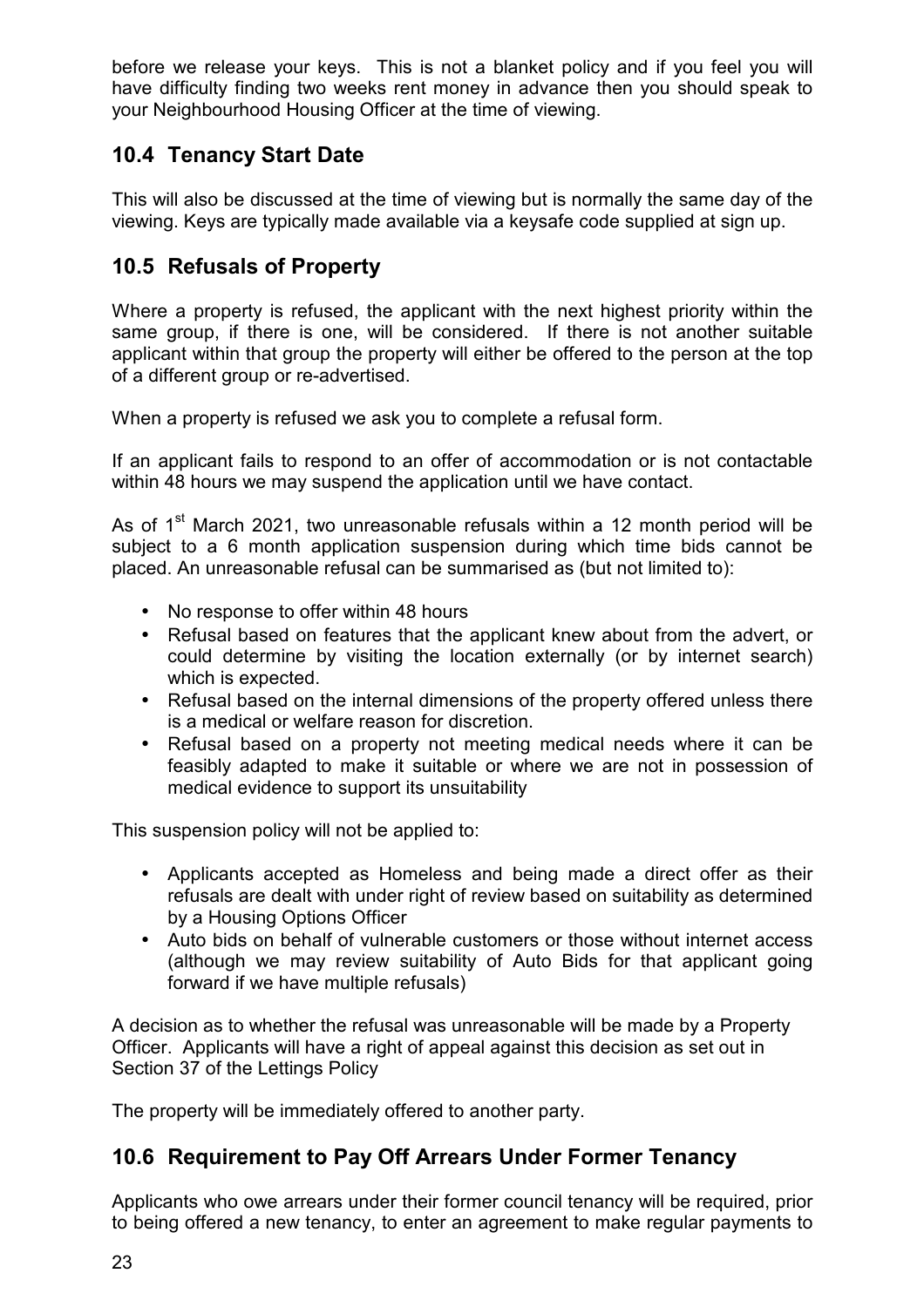before we release your keys. This is not a blanket policy and if you feel you will have difficulty finding two weeks rent money in advance then you should speak to your Neighbourhood Housing Officer at the time of viewing.

## 10.4 Tenancy Start Date

This will also be discussed at the time of viewing but is normally the same day of the viewing. Keys are typically made available via a keysafe code supplied at sign up.

## 10.5 Refusals of Property

Where a property is refused, the applicant with the next highest priority within the same group, if there is one, will be considered. If there is not another suitable applicant within that group the property will either be offered to the person at the top of a different group or re-advertised.

When a property is refused we ask you to complete a refusal form.

If an applicant fails to respond to an offer of accommodation or is not contactable within 48 hours we may suspend the application until we have contact.

As of 1st March 2021, two unreasonable refusals within a 12 month period will be subject to a 6 month application suspension during which time bids cannot be placed. An unreasonable refusal can be summarised as (but not limited to):

- No response to offer within 48 hours
- Refusal based on features that the applicant knew about from the advert, or could determine by visiting the location externally (or by internet search) which is expected.
- Refusal based on the internal dimensions of the property offered unless there is a medical or welfare reason for discretion.
- Refusal based on a property not meeting medical needs where it can be feasibly adapted to make it suitable or where we are not in possession of medical evidence to support its unsuitability

This suspension policy will not be applied to:

- Applicants accepted as Homeless and being made a direct offer as their refusals are dealt with under right of review based on suitability as determined by a Housing Options Officer
- Auto bids on behalf of vulnerable customers or those without internet access (although we may review suitability of Auto Bids for that applicant going forward if we have multiple refusals)

A decision as to whether the refusal was unreasonable will be made by a Property Officer. Applicants will have a right of appeal against this decision as set out in Section 37 of the Lettings Policy

The property will be immediately offered to another party.

## 10.6 Requirement to Pay Off Arrears Under Former Tenancy

Applicants who owe arrears under their former council tenancy will be required, prior to being offered a new tenancy, to enter an agreement to make regular payments to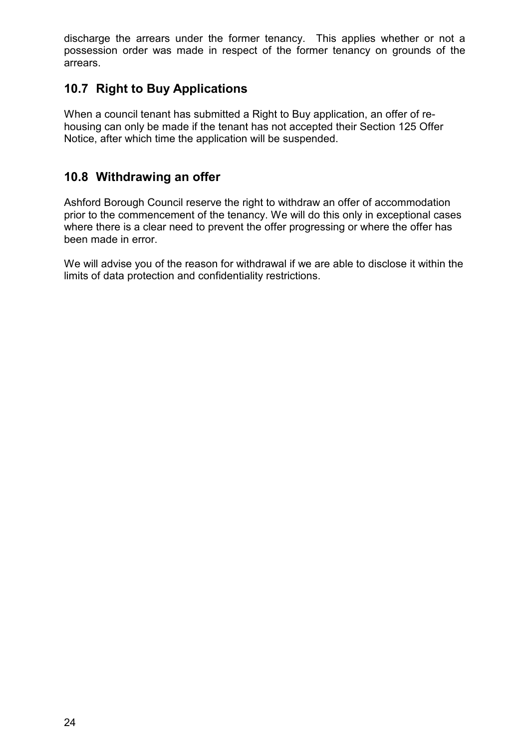discharge the arrears under the former tenancy. This applies whether or not a possession order was made in respect of the former tenancy on grounds of the arrears.

## 10.7 Right to Buy Applications

When a council tenant has submitted a Right to Buy application, an offer of re-housing can only be made if the tenant has not accepted their Section 125 Offer Notice, after which time the application will be suspended.

## 10.8 Withdrawing an offer

Ashford Borough Council reserve the right to withdraw an offer of accommodation prior to the commencement of the tenancy. We will do this only in exceptional cases where there is a clear need to prevent the offer progressing or where the offer has been made in error.

We will advise you of the reason for withdrawal if we are able to disclose it within the limits of data protection and confidentiality restrictions.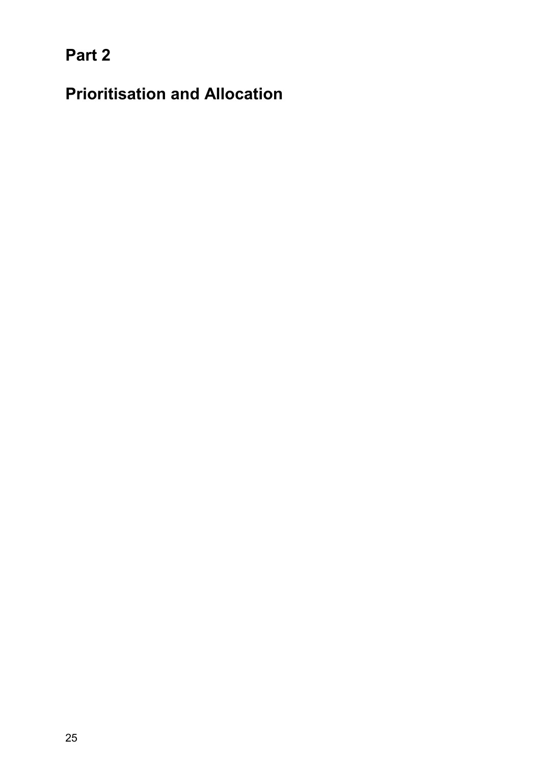# Part 2

# Prioritisation and Allocation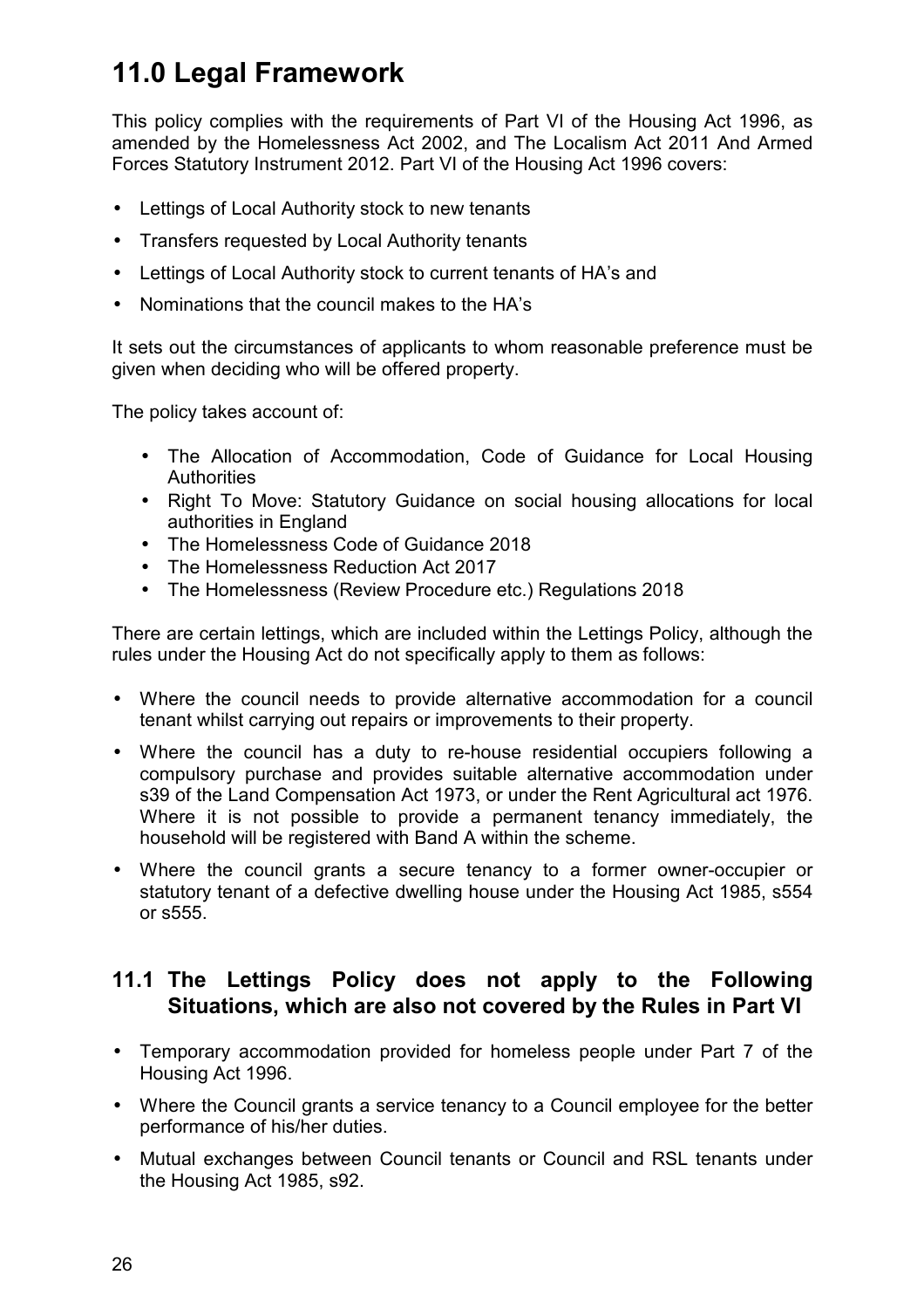# 11.0 Legal Framework

This policy complies with the requirements of Part VI of the Housing Act 1996, as amended by the Homelessness Act 2002, and The Localism Act 2011 And Armed Forces Statutory Instrument 2012. Part VI of the Housing Act 1996 covers:

- Lettings of Local Authority stock to new tenants
- Transfers requested by Local Authority tenants
- Lettings of Local Authority stock to current tenants of HA's and
- Nominations that the council makes to the HA's

It sets out the circumstances of applicants to whom reasonable preference must be given when deciding who will be offered property.

The policy takes account of:

- The Allocation of Accommodation, Code of Guidance for Local Housing Authorities
- Right To Move: Statutory Guidance on social housing allocations for local authorities in England
- The Homelessness Code of Guidance 2018
- The Homelessness Reduction Act 2017
- The Homelessness (Review Procedure etc.) Regulations 2018

There are certain lettings, which are included within the Lettings Policy, although the rules under the Housing Act do not specifically apply to them as follows:

- Where the council needs to provide alternative accommodation for a council tenant whilst carrying out repairs or improvements to their property.
- Where the council has a duty to re-house residential occupiers following a compulsory purchase and provides suitable alternative accommodation under s39 of the Land Compensation Act 1973, or under the Rent Agricultural act 1976. Where it is not possible to provide a permanent tenancy immediately, the household will be registered with Band A within the scheme.
- Where the council grants a secure tenancy to a former owner-occupier or statutory tenant of a defective dwelling house under the Housing Act 1985, s554 or s555.

## 11.1 The Lettings Policy does not apply to the Following Situations, which are also not covered by the Rules in Part VI

- Temporary accommodation provided for homeless people under Part 7 of the Housing Act 1996.
- Where the Council grants a service tenancy to a Council employee for the better performance of his/her duties.
- Mutual exchanges between Council tenants or Council and RSL tenants under the Housing Act 1985, s92.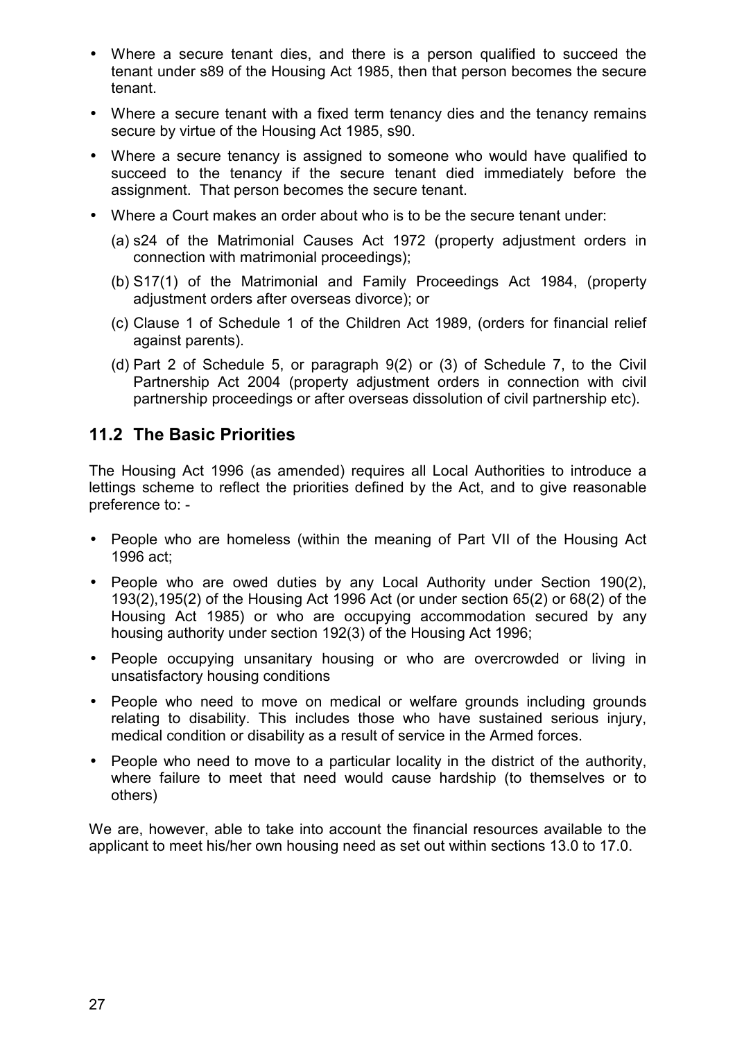- Where a secure tenant dies, and there is a person qualified to succeed the tenant under s89 of the Housing Act 1985, then that person becomes the secure tenant.
- Where a secure tenant with a fixed term tenancy dies and the tenancy remains secure by virtue of the Housing Act 1985, s90.
- Where a secure tenancy is assigned to someone who would have qualified to succeed to the tenancy if the secure tenant died immediately before the assignment. That person becomes the secure tenant.
- Where a Court makes an order about who is to be the secure tenant under:
  - (a) s24 of the Matrimonial Causes Act 1972 (property adjustment orders in connection with matrimonial proceedings);
  - (b) S17(1) of the Matrimonial and Family Proceedings Act 1984, (property adjustment orders after overseas divorce); or
  - (c) Clause 1 of Schedule 1 of the Children Act 1989, (orders for financial relief against parents).
  - (d) Part 2 of Schedule 5, or paragraph 9(2) or (3) of Schedule 7, to the Civil Partnership Act 2004 (property adjustment orders in connection with civil partnership proceedings or after overseas dissolution of civil partnership etc).

## 11.2 The Basic Priorities

The Housing Act 1996 (as amended) requires all Local Authorities to introduce a lettings scheme to reflect the priorities defined by the Act, and to give reasonable preference to: -

- People who are homeless (within the meaning of Part VII of the Housing Act 1996 act;
- People who are owed duties by any Local Authority under Section 190(2), 193(2),195(2) of the Housing Act 1996 Act (or under section 65(2) or 68(2) of the Housing Act 1985) or who are occupying accommodation secured by any housing authority under section 192(3) of the Housing Act 1996;
- People occupying unsanitary housing or who are overcrowded or living in unsatisfactory housing conditions
- People who need to move on medical or welfare grounds including grounds relating to disability. This includes those who have sustained serious injury, medical condition or disability as a result of service in the Armed forces.
- People who need to move to a particular locality in the district of the authority, where failure to meet that need would cause hardship (to themselves or to others)

We are, however, able to take into account the financial resources available to the applicant to meet his/her own housing need as set out within sections 13.0 to 17.0.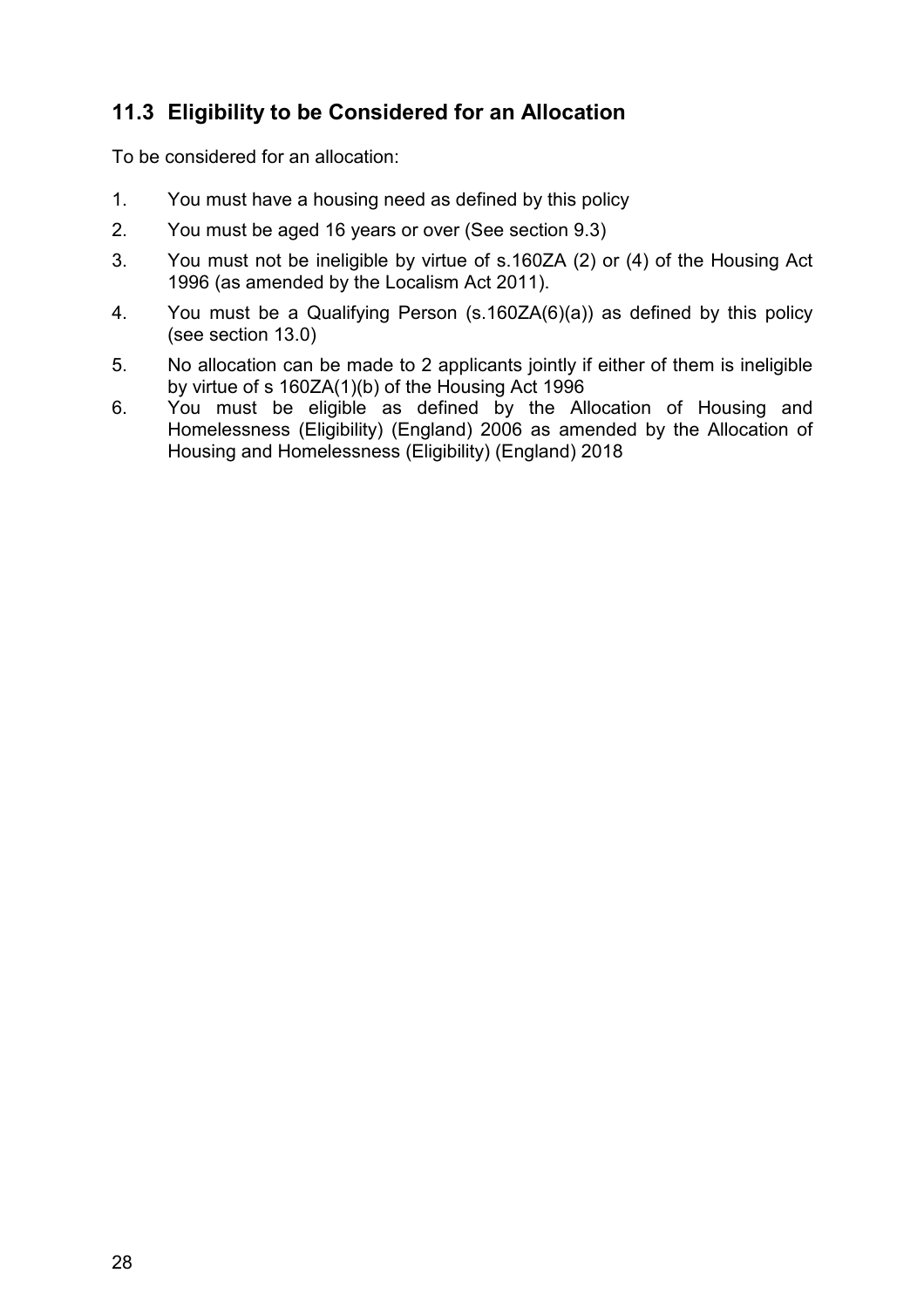## 11.3 Eligibility to be Considered for an Allocation

To be considered for an allocation:

1. You must have a housing need as defined by this policy
2. You must be aged 16 years or over (See section 9.3)
3. You must not be ineligible by virtue of s.160ZA (2) or (4) of the Housing Act 1996 (as amended by the Localism Act 2011).
4. You must be a Qualifying Person (s.160ZA(6)(a)) as defined by this policy (see section 13.0)
5. No allocation can be made to 2 applicants jointly if either of them is ineligible by virtue of s 160ZA(1)(b) of the Housing Act 1996
6. You must be eligible as defined by the Allocation of Housing and Homelessness (Eligibility) (England) 2006 as amended by the Allocation of Housing and Homelessness (Eligibility) (England) 2018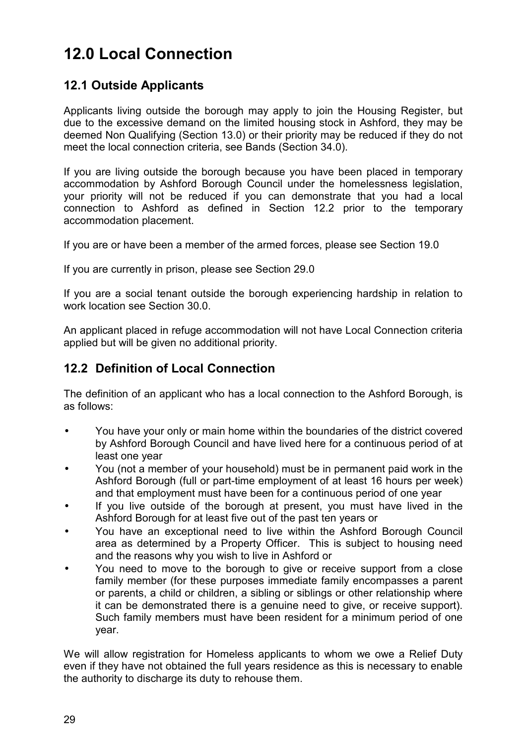# 12.0 Local Connection

## 12.1 Outside Applicants

Applicants living outside the borough may apply to join the Housing Register, but due to the excessive demand on the limited housing stock in Ashford, they may be deemed Non Qualifying (Section 13.0) or their priority may be reduced if they do not meet the local connection criteria, see Bands (Section 34.0).

If you are living outside the borough because you have been placed in temporary accommodation by Ashford Borough Council under the homelessness legislation, your priority will not be reduced if you can demonstrate that you had a local connection to Ashford as defined in Section 12.2 prior to the temporary accommodation placement.

If you are or have been a member of the armed forces, please see Section 19.0

If you are currently in prison, please see Section 29.0

If you are a social tenant outside the borough experiencing hardship in relation to work location see Section 30.0.

An applicant placed in refuge accommodation will not have Local Connection criteria applied but will be given no additional priority.

## 12.2 Definition of Local Connection

The definition of an applicant who has a local connection to the Ashford Borough, is as follows:

- You have your only or main home within the boundaries of the district covered by Ashford Borough Council and have lived here for a continuous period of at least one year
- You (not a member of your household) must be in permanent paid work in the Ashford Borough (full or part-time employment of at least 16 hours per week) and that employment must have been for a continuous period of one year
- If you live outside of the borough at present, you must have lived in the Ashford Borough for at least five out of the past ten years or
- You have an exceptional need to live within the Ashford Borough Council area as determined by a Property Officer. This is subject to housing need and the reasons why you wish to live in Ashford or
- You need to move to the borough to give or receive support from a close family member (for these purposes immediate family encompasses a parent or parents, a child or children, a sibling or siblings or other relationship where it can be demonstrated there is a genuine need to give, or receive support). Such family members must have been resident for a minimum period of one year.

We will allow registration for Homeless applicants to whom we owe a Relief Duty even if they have not obtained the full years residence as this is necessary to enable the authority to discharge its duty to rehouse them.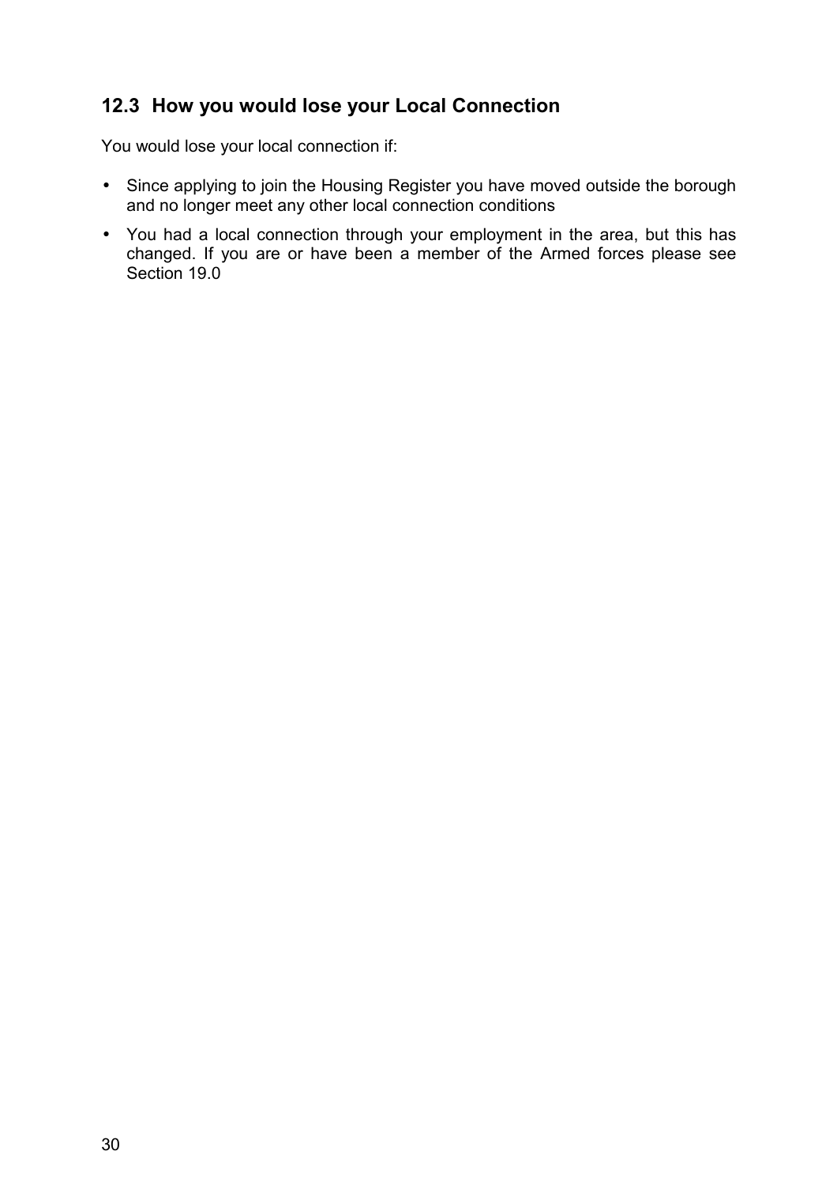## 12.3 How you would lose your Local Connection

You would lose your local connection if:

- Since applying to join the Housing Register you have moved outside the borough and no longer meet any other local connection conditions
- You had a local connection through your employment in the area, but this has changed. If you are or have been a member of the Armed forces please see Section 19.0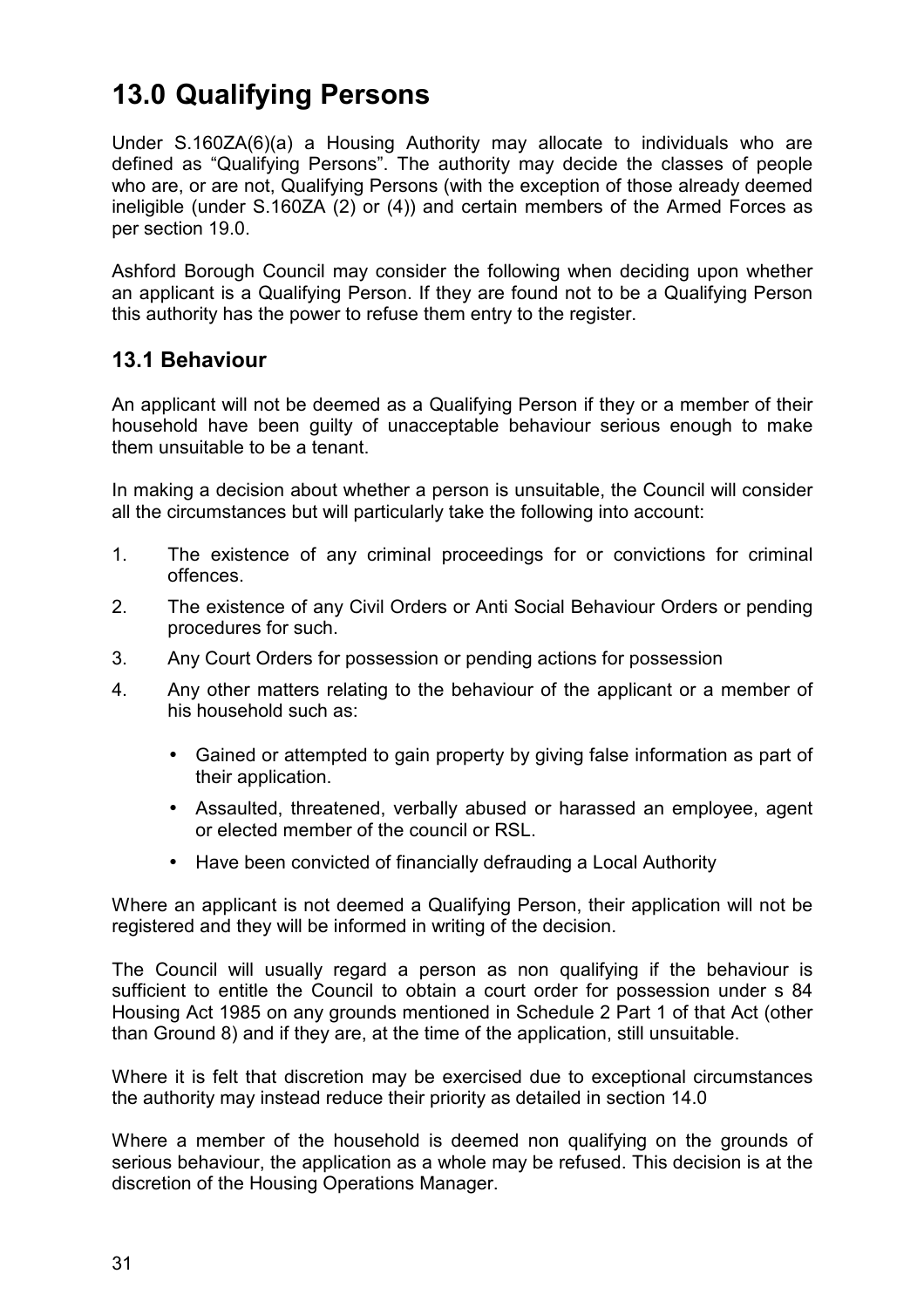# 13.0 Qualifying Persons

Under S.160ZA(6)(a) a Housing Authority may allocate to individuals who are defined as "Qualifying Persons". The authority may decide the classes of people who are, or are not, Qualifying Persons (with the exception of those already deemed ineligible (under S.160ZA (2) or (4)) and certain members of the Armed Forces as per section 19.0.

Ashford Borough Council may consider the following when deciding upon whether an applicant is a Qualifying Person. If they are found not to be a Qualifying Person this authority has the power to refuse them entry to the register.

## 13.1 Behaviour

An applicant will not be deemed as a Qualifying Person if they or a member of their household have been guilty of unacceptable behaviour serious enough to make them unsuitable to be a tenant.

In making a decision about whether a person is unsuitable, the Council will consider all the circumstances but will particularly take the following into account:

1. The existence of any criminal proceedings for or convictions for criminal offences.
2. The existence of any Civil Orders or Anti Social Behaviour Orders or pending procedures for such.
3. Any Court Orders for possession or pending actions for possession
4. Any other matters relating to the behaviour of the applicant or a member of his household such as:
    - Gained or attempted to gain property by giving false information as part of their application.
    - Assaulted, threatened, verbally abused or harassed an employee, agent or elected member of the council or RSL.
    - Have been convicted of financially defrauding a Local Authority

Where an applicant is not deemed a Qualifying Person, their application will not be registered and they will be informed in writing of the decision.

The Council will usually regard a person as non qualifying if the behaviour is sufficient to entitle the Council to obtain a court order for possession under s 84 Housing Act 1985 on any grounds mentioned in Schedule 2 Part 1 of that Act (other than Ground 8) and if they are, at the time of the application, still unsuitable.

Where it is felt that discretion may be exercised due to exceptional circumstances the authority may instead reduce their priority as detailed in section 14.0

Where a member of the household is deemed non qualifying on the grounds of serious behaviour, the application as a whole may be refused. This decision is at the discretion of the Housing Operations Manager.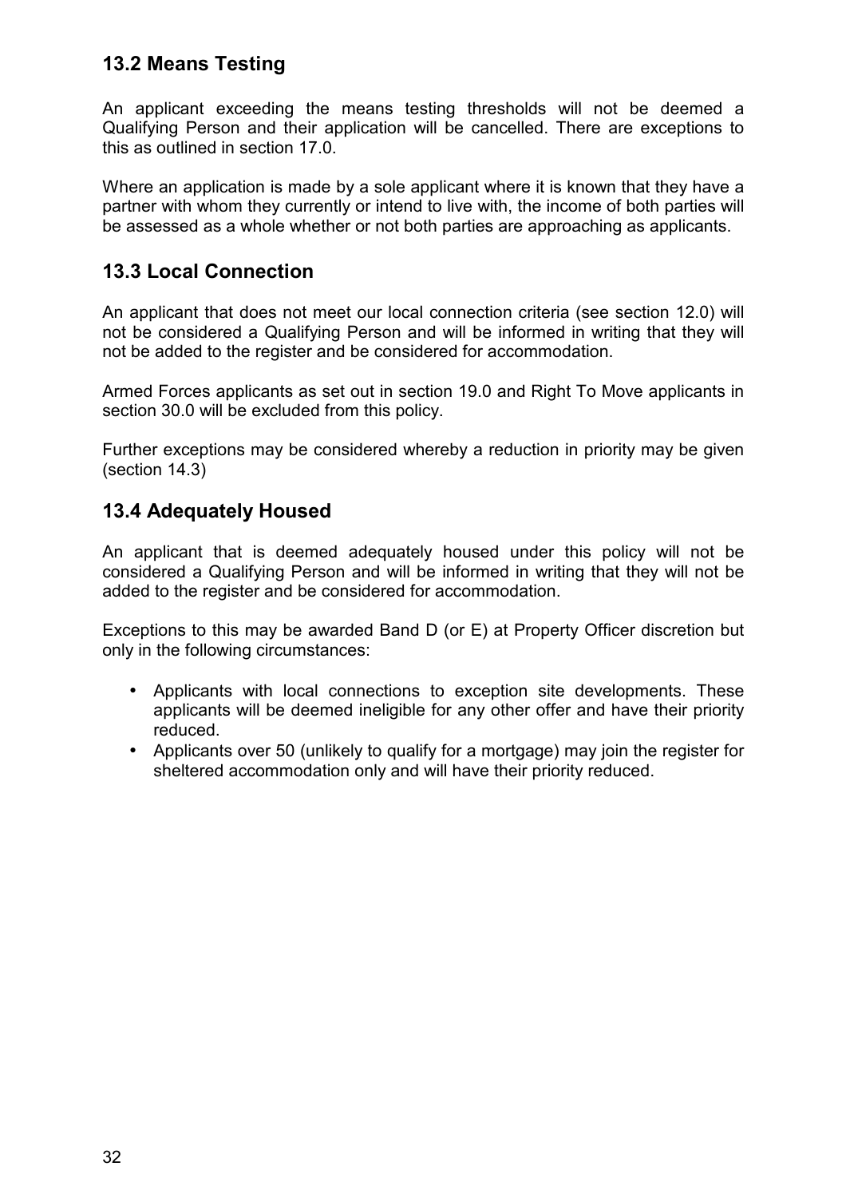## 13.2 Means Testing

An applicant exceeding the means testing thresholds will not be deemed a Qualifying Person and their application will be cancelled. There are exceptions to this as outlined in section 17.0.

Where an application is made by a sole applicant where it is known that they have a partner with whom they currently or intend to live with, the income of both parties will be assessed as a whole whether or not both parties are approaching as applicants.

## 13.3 Local Connection

An applicant that does not meet our local connection criteria (see section 12.0) will not be considered a Qualifying Person and will be informed in writing that they will not be added to the register and be considered for accommodation.

Armed Forces applicants as set out in section 19.0 and Right To Move applicants in section 30.0 will be excluded from this policy.

Further exceptions may be considered whereby a reduction in priority may be given (section 14.3)

## 13.4 Adequately Housed

An applicant that is deemed adequately housed under this policy will not be considered a Qualifying Person and will be informed in writing that they will not be added to the register and be considered for accommodation.

Exceptions to this may be awarded Band D (or E) at Property Officer discretion but only in the following circumstances:

- Applicants with local connections to exception site developments. These applicants will be deemed ineligible for any other offer and have their priority reduced.
- Applicants over 50 (unlikely to qualify for a mortgage) may join the register for sheltered accommodation only and will have their priority reduced.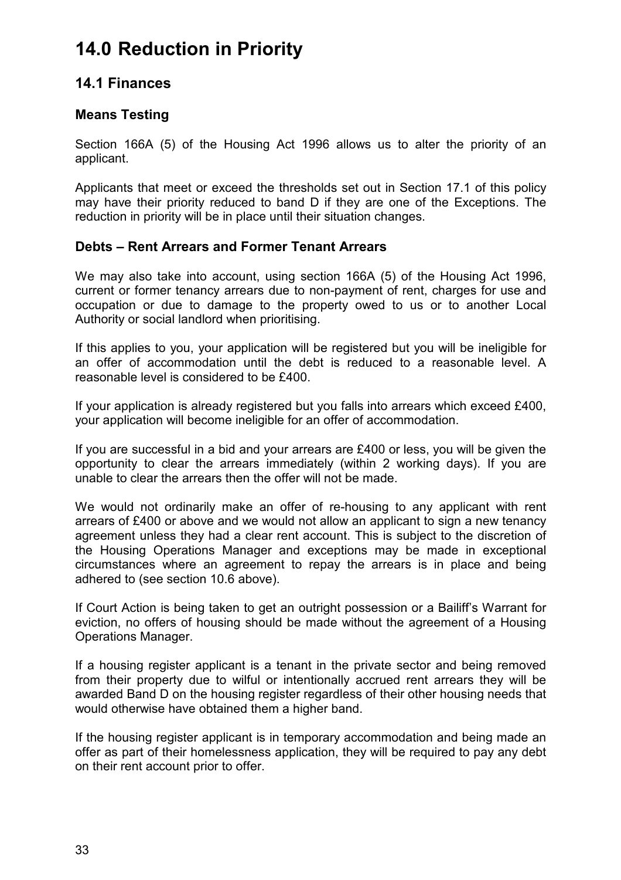# 14.0 Reduction in Priority

## 14.1 Finances

### Means Testing

Section 166A (5) of the Housing Act 1996 allows us to alter the priority of an applicant.

Applicants that meet or exceed the thresholds set out in Section 17.1 of this policy may have their priority reduced to band D if they are one of the Exceptions. The reduction in priority will be in place until their situation changes.

### Debts – Rent Arrears and Former Tenant Arrears

We may also take into account, using section 166A (5) of the Housing Act 1996, current or former tenancy arrears due to non-payment of rent, charges for use and occupation or due to damage to the property owed to us or to another Local Authority or social landlord when prioritising.

If this applies to you, your application will be registered but you will be ineligible for an offer of accommodation until the debt is reduced to a reasonable level. A reasonable level is considered to be £400.

If your application is already registered but you falls into arrears which exceed £400, your application will become ineligible for an offer of accommodation.

If you are successful in a bid and your arrears are £400 or less, you will be given the opportunity to clear the arrears immediately (within 2 working days). If you are unable to clear the arrears then the offer will not be made.

We would not ordinarily make an offer of re-housing to any applicant with rent arrears of £400 or above and we would not allow an applicant to sign a new tenancy agreement unless they had a clear rent account. This is subject to the discretion of the Housing Operations Manager and exceptions may be made in exceptional circumstances where an agreement to repay the arrears is in place and being adhered to (see section 10.6 above).

If Court Action is being taken to get an outright possession or a Bailiff's Warrant for eviction, no offers of housing should be made without the agreement of a Housing Operations Manager.

If a housing register applicant is a tenant in the private sector and being removed from their property due to wilful or intentionally accrued rent arrears they will be awarded Band D on the housing register regardless of their other housing needs that would otherwise have obtained them a higher band.

If the housing register applicant is in temporary accommodation and being made an offer as part of their homelessness application, they will be required to pay any debt on their rent account prior to offer.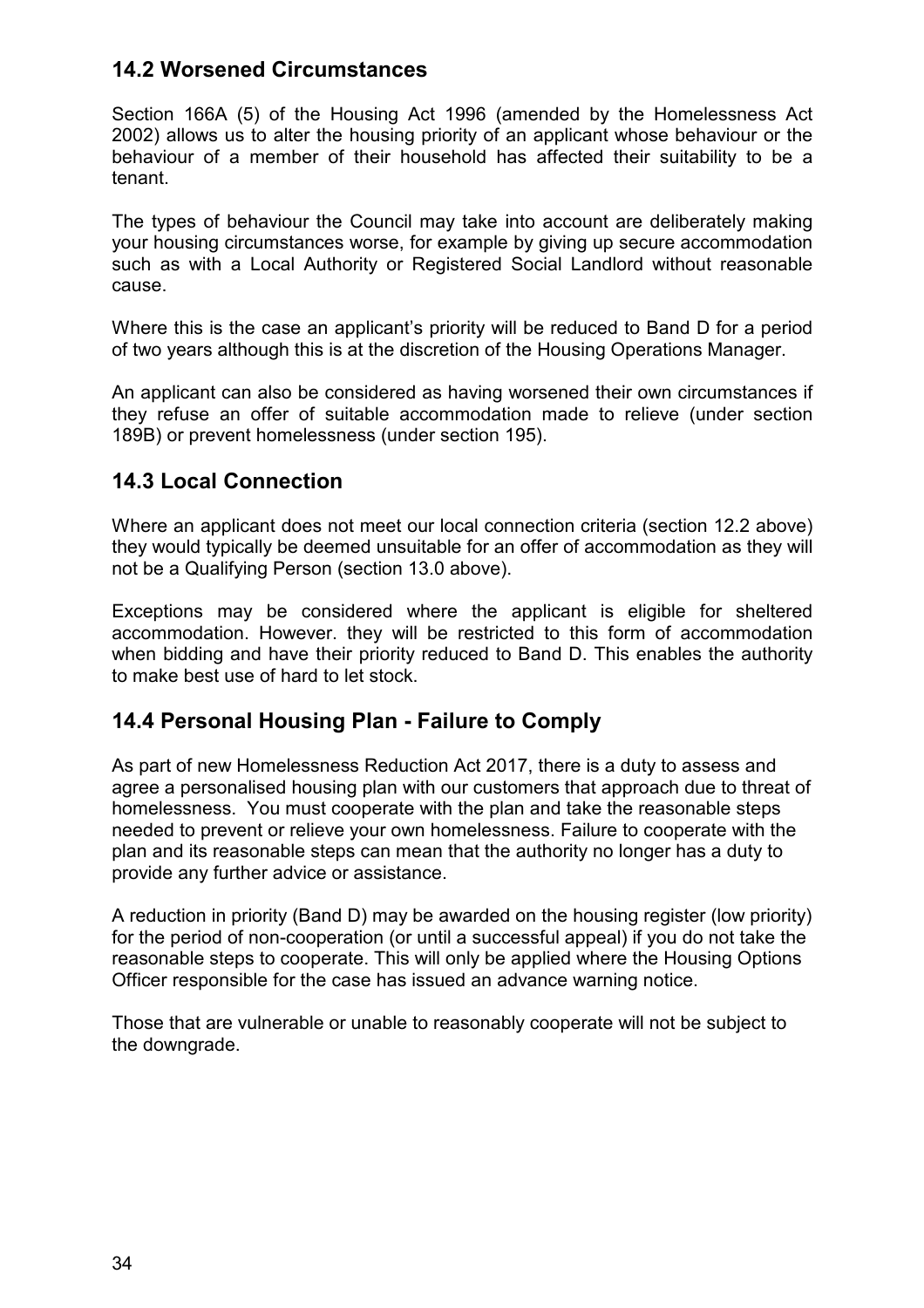## 14.2 Worsened Circumstances

Section 166A (5) of the Housing Act 1996 (amended by the Homelessness Act 2002) allows us to alter the housing priority of an applicant whose behaviour or the behaviour of a member of their household has affected their suitability to be a tenant.

The types of behaviour the Council may take into account are deliberately making your housing circumstances worse, for example by giving up secure accommodation such as with a Local Authority or Registered Social Landlord without reasonable cause.

Where this is the case an applicant's priority will be reduced to Band D for a period of two years although this is at the discretion of the Housing Operations Manager.

An applicant can also be considered as having worsened their own circumstances if they refuse an offer of suitable accommodation made to relieve (under section 189B) or prevent homelessness (under section 195).

## 14.3 Local Connection

Where an applicant does not meet our local connection criteria (section 12.2 above) they would typically be deemed unsuitable for an offer of accommodation as they will not be a Qualifying Person (section 13.0 above).

Exceptions may be considered where the applicant is eligible for sheltered accommodation. However. they will be restricted to this form of accommodation when bidding and have their priority reduced to Band D. This enables the authority to make best use of hard to let stock.

## 14.4 Personal Housing Plan - Failure to Comply

As part of new Homelessness Reduction Act 2017, there is a duty to assess and agree a personalised housing plan with our customers that approach due to threat of homelessness. You must cooperate with the plan and take the reasonable steps needed to prevent or relieve your own homelessness. Failure to cooperate with the plan and its reasonable steps can mean that the authority no longer has a duty to provide any further advice or assistance.

A reduction in priority (Band D) may be awarded on the housing register (low priority) for the period of non-cooperation (or until a successful appeal) if you do not take the reasonable steps to cooperate. This will only be applied where the Housing Options Officer responsible for the case has issued an advance warning notice.

Those that are vulnerable or unable to reasonably cooperate will not be subject to the downgrade.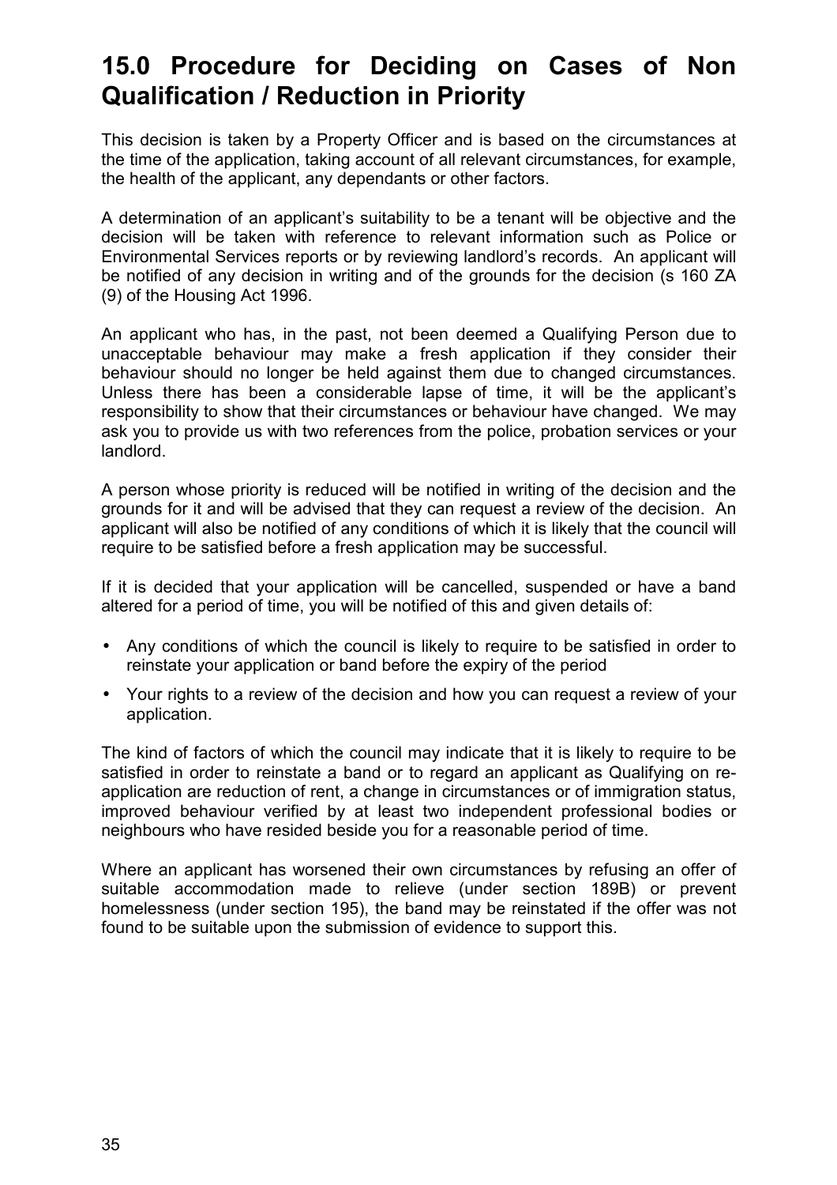# 15.0 Procedure for Deciding on Cases of Non Qualification / Reduction in Priority

This decision is taken by a Property Officer and is based on the circumstances at the time of the application, taking account of all relevant circumstances, for example, the health of the applicant, any dependants or other factors.

A determination of an applicant's suitability to be a tenant will be objective and the decision will be taken with reference to relevant information such as Police or Environmental Services reports or by reviewing landlord's records. An applicant will be notified of any decision in writing and of the grounds for the decision (s 160 ZA (9) of the Housing Act 1996.

An applicant who has, in the past, not been deemed a Qualifying Person due to unacceptable behaviour may make a fresh application if they consider their behaviour should no longer be held against them due to changed circumstances. Unless there has been a considerable lapse of time, it will be the applicant's responsibility to show that their circumstances or behaviour have changed. We may ask you to provide us with two references from the police, probation services or your landlord.

A person whose priority is reduced will be notified in writing of the decision and the grounds for it and will be advised that they can request a review of the decision. An applicant will also be notified of any conditions of which it is likely that the council will require to be satisfied before a fresh application may be successful.

If it is decided that your application will be cancelled, suspended or have a band altered for a period of time, you will be notified of this and given details of:

- Any conditions of which the council is likely to require to be satisfied in order to reinstate your application or band before the expiry of the period
- Your rights to a review of the decision and how you can request a review of your application.

The kind of factors of which the council may indicate that it is likely to require to be satisfied in order to reinstate a band or to regard an applicant as Qualifying on re-application are reduction of rent, a change in circumstances or of immigration status, improved behaviour verified by at least two independent professional bodies or neighbours who have resided beside you for a reasonable period of time.

Where an applicant has worsened their own circumstances by refusing an offer of suitable accommodation made to relieve (under section 189B) or prevent homelessness (under section 195), the band may be reinstated if the offer was not found to be suitable upon the submission of evidence to support this.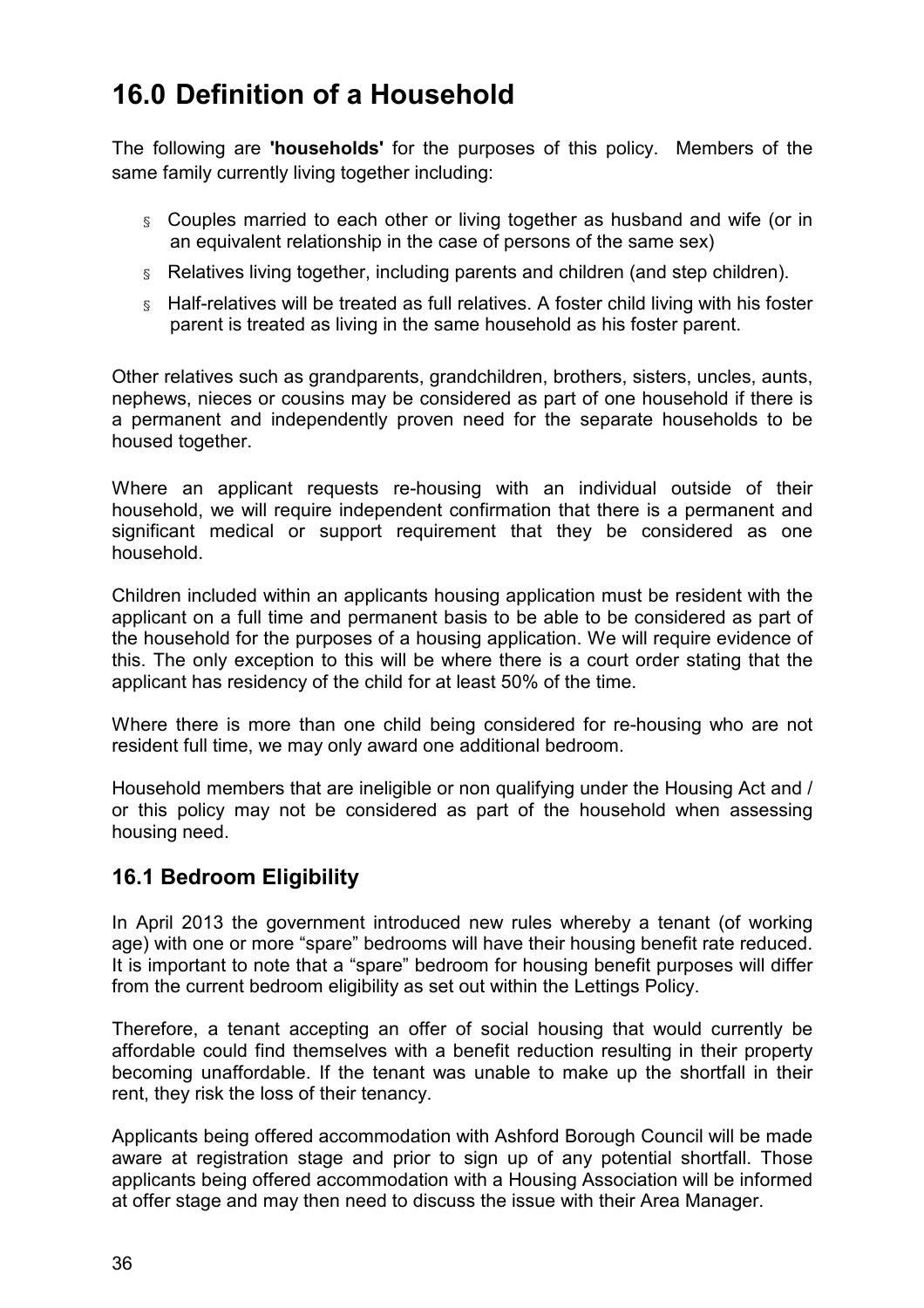# 16.0 Definition of a Household

The following are **'households'** for the purposes of this policy. Members of the same family currently living together including:

- Couples married to each other or living together as husband and wife (or in an equivalent relationship in the case of persons of the same sex)
- Relatives living together, including parents and children (and step children).
- Half-relatives will be treated as full relatives. A foster child living with his foster parent is treated as living in the same household as his foster parent.

Other relatives such as grandparents, grandchildren, brothers, sisters, uncles, aunts, nephews, nieces or cousins may be considered as part of one household if there is a permanent and independently proven need for the separate households to be housed together.

Where an applicant requests re-housing with an individual outside of their household, we will require independent confirmation that there is a permanent and significant medical or support requirement that they be considered as one household.

Children included within an applicants housing application must be resident with the applicant on a full time and permanent basis to be able to be considered as part of the household for the purposes of a housing application. We will require evidence of this. The only exception to this will be where there is a court order stating that the applicant has residency of the child for at least 50% of the time.

Where there is more than one child being considered for re-housing who are not resident full time, we may only award one additional bedroom.

Household members that are ineligible or non qualifying under the Housing Act and / or this policy may not be considered as part of the household when assessing housing need.

## 16.1 Bedroom Eligibility

In April 2013 the government introduced new rules whereby a tenant (of working age) with one or more "spare" bedrooms will have their housing benefit rate reduced. It is important to note that a "spare" bedroom for housing benefit purposes will differ from the current bedroom eligibility as set out within the Lettings Policy.

Therefore, a tenant accepting an offer of social housing that would currently be affordable could find themselves with a benefit reduction resulting in their property becoming unaffordable. If the tenant was unable to make up the shortfall in their rent, they risk the loss of their tenancy.

Applicants being offered accommodation with Ashford Borough Council will be made aware at registration stage and prior to sign up of any potential shortfall. Those applicants being offered accommodation with a Housing Association will be informed at offer stage and may then need to discuss the issue with their Area Manager.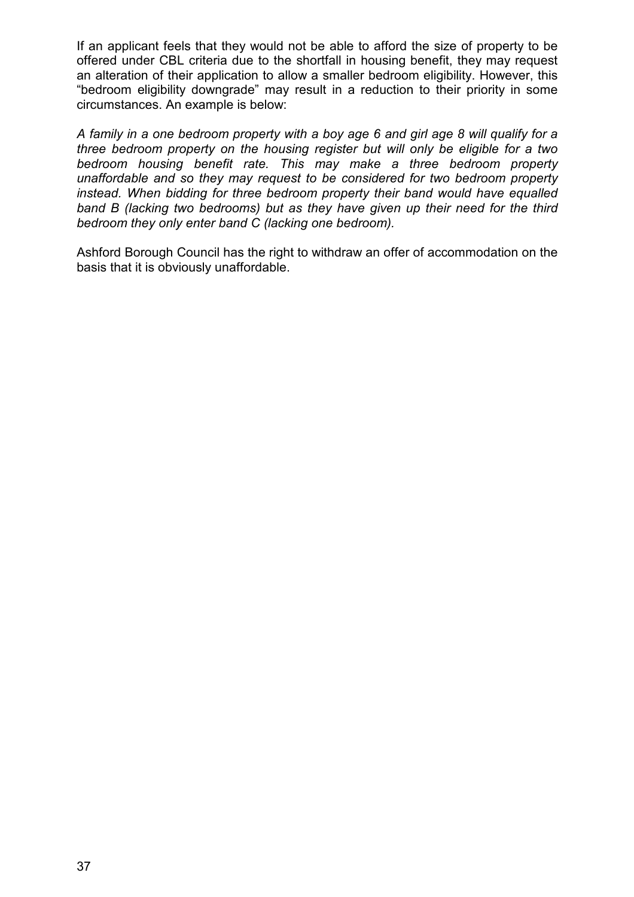If an applicant feels that they would not be able to afford the size of property to be offered under CBL criteria due to the shortfall in housing benefit, they may request an alteration of their application to allow a smaller bedroom eligibility. However, this "bedroom eligibility downgrade" may result in a reduction to their priority in some circumstances. An example is below:

*A family in a one bedroom property with a boy age 6 and girl age 8 will qualify for a three bedroom property on the housing register but will only be eligible for a two bedroom housing benefit rate. This may make a three bedroom property unaffordable and so they may request to be considered for two bedroom property instead. When bidding for three bedroom property their band would have equalled band B (lacking two bedrooms) but as they have given up their need for the third bedroom they only enter band C (lacking one bedroom).*

Ashford Borough Council has the right to withdraw an offer of accommodation on the basis that it is obviously unaffordable.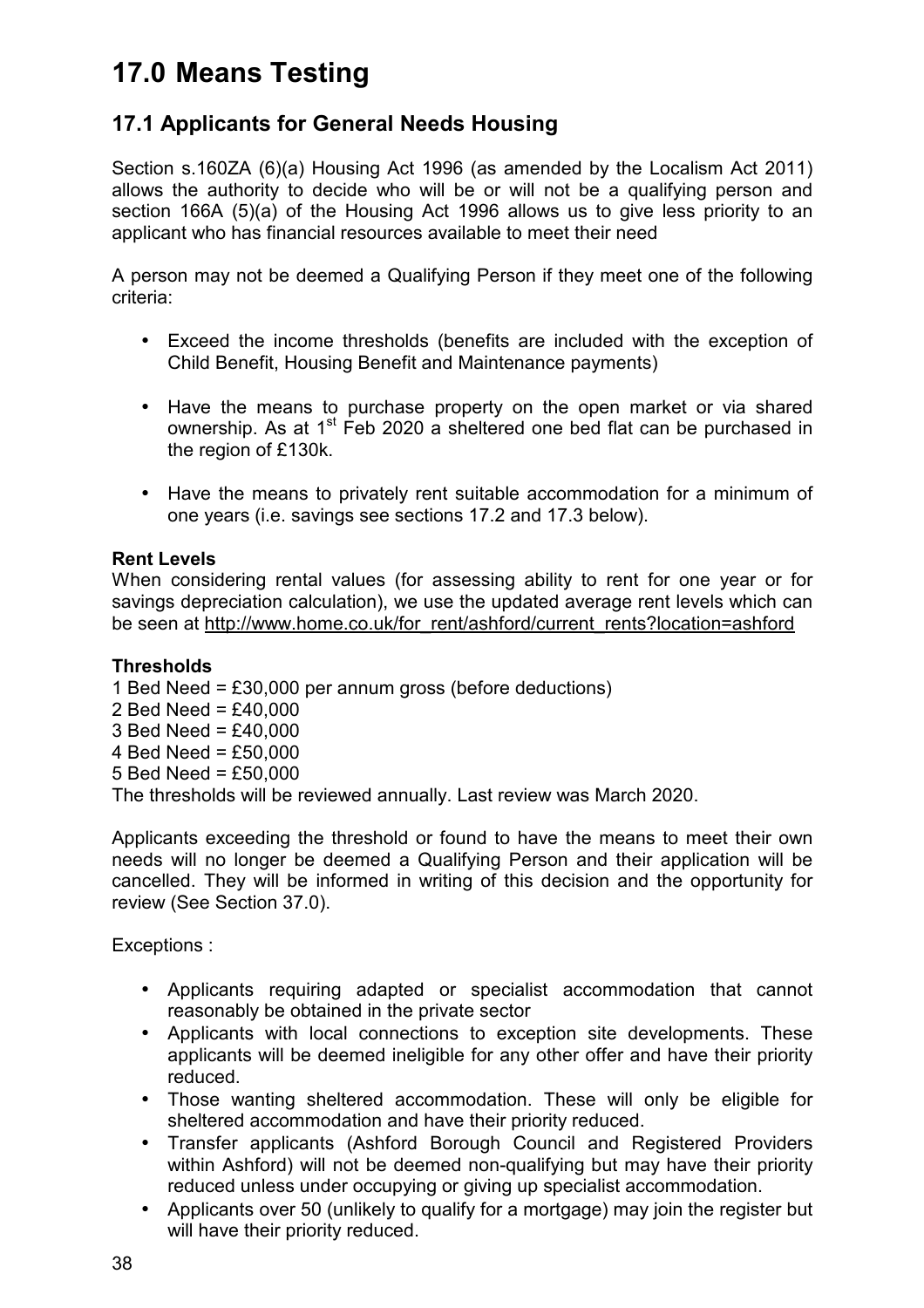# 17.0 Means Testing

## 17.1 Applicants for General Needs Housing

Section s.160ZA (6)(a) Housing Act 1996 (as amended by the Localism Act 2011) allows the authority to decide who will be or will not be a qualifying person and section 166A (5)(a) of the Housing Act 1996 allows us to give less priority to an applicant who has financial resources available to meet their need

A person may not be deemed a Qualifying Person if they meet one of the following criteria:

- Exceed the income thresholds (benefits are included with the exception of Child Benefit, Housing Benefit and Maintenance payments)
- Have the means to purchase property on the open market or via shared ownership. As at 1st Feb 2020 a sheltered one bed flat can be purchased in the region of £130k.
- Have the means to privately rent suitable accommodation for a minimum of one years (i.e. savings see sections 17.2 and 17.3 below).

**Rent Levels**
When considering rental values (for assessing ability to rent for one year or for savings depreciation calculation), we use the updated average rent levels which can be seen at http://www.home.co.uk/for_rent/ashford/current_rents?location=ashford

**Thresholds**
1 Bed Need = £30,000 per annum gross (before deductions)
2 Bed Need = £40,000
3 Bed Need = £40,000
4 Bed Need = £50,000
5 Bed Need = £50,000
The thresholds will be reviewed annually. Last review was March 2020.

Applicants exceeding the threshold or found to have the means to meet their own needs will no longer be deemed a Qualifying Person and their application will be cancelled. They will be informed in writing of this decision and the opportunity for review (See Section 37.0).

Exceptions :

- Applicants requiring adapted or specialist accommodation that cannot reasonably be obtained in the private sector
- Applicants with local connections to exception site developments. These applicants will be deemed ineligible for any other offer and have their priority reduced.
- Those wanting sheltered accommodation. These will only be eligible for sheltered accommodation and have their priority reduced.
- Transfer applicants (Ashford Borough Council and Registered Providers within Ashford) will not be deemed non-qualifying but may have their priority reduced unless under occupying or giving up specialist accommodation.
- Applicants over 50 (unlikely to qualify for a mortgage) may join the register but will have their priority reduced.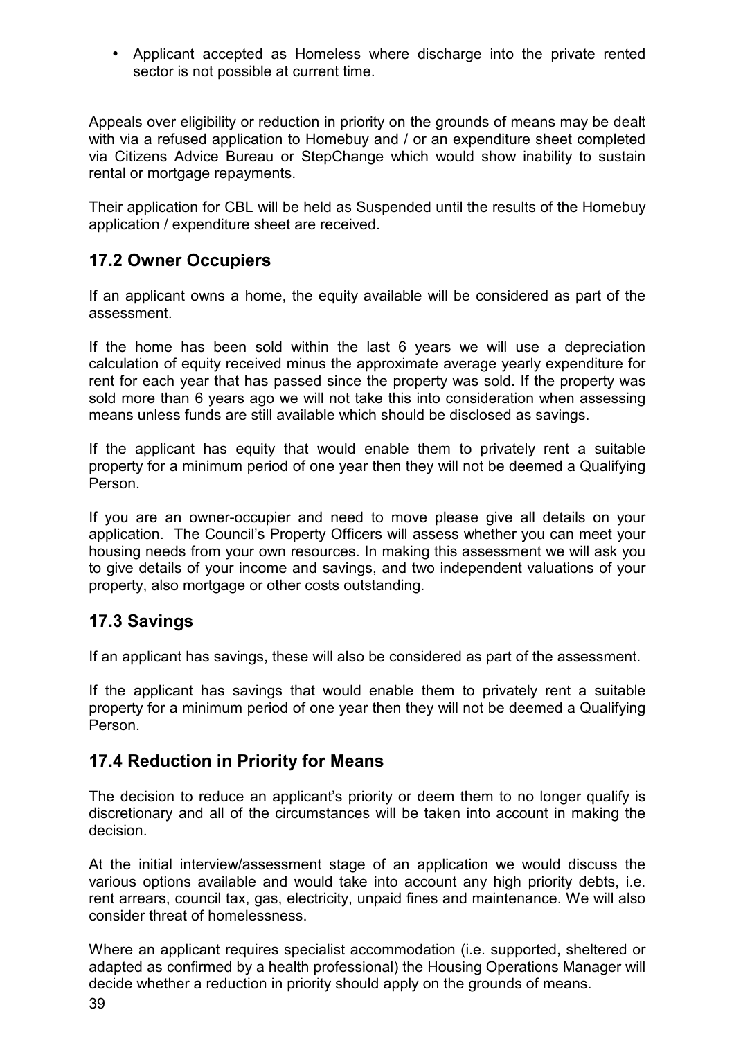- Applicant accepted as Homeless where discharge into the private rented sector is not possible at current time.

Appeals over eligibility or reduction in priority on the grounds of means may be dealt with via a refused application to Homebuy and / or an expenditure sheet completed via Citizens Advice Bureau or StepChange which would show inability to sustain rental or mortgage repayments.

Their application for CBL will be held as Suspended until the results of the Homebuy application / expenditure sheet are received.

## 17.2 Owner Occupiers

If an applicant owns a home, the equity available will be considered as part of the assessment.

If the home has been sold within the last 6 years we will use a depreciation calculation of equity received minus the approximate average yearly expenditure for rent for each year that has passed since the property was sold. If the property was sold more than 6 years ago we will not take this into consideration when assessing means unless funds are still available which should be disclosed as savings.

If the applicant has equity that would enable them to privately rent a suitable property for a minimum period of one year then they will not be deemed a Qualifying Person.

If you are an owner-occupier and need to move please give all details on your application. The Council's Property Officers will assess whether you can meet your housing needs from your own resources. In making this assessment we will ask you to give details of your income and savings, and two independent valuations of your property, also mortgage or other costs outstanding.

## 17.3 Savings

If an applicant has savings, these will also be considered as part of the assessment.

If the applicant has savings that would enable them to privately rent a suitable property for a minimum period of one year then they will not be deemed a Qualifying Person.

## 17.4 Reduction in Priority for Means

The decision to reduce an applicant's priority or deem them to no longer qualify is discretionary and all of the circumstances will be taken into account in making the decision.

At the initial interview/assessment stage of an application we would discuss the various options available and would take into account any high priority debts, i.e. rent arrears, council tax, gas, electricity, unpaid fines and maintenance. We will also consider threat of homelessness.

Where an applicant requires specialist accommodation (i.e. supported, sheltered or adapted as confirmed by a health professional) the Housing Operations Manager will decide whether a reduction in priority should apply on the grounds of means.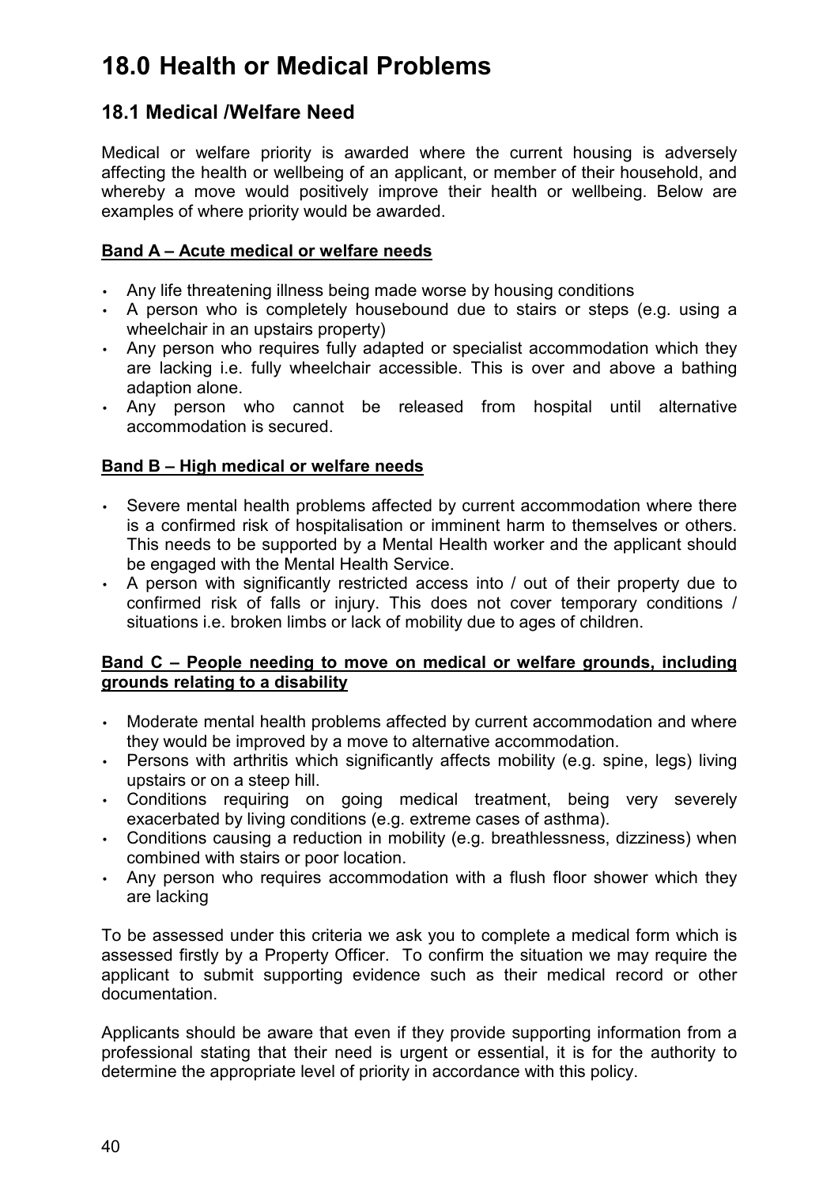# 18.0 Health or Medical Problems

## 18.1 Medical /Welfare Need

Medical or welfare priority is awarded where the current housing is adversely affecting the health or wellbeing of an applicant, or member of their household, and whereby a move would positively improve their health or wellbeing. Below are examples of where priority would be awarded.

**Band A – Acute medical or welfare needs**

- Any life threatening illness being made worse by housing conditions
- A person who is completely housebound due to stairs or steps (e.g. using a wheelchair in an upstairs property)
- Any person who requires fully adapted or specialist accommodation which they are lacking i.e. fully wheelchair accessible. This is over and above a bathing adaption alone.
- Any person who cannot be released from hospital until alternative accommodation is secured.

**Band B – High medical or welfare needs**

- Severe mental health problems affected by current accommodation where there is a confirmed risk of hospitalisation or imminent harm to themselves or others. This needs to be supported by a Mental Health worker and the applicant should be engaged with the Mental Health Service.
- A person with significantly restricted access into / out of their property due to confirmed risk of falls or injury. This does not cover temporary conditions / situations i.e. broken limbs or lack of mobility due to ages of children.

**Band C – People needing to move on medical or welfare grounds, including grounds relating to a disability**

- Moderate mental health problems affected by current accommodation and where they would be improved by a move to alternative accommodation.
- Persons with arthritis which significantly affects mobility (e.g. spine, legs) living upstairs or on a steep hill.
- Conditions requiring on going medical treatment, being very severely exacerbated by living conditions (e.g. extreme cases of asthma).
- Conditions causing a reduction in mobility (e.g. breathlessness, dizziness) when combined with stairs or poor location.
- Any person who requires accommodation with a flush floor shower which they are lacking

To be assessed under this criteria we ask you to complete a medical form which is assessed firstly by a Property Officer. To confirm the situation we may require the applicant to submit supporting evidence such as their medical record or other documentation.

Applicants should be aware that even if they provide supporting information from a professional stating that their need is urgent or essential, it is for the authority to determine the appropriate level of priority in accordance with this policy.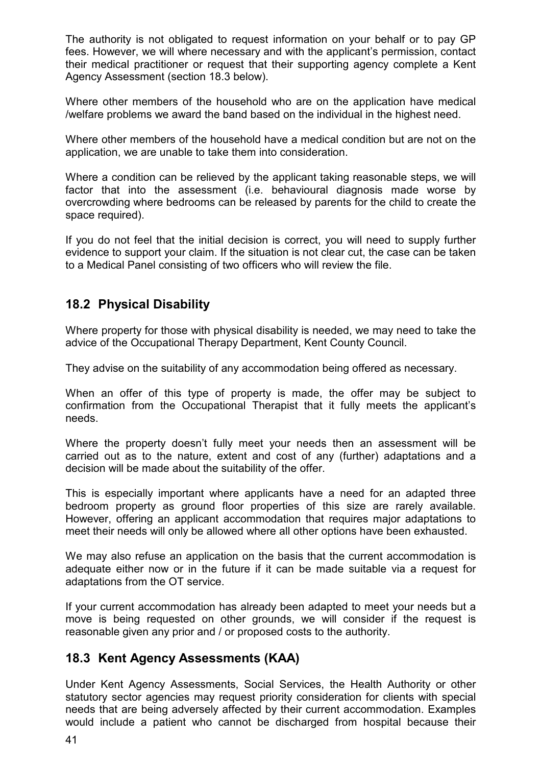The authority is not obligated to request information on your behalf or to pay GP fees. However, we will where necessary and with the applicant's permission, contact their medical practitioner or request that their supporting agency complete a Kent Agency Assessment (section 18.3 below).

Where other members of the household who are on the application have medical /welfare problems we award the band based on the individual in the highest need.

Where other members of the household have a medical condition but are not on the application, we are unable to take them into consideration.

Where a condition can be relieved by the applicant taking reasonable steps, we will factor that into the assessment (i.e. behavioural diagnosis made worse by overcrowding where bedrooms can be released by parents for the child to create the space required).

If you do not feel that the initial decision is correct, you will need to supply further evidence to support your claim. If the situation is not clear cut, the case can be taken to a Medical Panel consisting of two officers who will review the file.

## 18.2 Physical Disability

Where property for those with physical disability is needed, we may need to take the advice of the Occupational Therapy Department, Kent County Council.

They advise on the suitability of any accommodation being offered as necessary.

When an offer of this type of property is made, the offer may be subject to confirmation from the Occupational Therapist that it fully meets the applicant's needs.

Where the property doesn't fully meet your needs then an assessment will be carried out as to the nature, extent and cost of any (further) adaptations and a decision will be made about the suitability of the offer.

This is especially important where applicants have a need for an adapted three bedroom property as ground floor properties of this size are rarely available. However, offering an applicant accommodation that requires major adaptations to meet their needs will only be allowed where all other options have been exhausted.

We may also refuse an application on the basis that the current accommodation is adequate either now or in the future if it can be made suitable via a request for adaptations from the OT service.

If your current accommodation has already been adapted to meet your needs but a move is being requested on other grounds, we will consider if the request is reasonable given any prior and / or proposed costs to the authority.

## 18.3 Kent Agency Assessments (KAA)

Under Kent Agency Assessments, Social Services, the Health Authority or other statutory sector agencies may request priority consideration for clients with special needs that are being adversely affected by their current accommodation. Examples would include a patient who cannot be discharged from hospital because their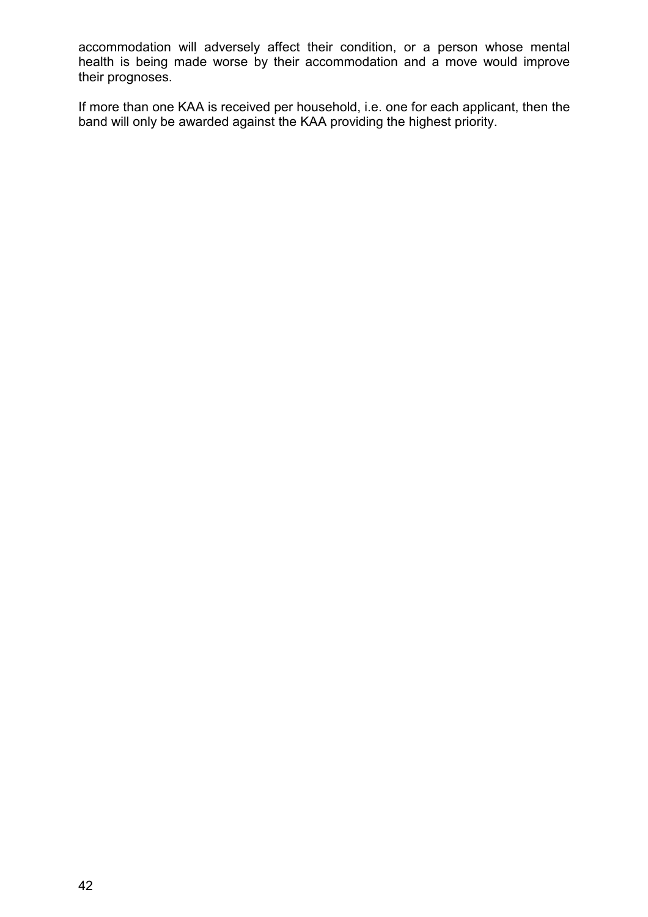accommodation will adversely affect their condition, or a person whose mental health is being made worse by their accommodation and a move would improve their prognoses.

If more than one KAA is received per household, i.e. one for each applicant, then the band will only be awarded against the KAA providing the highest priority.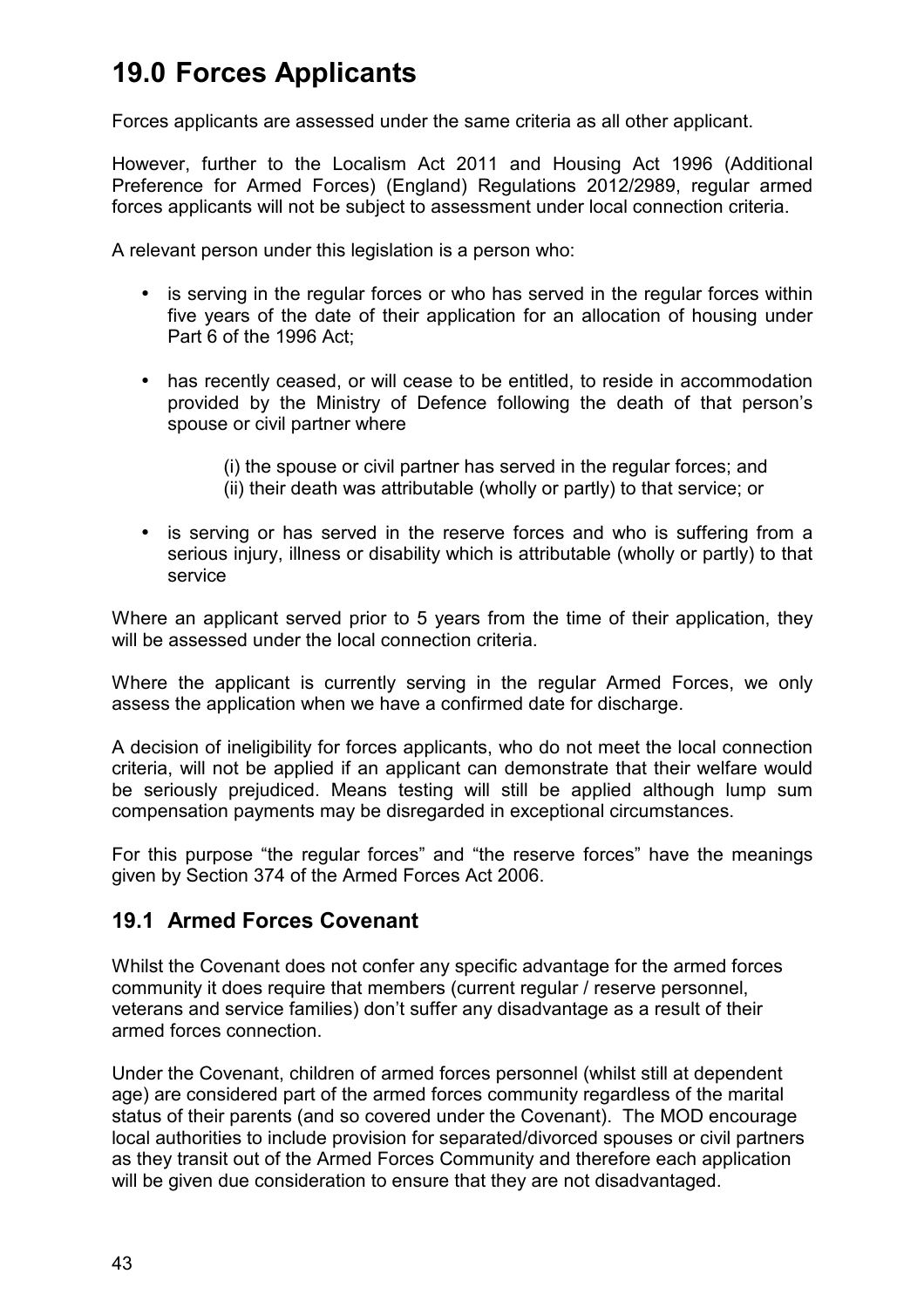# 19.0 Forces Applicants

Forces applicants are assessed under the same criteria as all other applicant.

However, further to the Localism Act 2011 and Housing Act 1996 (Additional Preference for Armed Forces) (England) Regulations 2012/2989, regular armed forces applicants will not be subject to assessment under local connection criteria.

A relevant person under this legislation is a person who:

- is serving in the regular forces or who has served in the regular forces within five years of the date of their application for an allocation of housing under Part 6 of the 1996 Act;
- has recently ceased, or will cease to be entitled, to reside in accommodation provided by the Ministry of Defence following the death of that person's spouse or civil partner where

  (i) the spouse or civil partner has served in the regular forces; and
  (ii) their death was attributable (wholly or partly) to that service; or

- is serving or has served in the reserve forces and who is suffering from a serious injury, illness or disability which is attributable (wholly or partly) to that service

Where an applicant served prior to 5 years from the time of their application, they will be assessed under the local connection criteria.

Where the applicant is currently serving in the regular Armed Forces, we only assess the application when we have a confirmed date for discharge.

A decision of ineligibility for forces applicants, who do not meet the local connection criteria, will not be applied if an applicant can demonstrate that their welfare would be seriously prejudiced. Means testing will still be applied although lump sum compensation payments may be disregarded in exceptional circumstances.

For this purpose "the regular forces" and "the reserve forces" have the meanings given by Section 374 of the Armed Forces Act 2006.

## 19.1 Armed Forces Covenant

Whilst the Covenant does not confer any specific advantage for the armed forces community it does require that members (current regular / reserve personnel, veterans and service families) don't suffer any disadvantage as a result of their armed forces connection.

Under the Covenant, children of armed forces personnel (whilst still at dependent age) are considered part of the armed forces community regardless of the marital status of their parents (and so covered under the Covenant). The MOD encourage local authorities to include provision for separated/divorced spouses or civil partners as they transit out of the Armed Forces Community and therefore each application will be given due consideration to ensure that they are not disadvantaged.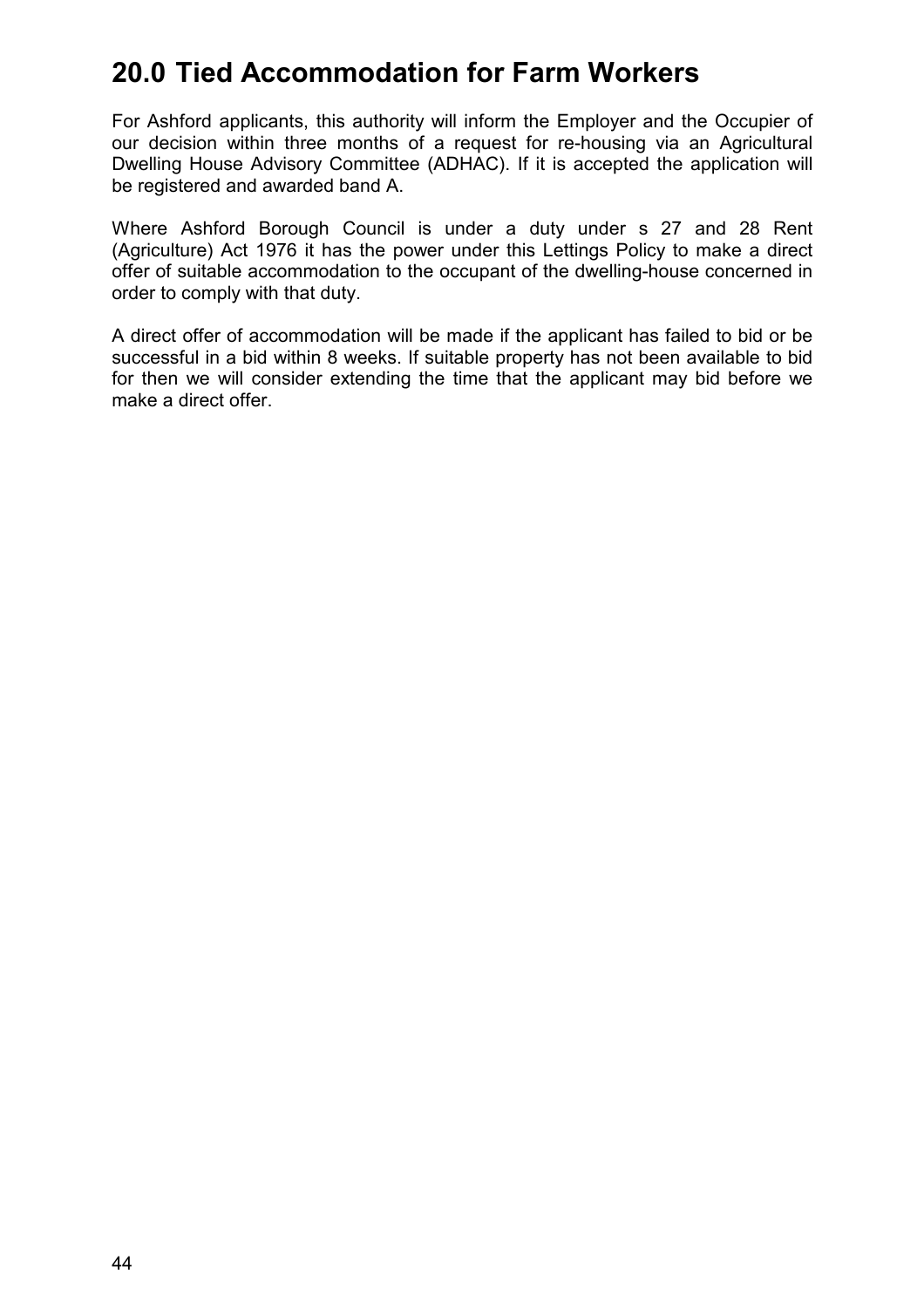## 20.0 Tied Accommodation for Farm Workers

For Ashford applicants, this authority will inform the Employer and the Occupier of our decision within three months of a request for re-housing via an Agricultural Dwelling House Advisory Committee (ADHAC). If it is accepted the application will be registered and awarded band A.

Where Ashford Borough Council is under a duty under s 27 and 28 Rent (Agriculture) Act 1976 it has the power under this Lettings Policy to make a direct offer of suitable accommodation to the occupant of the dwelling-house concerned in order to comply with that duty.

A direct offer of accommodation will be made if the applicant has failed to bid or be successful in a bid within 8 weeks. If suitable property has not been available to bid for then we will consider extending the time that the applicant may bid before we make a direct offer.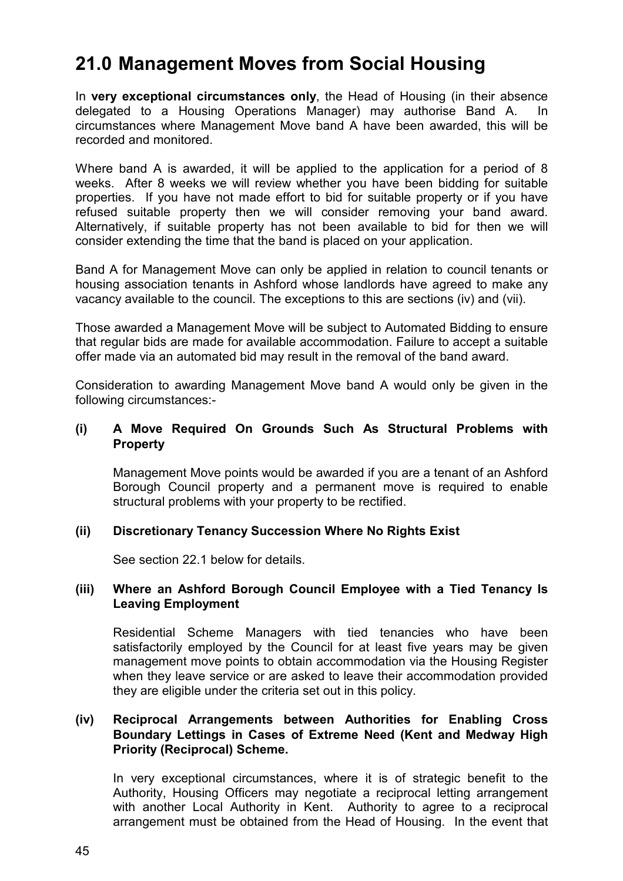# 21.0 Management Moves from Social Housing

In **very exceptional circumstances only**, the Head of Housing (in their absence delegated to a Housing Operations Manager) may authorise Band A. In circumstances where Management Move band A have been awarded, this will be recorded and monitored.

Where band A is awarded, it will be applied to the application for a period of 8 weeks. After 8 weeks we will review whether you have been bidding for suitable properties. If you have not made effort to bid for suitable property or if you have refused suitable property then we will consider removing your band award. Alternatively, if suitable property has not been available to bid for then we will consider extending the time that the band is placed on your application.

Band A for Management Move can only be applied in relation to council tenants or housing association tenants in Ashford whose landlords have agreed to make any vacancy available to the council. The exceptions to this are sections (iv) and (vii).

Those awarded a Management Move will be subject to Automated Bidding to ensure that regular bids are made for available accommodation. Failure to accept a suitable offer made via an automated bid may result in the removal of the band award.

Consideration to awarding Management Move band A would only be given in the following circumstances:-

**(i) A Move Required On Grounds Such As Structural Problems with Property**

Management Move points would be awarded if you are a tenant of an Ashford Borough Council property and a permanent move is required to enable structural problems with your property to be rectified.

**(ii) Discretionary Tenancy Succession Where No Rights Exist**

See section 22.1 below for details.

**(iii) Where an Ashford Borough Council Employee with a Tied Tenancy Is Leaving Employment**

Residential Scheme Managers with tied tenancies who have been satisfactorily employed by the Council for at least five years may be given management move points to obtain accommodation via the Housing Register when they leave service or are asked to leave their accommodation provided they are eligible under the criteria set out in this policy.

**(iv) Reciprocal Arrangements between Authorities for Enabling Cross Boundary Lettings in Cases of Extreme Need (Kent and Medway High Priority (Reciprocal) Scheme.**

In very exceptional circumstances, where it is of strategic benefit to the Authority, Housing Officers may negotiate a reciprocal letting arrangement with another Local Authority in Kent. Authority to agree to a reciprocal arrangement must be obtained from the Head of Housing. In the event that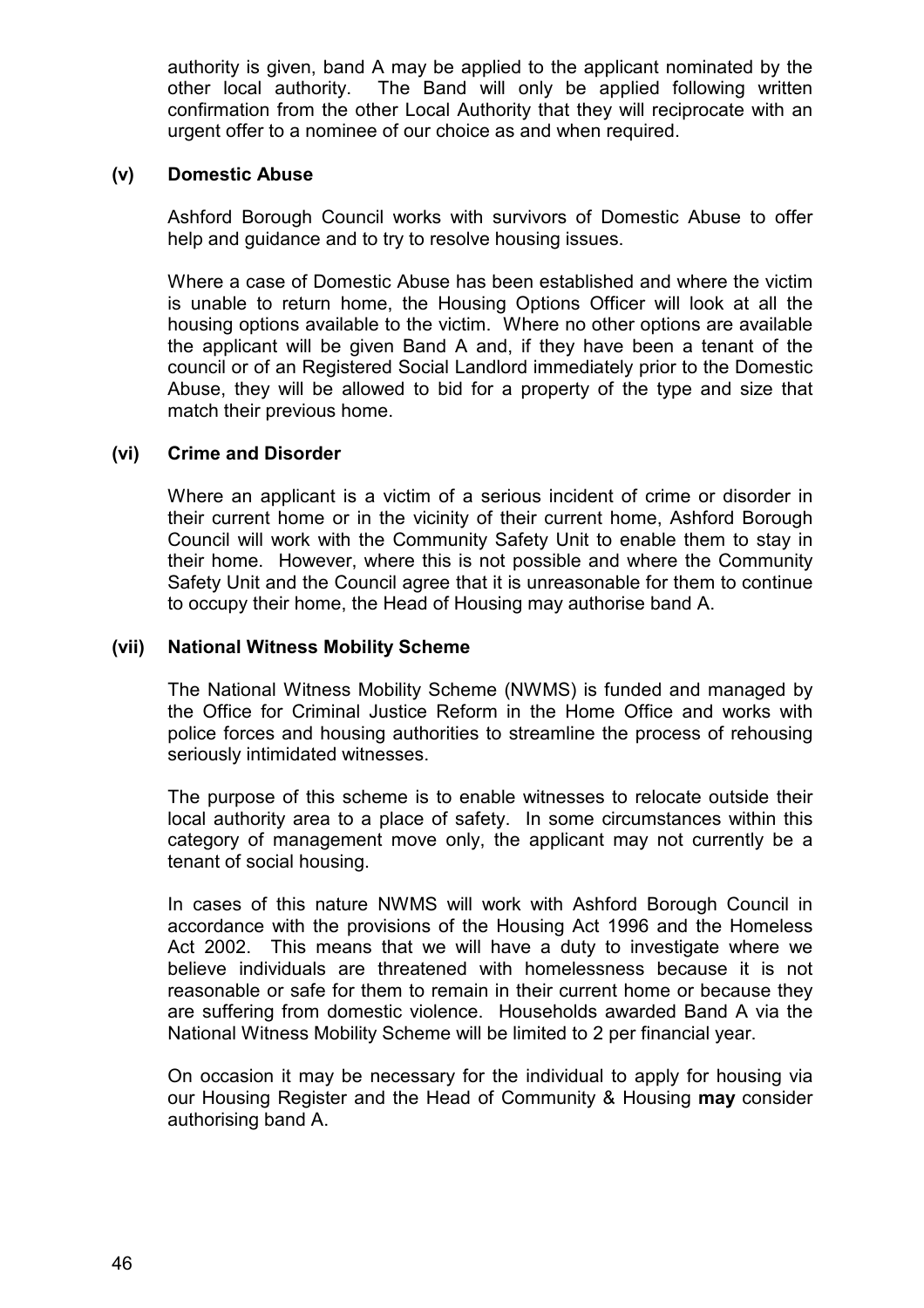authority is given, band A may be applied to the applicant nominated by the other local authority. The Band will only be applied following written confirmation from the other Local Authority that they will reciprocate with an urgent offer to a nominee of our choice as and when required.

### (v) Domestic Abuse

Ashford Borough Council works with survivors of Domestic Abuse to offer help and guidance and to try to resolve housing issues.

Where a case of Domestic Abuse has been established and where the victim is unable to return home, the Housing Options Officer will look at all the housing options available to the victim. Where no other options are available the applicant will be given Band A and, if they have been a tenant of the council or of an Registered Social Landlord immediately prior to the Domestic Abuse, they will be allowed to bid for a property of the type and size that match their previous home.

### (vi) Crime and Disorder

Where an applicant is a victim of a serious incident of crime or disorder in their current home or in the vicinity of their current home, Ashford Borough Council will work with the Community Safety Unit to enable them to stay in their home. However, where this is not possible and where the Community Safety Unit and the Council agree that it is unreasonable for them to continue to occupy their home, the Head of Housing may authorise band A.

### (vii) National Witness Mobility Scheme

The National Witness Mobility Scheme (NWMS) is funded and managed by the Office for Criminal Justice Reform in the Home Office and works with police forces and housing authorities to streamline the process of rehousing seriously intimidated witnesses.

The purpose of this scheme is to enable witnesses to relocate outside their local authority area to a place of safety. In some circumstances within this category of management move only, the applicant may not currently be a tenant of social housing.

In cases of this nature NWMS will work with Ashford Borough Council in accordance with the provisions of the Housing Act 1996 and the Homeless Act 2002. This means that we will have a duty to investigate where we believe individuals are threatened with homelessness because it is not reasonable or safe for them to remain in their current home or because they are suffering from domestic violence. Households awarded Band A via the National Witness Mobility Scheme will be limited to 2 per financial year.

On occasion it may be necessary for the individual to apply for housing via our Housing Register and the Head of Community & Housing **may** consider authorising band A.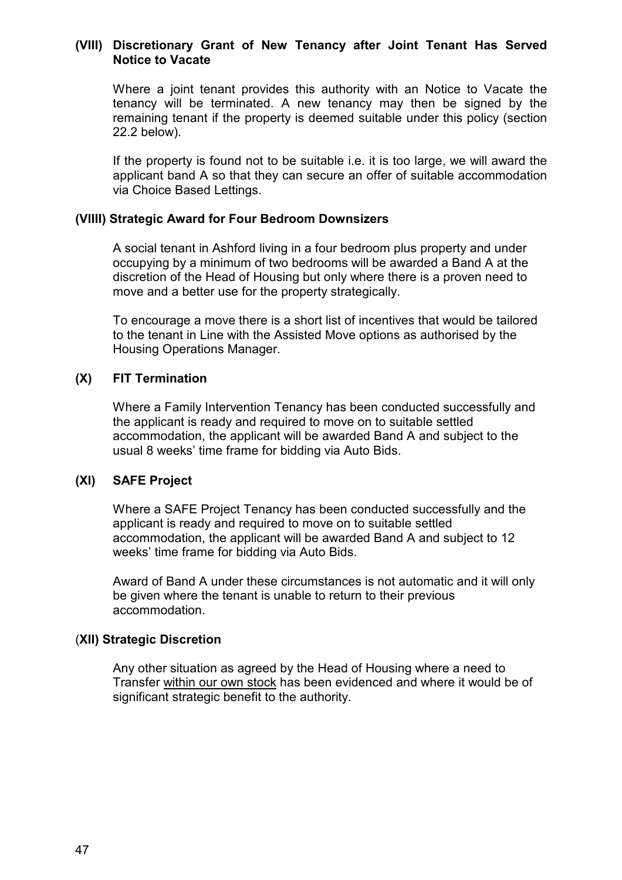#### (VIII) Discretionary Grant of New Tenancy after Joint Tenant Has Served Notice to Vacate

Where a joint tenant provides this authority with an Notice to Vacate the tenancy will be terminated. A new tenancy may then be signed by the remaining tenant if the property is deemed suitable under this policy (section 22.2 below).

If the property is found not to be suitable i.e. it is too large, we will award the applicant band A so that they can secure an offer of suitable accommodation via Choice Based Lettings.

#### (VIIII) Strategic Award for Four Bedroom Downsizers

A social tenant in Ashford living in a four bedroom plus property and under occupying by a minimum of two bedrooms will be awarded a Band A at the discretion of the Head of Housing but only where there is a proven need to move and a better use for the property strategically.

To encourage a move there is a short list of incentives that would be tailored to the tenant in Line with the Assisted Move options as authorised by the Housing Operations Manager.

#### (X) FIT Termination

Where a Family Intervention Tenancy has been conducted successfully and the applicant is ready and required to move on to suitable settled accommodation, the applicant will be awarded Band A and subject to the usual 8 weeks' time frame for bidding via Auto Bids.

#### (XI) SAFE Project

Where a SAFE Project Tenancy has been conducted successfully and the applicant is ready and required to move on to suitable settled accommodation, the applicant will be awarded Band A and subject to 12 weeks' time frame for bidding via Auto Bids.

Award of Band A under these circumstances is not automatic and it will only be given where the tenant is unable to return to their previous accommodation.

#### (XII) Strategic Discretion

Any other situation as agreed by the Head of Housing where a need to Transfer within our own stock has been evidenced and where it would be of significant strategic benefit to the authority.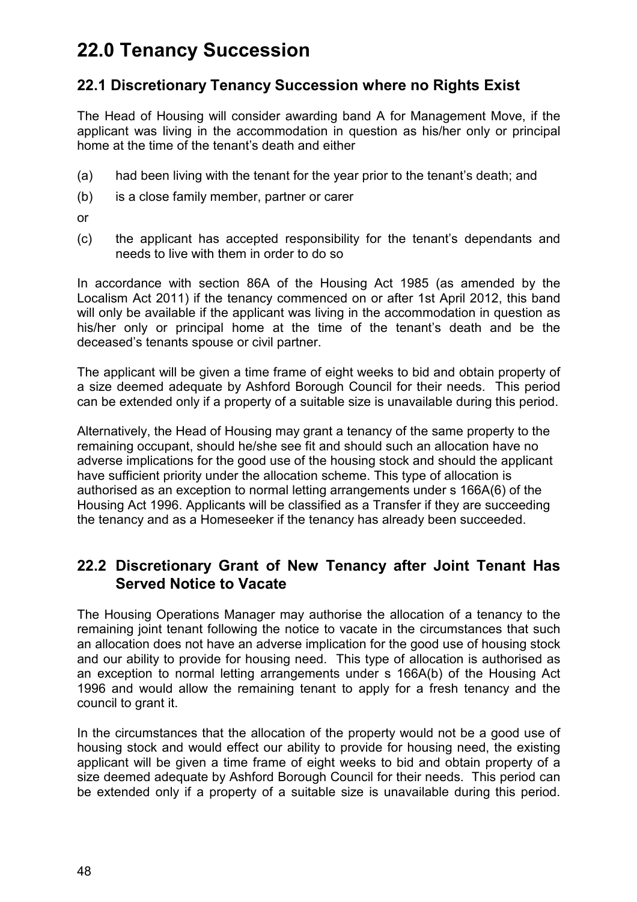# 22.0 Tenancy Succession

## 22.1 Discretionary Tenancy Succession where no Rights Exist

The Head of Housing will consider awarding band A for Management Move, if the applicant was living in the accommodation in question as his/her only or principal home at the time of the tenant's death and either

(a) had been living with the tenant for the year prior to the tenant's death; and

(b) is a close family member, partner or carer

or

(c) the applicant has accepted responsibility for the tenant's dependants and needs to live with them in order to do so

In accordance with section 86A of the Housing Act 1985 (as amended by the Localism Act 2011) if the tenancy commenced on or after 1st April 2012, this band will only be available if the applicant was living in the accommodation in question as his/her only or principal home at the time of the tenant's death and be the deceased's tenants spouse or civil partner.

The applicant will be given a time frame of eight weeks to bid and obtain property of a size deemed adequate by Ashford Borough Council for their needs. This period can be extended only if a property of a suitable size is unavailable during this period.

Alternatively, the Head of Housing may grant a tenancy of the same property to the remaining occupant, should he/she see fit and should such an allocation have no adverse implications for the good use of the housing stock and should the applicant have sufficient priority under the allocation scheme. This type of allocation is authorised as an exception to normal letting arrangements under s 166A(6) of the Housing Act 1996. Applicants will be classified as a Transfer if they are succeeding the tenancy and as a Homeseeker if the tenancy has already been succeeded.

## 22.2 Discretionary Grant of New Tenancy after Joint Tenant Has Served Notice to Vacate

The Housing Operations Manager may authorise the allocation of a tenancy to the remaining joint tenant following the notice to vacate in the circumstances that such an allocation does not have an adverse implication for the good use of housing stock and our ability to provide for housing need. This type of allocation is authorised as an exception to normal letting arrangements under s 166A(b) of the Housing Act 1996 and would allow the remaining tenant to apply for a fresh tenancy and the council to grant it.

In the circumstances that the allocation of the property would not be a good use of housing stock and would effect our ability to provide for housing need, the existing applicant will be given a time frame of eight weeks to bid and obtain property of a size deemed adequate by Ashford Borough Council for their needs. This period can be extended only if a property of a suitable size is unavailable during this period.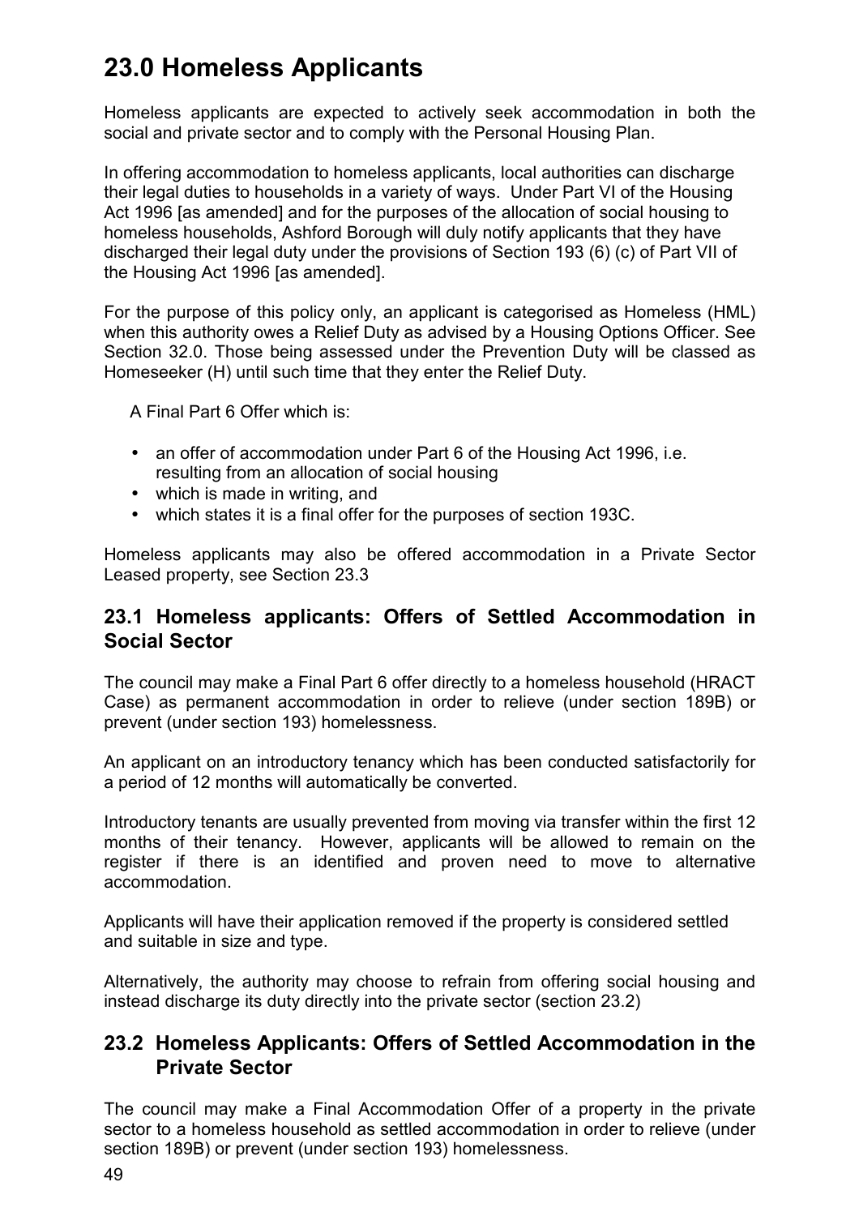# 23.0 Homeless Applicants

Homeless applicants are expected to actively seek accommodation in both the social and private sector and to comply with the Personal Housing Plan.

In offering accommodation to homeless applicants, local authorities can discharge their legal duties to households in a variety of ways. Under Part VI of the Housing Act 1996 [as amended] and for the purposes of the allocation of social housing to homeless households, Ashford Borough will duly notify applicants that they have discharged their legal duty under the provisions of Section 193 (6) (c) of Part VII of the Housing Act 1996 [as amended].

For the purpose of this policy only, an applicant is categorised as Homeless (HML) when this authority owes a Relief Duty as advised by a Housing Options Officer. See Section 32.0. Those being assessed under the Prevention Duty will be classed as Homeseeker (H) until such time that they enter the Relief Duty.

A Final Part 6 Offer which is:

- an offer of accommodation under Part 6 of the Housing Act 1996, i.e. resulting from an allocation of social housing
- which is made in writing, and
- which states it is a final offer for the purposes of section 193C.

Homeless applicants may also be offered accommodation in a Private Sector Leased property, see Section 23.3

## 23.1 Homeless applicants: Offers of Settled Accommodation in Social Sector

The council may make a Final Part 6 offer directly to a homeless household (HRACT Case) as permanent accommodation in order to relieve (under section 189B) or prevent (under section 193) homelessness.

An applicant on an introductory tenancy which has been conducted satisfactorily for a period of 12 months will automatically be converted.

Introductory tenants are usually prevented from moving via transfer within the first 12 months of their tenancy. However, applicants will be allowed to remain on the register if there is an identified and proven need to move to alternative accommodation.

Applicants will have their application removed if the property is considered settled and suitable in size and type.

Alternatively, the authority may choose to refrain from offering social housing and instead discharge its duty directly into the private sector (section 23.2)

## 23.2 Homeless Applicants: Offers of Settled Accommodation in the Private Sector

The council may make a Final Accommodation Offer of a property in the private sector to a homeless household as settled accommodation in order to relieve (under section 189B) or prevent (under section 193) homelessness.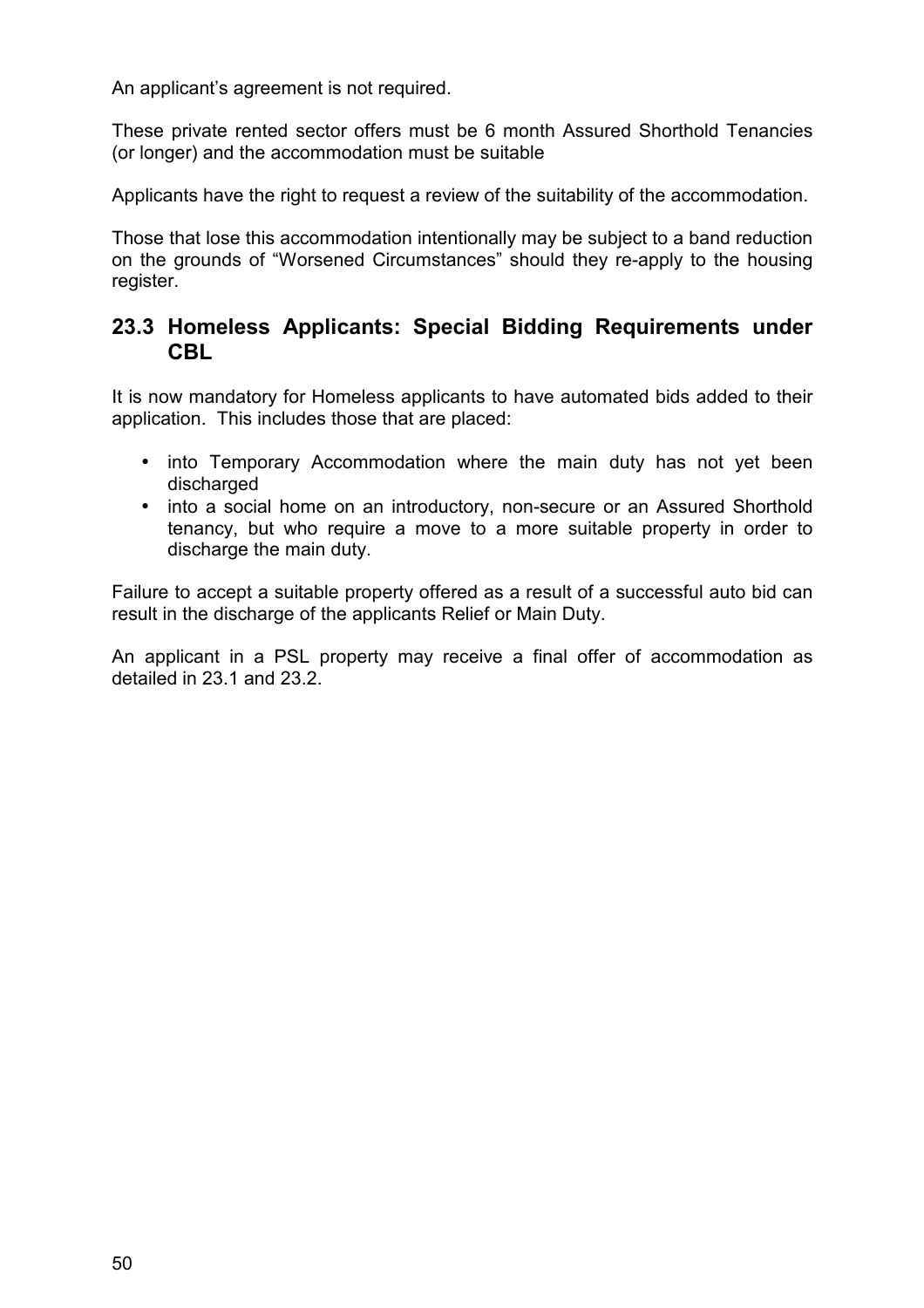An applicant's agreement is not required.

These private rented sector offers must be 6 month Assured Shorthold Tenancies (or longer) and the accommodation must be suitable

Applicants have the right to request a review of the suitability of the accommodation.

Those that lose this accommodation intentionally may be subject to a band reduction on the grounds of "Worsened Circumstances" should they re-apply to the housing register.

### 23.3 Homeless Applicants: Special Bidding Requirements under CBL

It is now mandatory for Homeless applicants to have automated bids added to their application. This includes those that are placed:

- into Temporary Accommodation where the main duty has not yet been discharged
- into a social home on an introductory, non-secure or an Assured Shorthold tenancy, but who require a move to a more suitable property in order to discharge the main duty.

Failure to accept a suitable property offered as a result of a successful auto bid can result in the discharge of the applicants Relief or Main Duty.

An applicant in a PSL property may receive a final offer of accommodation as detailed in 23.1 and 23.2.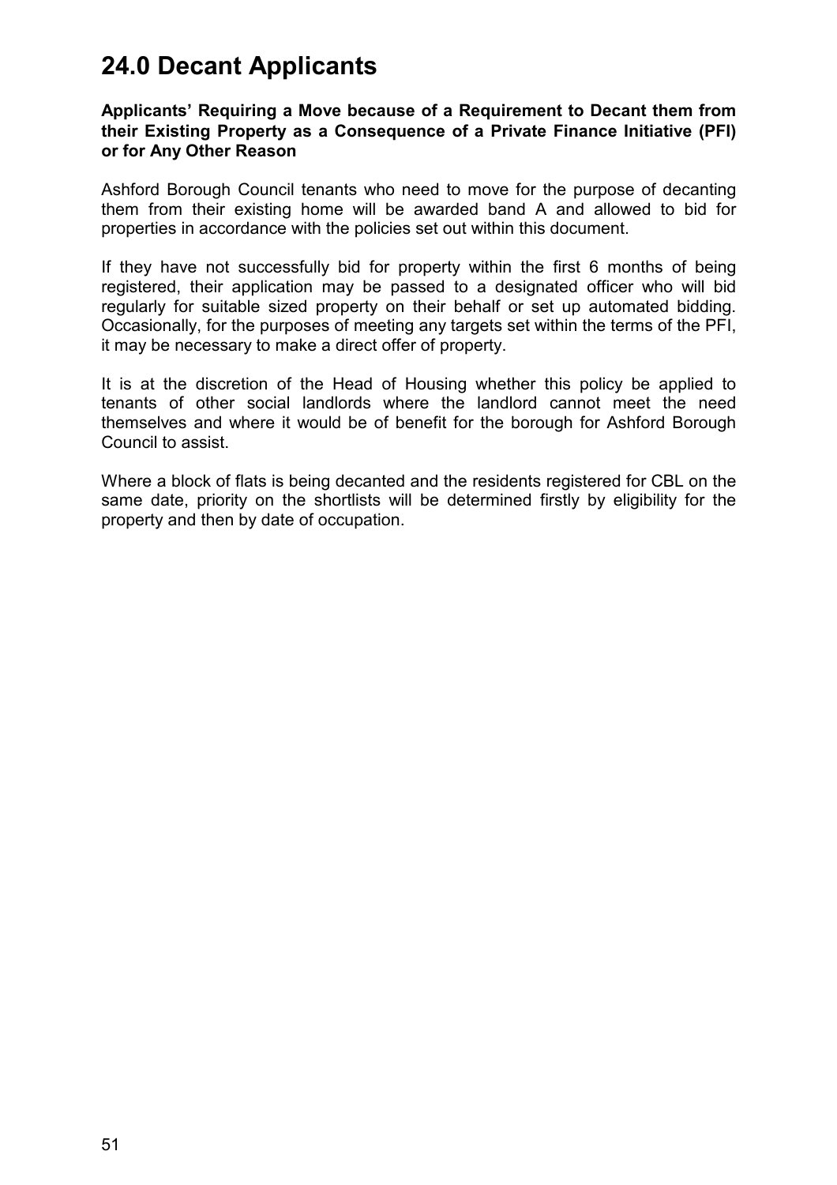# 24.0 Decant Applicants

**Applicants' Requiring a Move because of a Requirement to Decant them from their Existing Property as a Consequence of a Private Finance Initiative (PFI) or for Any Other Reason**

Ashford Borough Council tenants who need to move for the purpose of decanting them from their existing home will be awarded band A and allowed to bid for properties in accordance with the policies set out within this document.

If they have not successfully bid for property within the first 6 months of being registered, their application may be passed to a designated officer who will bid regularly for suitable sized property on their behalf or set up automated bidding. Occasionally, for the purposes of meeting any targets set within the terms of the PFI, it may be necessary to make a direct offer of property.

It is at the discretion of the Head of Housing whether this policy be applied to tenants of other social landlords where the landlord cannot meet the need themselves and where it would be of benefit for the borough for Ashford Borough Council to assist.

Where a block of flats is being decanted and the residents registered for CBL on the same date, priority on the shortlists will be determined firstly by eligibility for the property and then by date of occupation.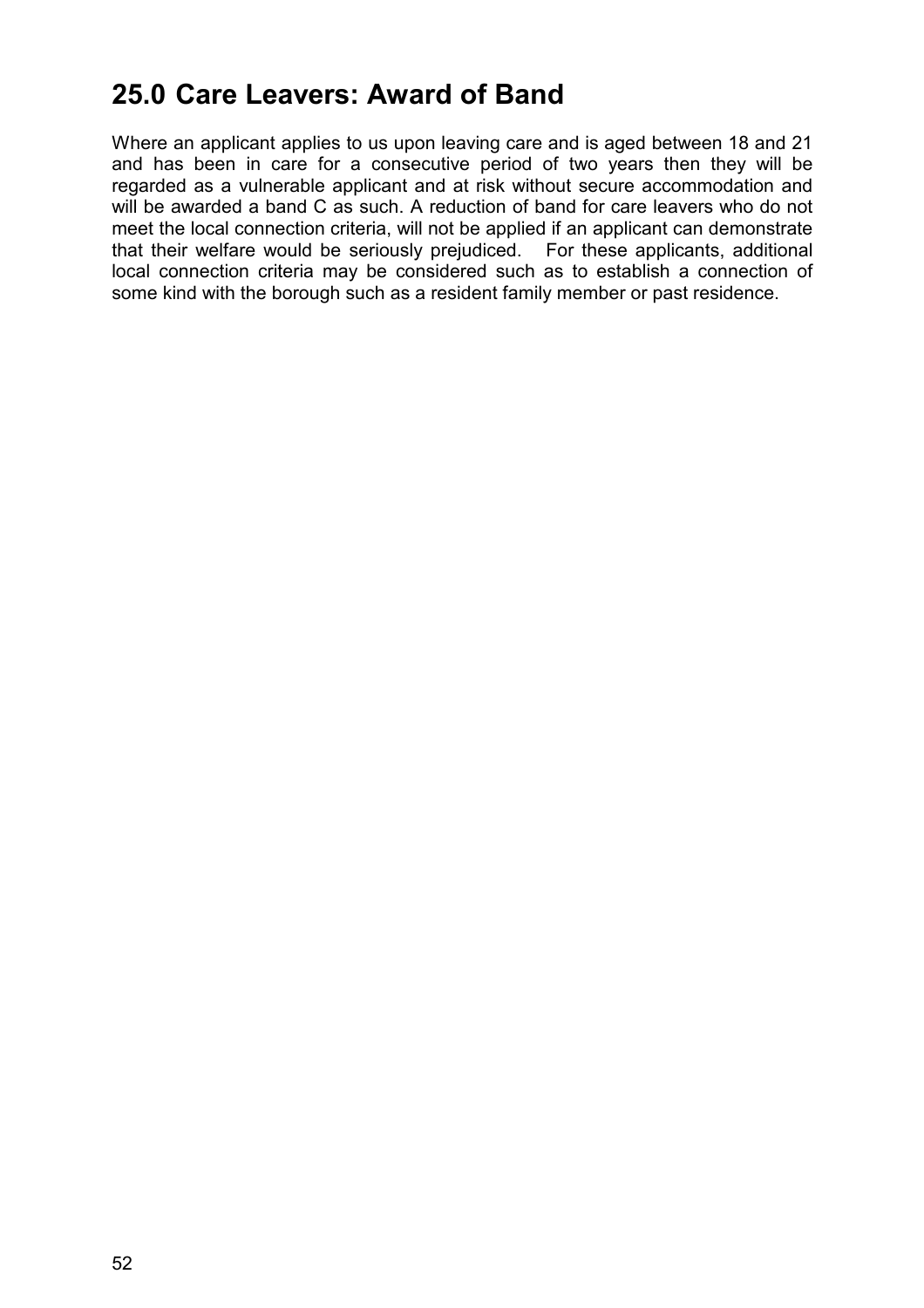## 25.0 Care Leavers: Award of Band

Where an applicant applies to us upon leaving care and is aged between 18 and 21 and has been in care for a consecutive period of two years then they will be regarded as a vulnerable applicant and at risk without secure accommodation and will be awarded a band C as such. A reduction of band for care leavers who do not meet the local connection criteria, will not be applied if an applicant can demonstrate that their welfare would be seriously prejudiced. For these applicants, additional local connection criteria may be considered such as to establish a connection of some kind with the borough such as a resident family member or past residence.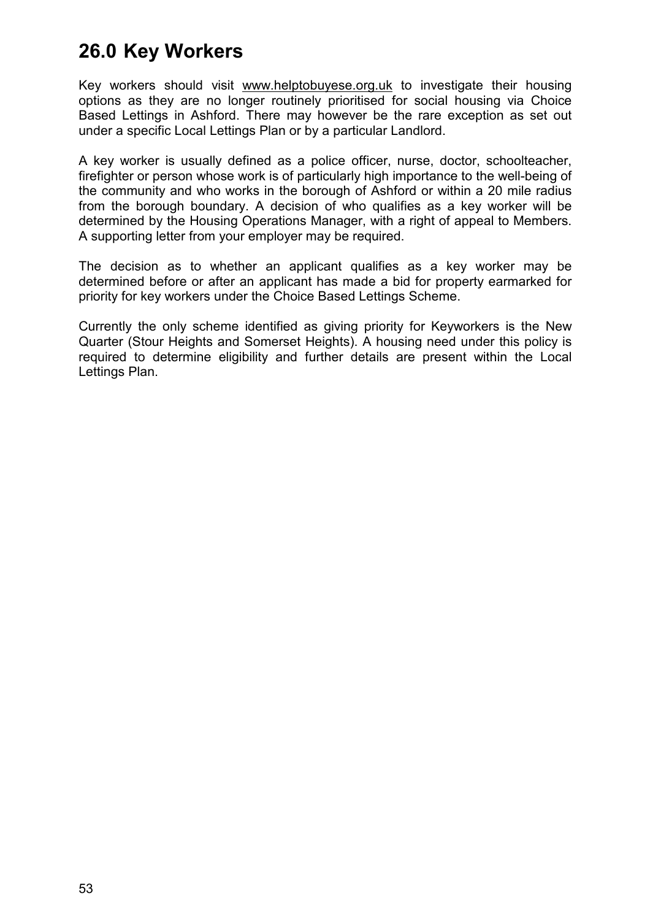## 26.0 Key Workers

Key workers should visit www.helptobuyese.org.uk to investigate their housing options as they are no longer routinely prioritised for social housing via Choice Based Lettings in Ashford. There may however be the rare exception as set out under a specific Local Lettings Plan or by a particular Landlord.

A key worker is usually defined as a police officer, nurse, doctor, schoolteacher, firefighter or person whose work is of particularly high importance to the well-being of the community and who works in the borough of Ashford or within a 20 mile radius from the borough boundary. A decision of who qualifies as a key worker will be determined by the Housing Operations Manager, with a right of appeal to Members. A supporting letter from your employer may be required.

The decision as to whether an applicant qualifies as a key worker may be determined before or after an applicant has made a bid for property earmarked for priority for key workers under the Choice Based Lettings Scheme.

Currently the only scheme identified as giving priority for Keyworkers is the New Quarter (Stour Heights and Somerset Heights). A housing need under this policy is required to determine eligibility and further details are present within the Local Lettings Plan.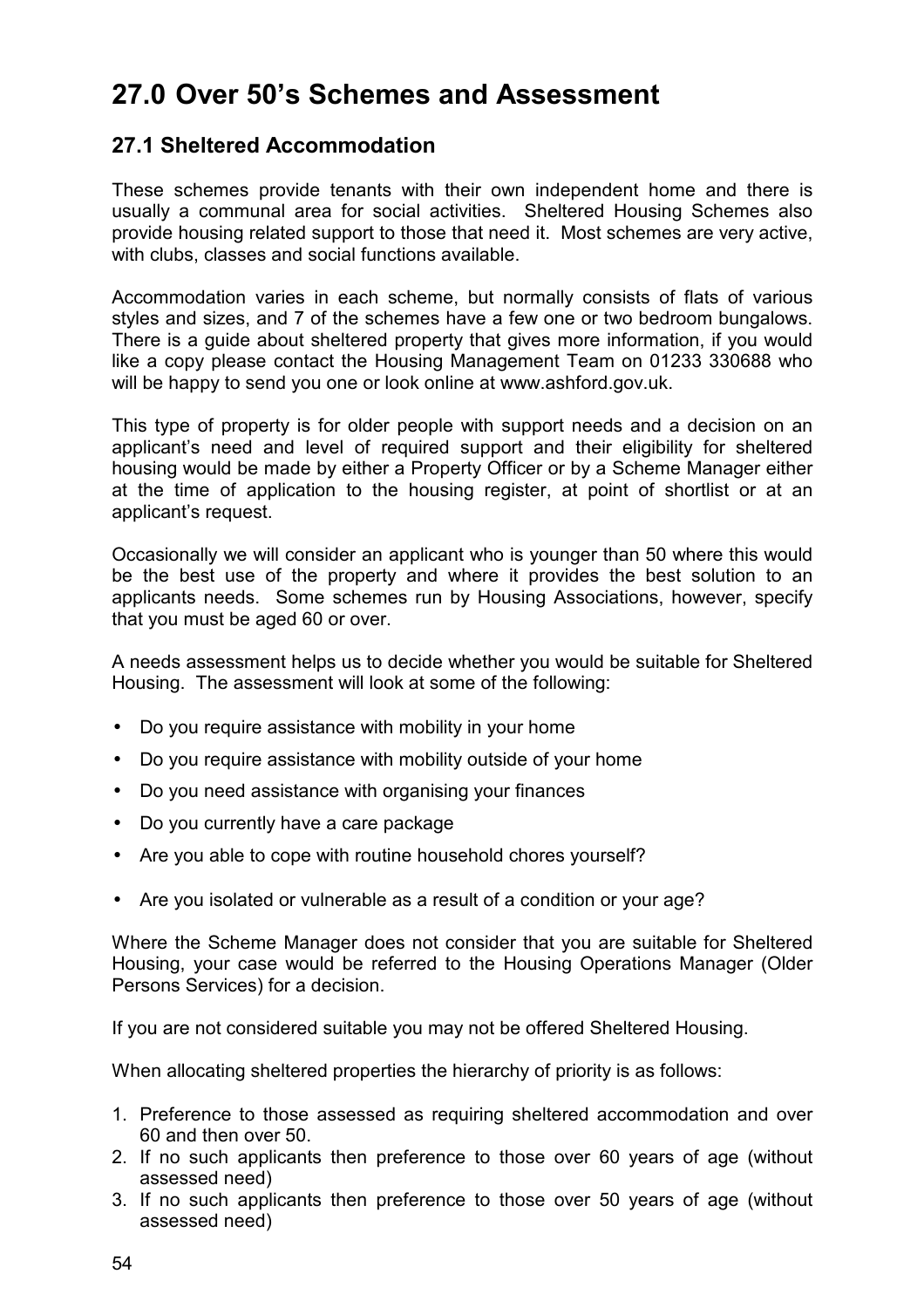# 27.0 Over 50's Schemes and Assessment

## 27.1 Sheltered Accommodation

These schemes provide tenants with their own independent home and there is usually a communal area for social activities. Sheltered Housing Schemes also provide housing related support to those that need it. Most schemes are very active, with clubs, classes and social functions available.

Accommodation varies in each scheme, but normally consists of flats of various styles and sizes, and 7 of the schemes have a few one or two bedroom bungalows. There is a guide about sheltered property that gives more information, if you would like a copy please contact the Housing Management Team on 01233 330688 who will be happy to send you one or look online at www.ashford.gov.uk.

This type of property is for older people with support needs and a decision on an applicant's need and level of required support and their eligibility for sheltered housing would be made by either a Property Officer or by a Scheme Manager either at the time of application to the housing register, at point of shortlist or at an applicant's request.

Occasionally we will consider an applicant who is younger than 50 where this would be the best use of the property and where it provides the best solution to an applicants needs. Some schemes run by Housing Associations, however, specify that you must be aged 60 or over.

A needs assessment helps us to decide whether you would be suitable for Sheltered Housing. The assessment will look at some of the following:

- Do you require assistance with mobility in your home
- Do you require assistance with mobility outside of your home
- Do you need assistance with organising your finances
- Do you currently have a care package
- Are you able to cope with routine household chores yourself?
- Are you isolated or vulnerable as a result of a condition or your age?

Where the Scheme Manager does not consider that you are suitable for Sheltered Housing, your case would be referred to the Housing Operations Manager (Older Persons Services) for a decision.

If you are not considered suitable you may not be offered Sheltered Housing.

When allocating sheltered properties the hierarchy of priority is as follows:

1. Preference to those assessed as requiring sheltered accommodation and over 60 and then over 50.
2. If no such applicants then preference to those over 60 years of age (without assessed need)
3. If no such applicants then preference to those over 50 years of age (without assessed need)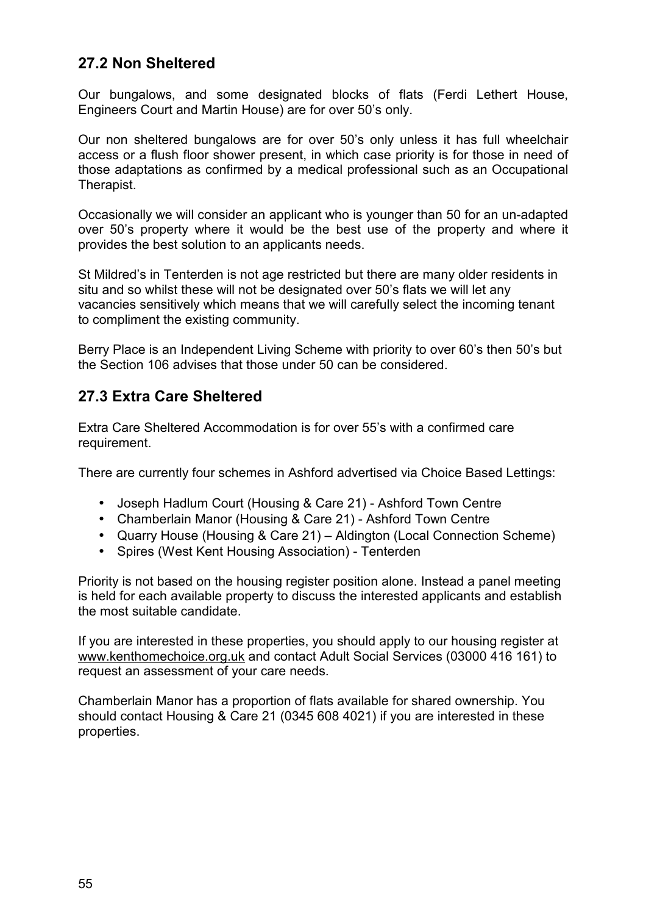## 27.2 Non Sheltered

Our bungalows, and some designated blocks of flats (Ferdi Lethert House, Engineers Court and Martin House) are for over 50's only.

Our non sheltered bungalows are for over 50's only unless it has full wheelchair access or a flush floor shower present, in which case priority is for those in need of those adaptations as confirmed by a medical professional such as an Occupational Therapist.

Occasionally we will consider an applicant who is younger than 50 for an un-adapted over 50's property where it would be the best use of the property and where it provides the best solution to an applicants needs.

St Mildred's in Tenterden is not age restricted but there are many older residents in situ and so whilst these will not be designated over 50's flats we will let any vacancies sensitively which means that we will carefully select the incoming tenant to compliment the existing community.

Berry Place is an Independent Living Scheme with priority to over 60's then 50's but the Section 106 advises that those under 50 can be considered.

## 27.3 Extra Care Sheltered

Extra Care Sheltered Accommodation is for over 55's with a confirmed care requirement.

There are currently four schemes in Ashford advertised via Choice Based Lettings:

- Joseph Hadlum Court (Housing & Care 21) - Ashford Town Centre
- Chamberlain Manor (Housing & Care 21) - Ashford Town Centre
- Quarry House (Housing & Care 21) – Aldington (Local Connection Scheme)
- Spires (West Kent Housing Association) - Tenterden

Priority is not based on the housing register position alone. Instead a panel meeting is held for each available property to discuss the interested applicants and establish the most suitable candidate.

If you are interested in these properties, you should apply to our housing register at www.kenthomechoice.org.uk and contact Adult Social Services (03000 416 161) to request an assessment of your care needs.

Chamberlain Manor has a proportion of flats available for shared ownership. You should contact Housing & Care 21 (0345 608 4021) if you are interested in these properties.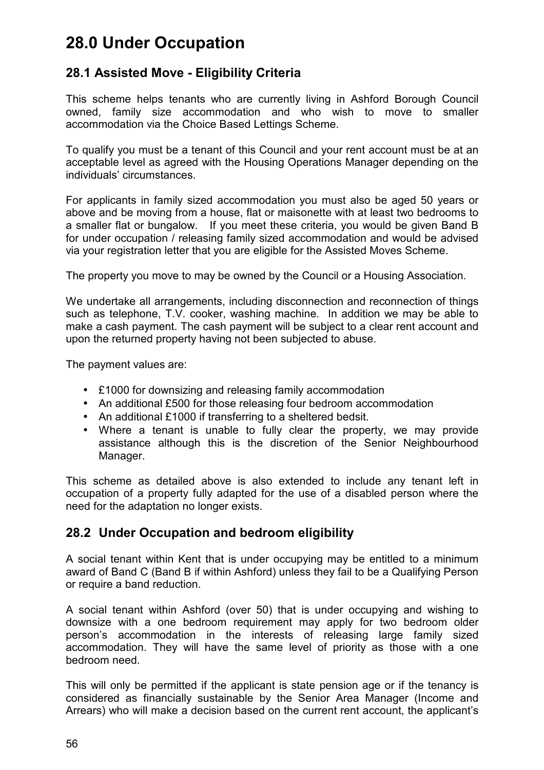# 28.0 Under Occupation

## 28.1 Assisted Move - Eligibility Criteria

This scheme helps tenants who are currently living in Ashford Borough Council owned, family size accommodation and who wish to move to smaller accommodation via the Choice Based Lettings Scheme.

To qualify you must be a tenant of this Council and your rent account must be at an acceptable level as agreed with the Housing Operations Manager depending on the individuals' circumstances.

For applicants in family sized accommodation you must also be aged 50 years or above and be moving from a house, flat or maisonette with at least two bedrooms to a smaller flat or bungalow. If you meet these criteria, you would be given Band B for under occupation / releasing family sized accommodation and would be advised via your registration letter that you are eligible for the Assisted Moves Scheme.

The property you move to may be owned by the Council or a Housing Association.

We undertake all arrangements, including disconnection and reconnection of things such as telephone, T.V. cooker, washing machine. In addition we may be able to make a cash payment. The cash payment will be subject to a clear rent account and upon the returned property having not been subjected to abuse.

The payment values are:

- £1000 for downsizing and releasing family accommodation
- An additional £500 for those releasing four bedroom accommodation
- An additional £1000 if transferring to a sheltered bedsit.
- Where a tenant is unable to fully clear the property, we may provide assistance although this is the discretion of the Senior Neighbourhood Manager.

This scheme as detailed above is also extended to include any tenant left in occupation of a property fully adapted for the use of a disabled person where the need for the adaptation no longer exists.

## 28.2 Under Occupation and bedroom eligibility

A social tenant within Kent that is under occupying may be entitled to a minimum award of Band C (Band B if within Ashford) unless they fail to be a Qualifying Person or require a band reduction.

A social tenant within Ashford (over 50) that is under occupying and wishing to downsize with a one bedroom requirement may apply for two bedroom older person's accommodation in the interests of releasing large family sized accommodation. They will have the same level of priority as those with a one bedroom need.

This will only be permitted if the applicant is state pension age or if the tenancy is considered as financially sustainable by the Senior Area Manager (Income and Arrears) who will make a decision based on the current rent account, the applicant's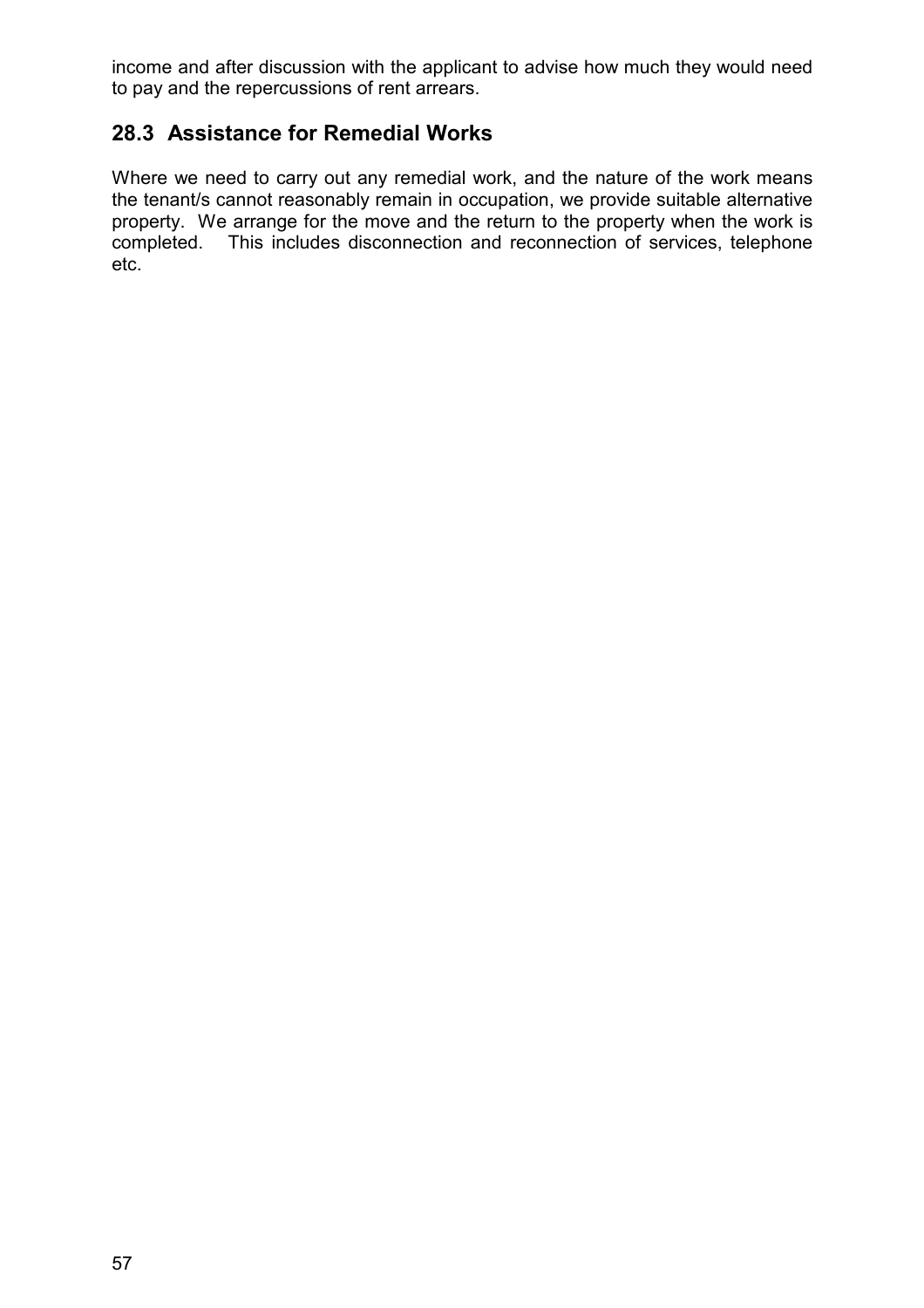income and after discussion with the applicant to advise how much they would need to pay and the repercussions of rent arrears.

## 28.3 Assistance for Remedial Works

Where we need to carry out any remedial work, and the nature of the work means the tenant/s cannot reasonably remain in occupation, we provide suitable alternative property. We arrange for the move and the return to the property when the work is completed. This includes disconnection and reconnection of services, telephone etc.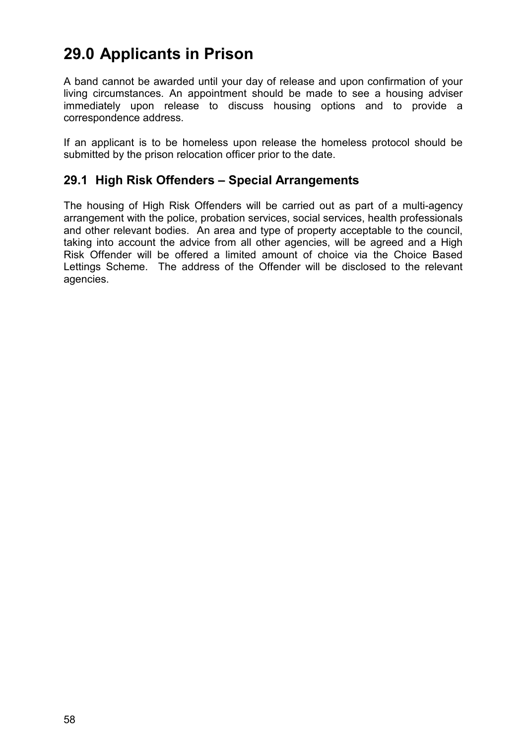# 29.0 Applicants in Prison

A band cannot be awarded until your day of release and upon confirmation of your living circumstances. An appointment should be made to see a housing adviser immediately upon release to discuss housing options and to provide a correspondence address.

If an applicant is to be homeless upon release the homeless protocol should be submitted by the prison relocation officer prior to the date.

## 29.1 High Risk Offenders – Special Arrangements

The housing of High Risk Offenders will be carried out as part of a multi-agency arrangement with the police, probation services, social services, health professionals and other relevant bodies. An area and type of property acceptable to the council, taking into account the advice from all other agencies, will be agreed and a High Risk Offender will be offered a limited amount of choice via the Choice Based Lettings Scheme. The address of the Offender will be disclosed to the relevant agencies.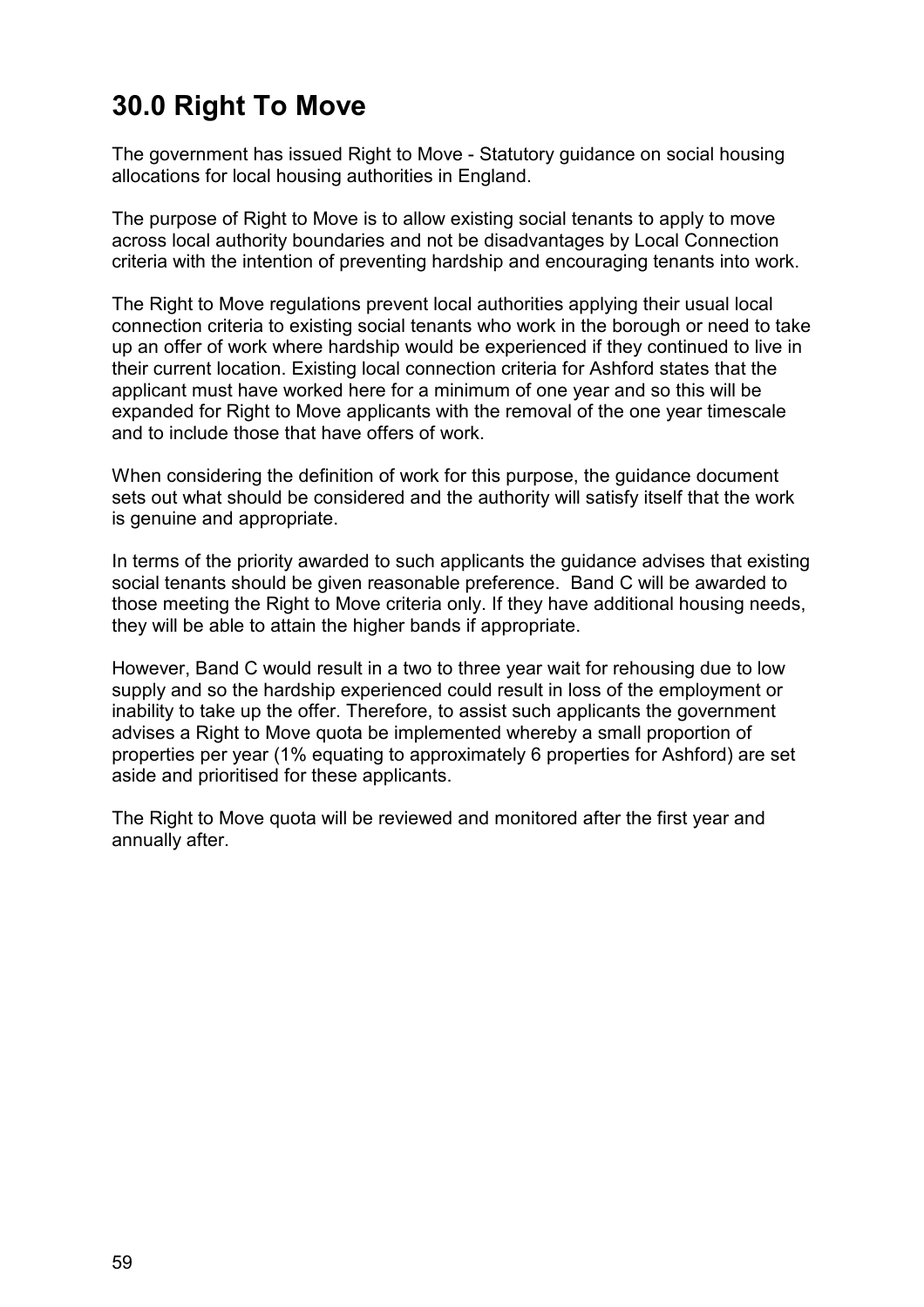# 30.0 Right To Move

The government has issued Right to Move - Statutory guidance on social housing allocations for local housing authorities in England.

The purpose of Right to Move is to allow existing social tenants to apply to move across local authority boundaries and not be disadvantages by Local Connection criteria with the intention of preventing hardship and encouraging tenants into work.

The Right to Move regulations prevent local authorities applying their usual local connection criteria to existing social tenants who work in the borough or need to take up an offer of work where hardship would be experienced if they continued to live in their current location. Existing local connection criteria for Ashford states that the applicant must have worked here for a minimum of one year and so this will be expanded for Right to Move applicants with the removal of the one year timescale and to include those that have offers of work.

When considering the definition of work for this purpose, the guidance document sets out what should be considered and the authority will satisfy itself that the work is genuine and appropriate.

In terms of the priority awarded to such applicants the guidance advises that existing social tenants should be given reasonable preference. Band C will be awarded to those meeting the Right to Move criteria only. If they have additional housing needs, they will be able to attain the higher bands if appropriate.

However, Band C would result in a two to three year wait for rehousing due to low supply and so the hardship experienced could result in loss of the employment or inability to take up the offer. Therefore, to assist such applicants the government advises a Right to Move quota be implemented whereby a small proportion of properties per year (1% equating to approximately 6 properties for Ashford) are set aside and prioritised for these applicants.

The Right to Move quota will be reviewed and monitored after the first year and annually after.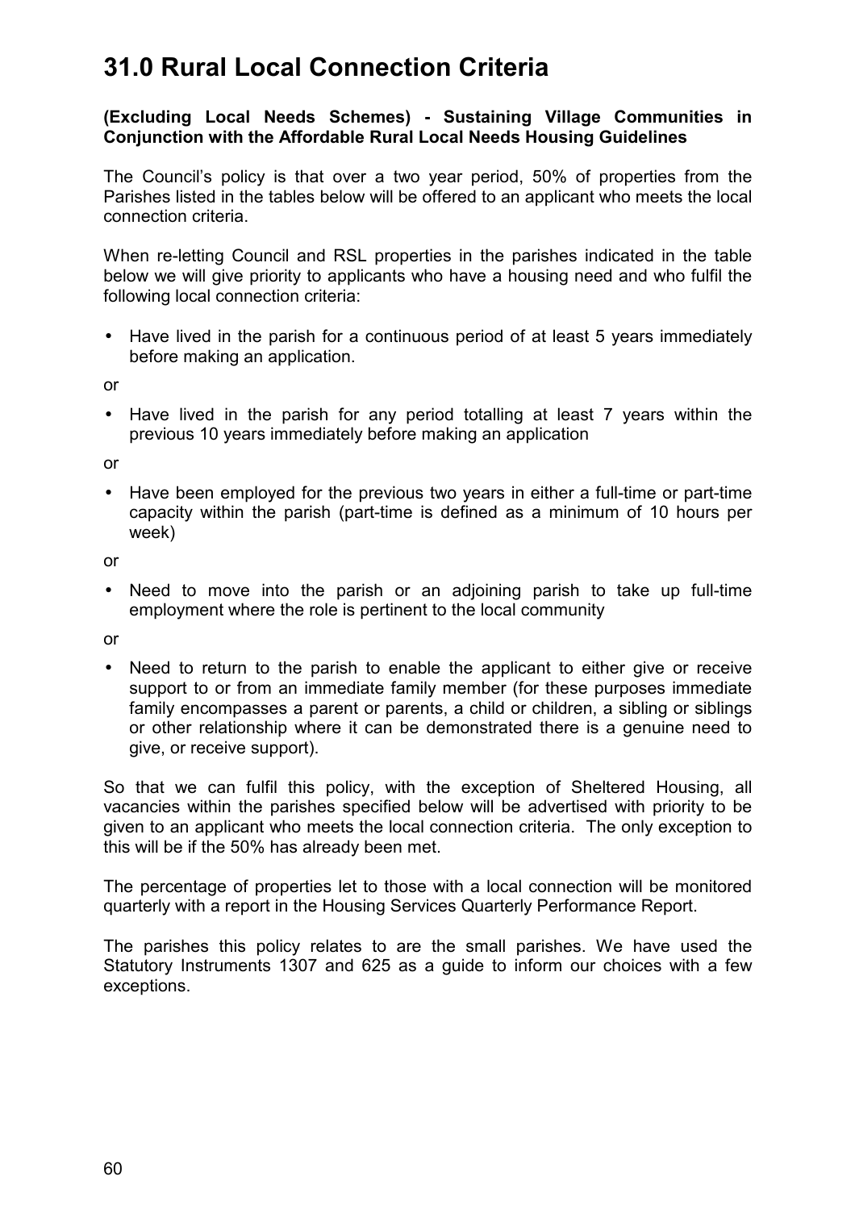# 31.0 Rural Local Connection Criteria

**(Excluding Local Needs Schemes) - Sustaining Village Communities in Conjunction with the Affordable Rural Local Needs Housing Guidelines**

The Council's policy is that over a two year period, 50% of properties from the Parishes listed in the tables below will be offered to an applicant who meets the local connection criteria.

When re-letting Council and RSL properties in the parishes indicated in the table below we will give priority to applicants who have a housing need and who fulfil the following local connection criteria:

- Have lived in the parish for a continuous period of at least 5 years immediately before making an application.

or

- Have lived in the parish for any period totalling at least 7 years within the previous 10 years immediately before making an application

or

- Have been employed for the previous two years in either a full-time or part-time capacity within the parish (part-time is defined as a minimum of 10 hours per week)

or

- Need to move into the parish or an adjoining parish to take up full-time employment where the role is pertinent to the local community

or

- Need to return to the parish to enable the applicant to either give or receive support to or from an immediate family member (for these purposes immediate family encompasses a parent or parents, a child or children, a sibling or siblings or other relationship where it can be demonstrated there is a genuine need to give, or receive support).

So that we can fulfil this policy, with the exception of Sheltered Housing, all vacancies within the parishes specified below will be advertised with priority to be given to an applicant who meets the local connection criteria. The only exception to this will be if the 50% has already been met.

The percentage of properties let to those with a local connection will be monitored quarterly with a report in the Housing Services Quarterly Performance Report.

The parishes this policy relates to are the small parishes. We have used the Statutory Instruments 1307 and 625 as a guide to inform our choices with a few exceptions.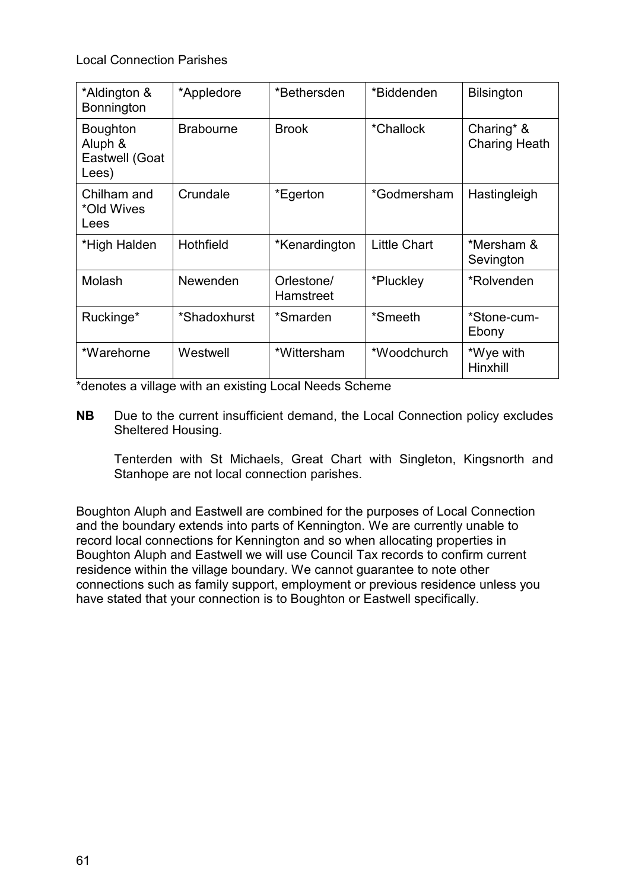Local Connection Parishes

| *Aldington & Bonnington | *Appledore | *Bethersden | *Biddenden | Bilsington |
|---|---|---|---|---|
| Boughton Aluph & Eastwell (Goat Lees) | Brabourne | Brook | *Challock | Charing* & Charing Heath |
| Chilham and *Old Wives Lees | Crundale | *Egerton | *Godmersham | Hastingleigh |
| *High Halden | Hothfield | *Kenardington | Little Chart | *Mersham & Sevington |
| Molash | Newenden | Orlestone/ Hamstreet | *Pluckley | *Rolvenden |
| Ruckinge* | *Shadoxhurst | *Smarden | *Smeeth | *Stone-cum-Ebony |
| *Warehorne | Westwell | *Wittersham | *Woodchurch | *Wye with Hinxhill |

*denotes a village with an existing Local Needs Scheme

**NB** Due to the current insufficient demand, the Local Connection policy excludes Sheltered Housing.

Tenterden with St Michaels, Great Chart with Singleton, Kingsnorth and Stanhope are not local connection parishes.

Boughton Aluph and Eastwell are combined for the purposes of Local Connection and the boundary extends into parts of Kennington. We are currently unable to record local connections for Kennington and so when allocating properties in Boughton Aluph and Eastwell we will use Council Tax records to confirm current residence within the village boundary. We cannot guarantee to note other connections such as family support, employment or previous residence unless you have stated that your connection is to Boughton or Eastwell specifically.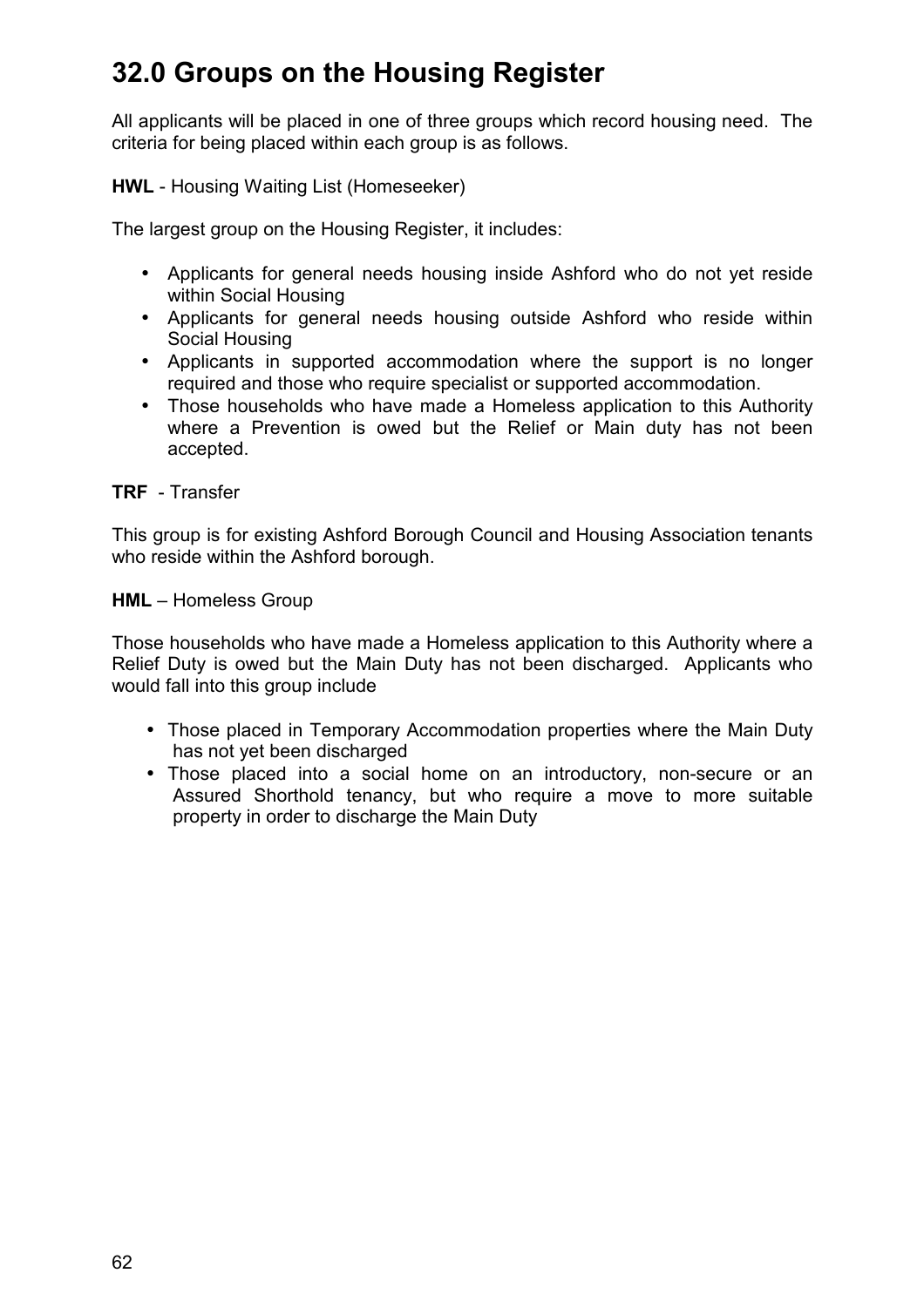# 32.0 Groups on the Housing Register

All applicants will be placed in one of three groups which record housing need. The criteria for being placed within each group is as follows.

**HWL** - Housing Waiting List (Homeseeker)

The largest group on the Housing Register, it includes:

- Applicants for general needs housing inside Ashford who do not yet reside within Social Housing
- Applicants for general needs housing outside Ashford who reside within Social Housing
- Applicants in supported accommodation where the support is no longer required and those who require specialist or supported accommodation.
- Those households who have made a Homeless application to this Authority where a Prevention is owed but the Relief or Main duty has not been accepted.

**TRF** - Transfer

This group is for existing Ashford Borough Council and Housing Association tenants who reside within the Ashford borough.

**HML** – Homeless Group

Those households who have made a Homeless application to this Authority where a Relief Duty is owed but the Main Duty has not been discharged. Applicants who would fall into this group include

- Those placed in Temporary Accommodation properties where the Main Duty has not yet been discharged
- Those placed into a social home on an introductory, non-secure or an Assured Shorthold tenancy, but who require a move to more suitable property in order to discharge the Main Duty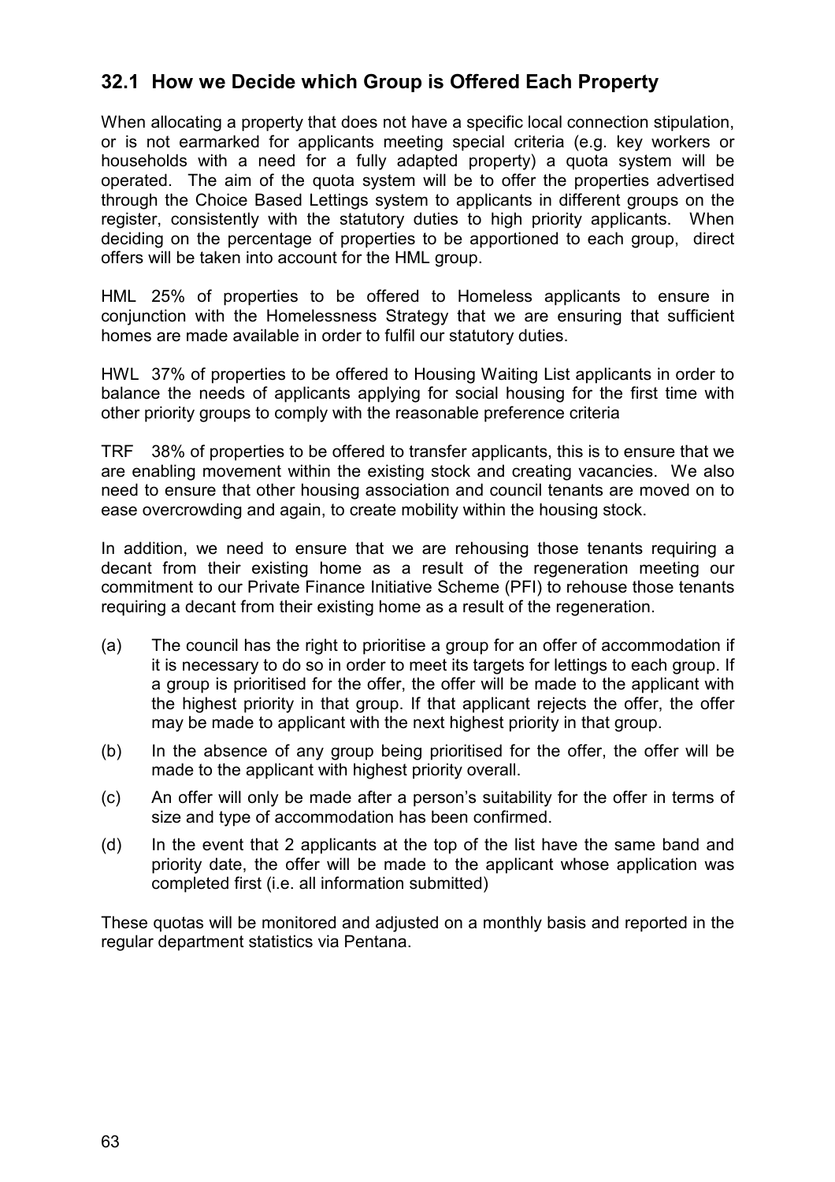## 32.1 How we Decide which Group is Offered Each Property

When allocating a property that does not have a specific local connection stipulation, or is not earmarked for applicants meeting special criteria (e.g. key workers or households with a need for a fully adapted property) a quota system will be operated. The aim of the quota system will be to offer the properties advertised through the Choice Based Lettings system to applicants in different groups on the register, consistently with the statutory duties to high priority applicants. When deciding on the percentage of properties to be apportioned to each group, direct offers will be taken into account for the HML group.

HML 25% of properties to be offered to Homeless applicants to ensure in conjunction with the Homelessness Strategy that we are ensuring that sufficient homes are made available in order to fulfil our statutory duties.

HWL 37% of properties to be offered to Housing Waiting List applicants in order to balance the needs of applicants applying for social housing for the first time with other priority groups to comply with the reasonable preference criteria

TRF 38% of properties to be offered to transfer applicants, this is to ensure that we are enabling movement within the existing stock and creating vacancies. We also need to ensure that other housing association and council tenants are moved on to ease overcrowding and again, to create mobility within the housing stock.

In addition, we need to ensure that we are rehousing those tenants requiring a decant from their existing home as a result of the regeneration meeting our commitment to our Private Finance Initiative Scheme (PFI) to rehouse those tenants requiring a decant from their existing home as a result of the regeneration.

(a) The council has the right to prioritise a group for an offer of accommodation if it is necessary to do so in order to meet its targets for lettings to each group. If a group is prioritised for the offer, the offer will be made to the applicant with the highest priority in that group. If that applicant rejects the offer, the offer may be made to applicant with the next highest priority in that group.

(b) In the absence of any group being prioritised for the offer, the offer will be made to the applicant with highest priority overall.

(c) An offer will only be made after a person's suitability for the offer in terms of size and type of accommodation has been confirmed.

(d) In the event that 2 applicants at the top of the list have the same band and priority date, the offer will be made to the applicant whose application was completed first (i.e. all information submitted)

These quotas will be monitored and adjusted on a monthly basis and reported in the regular department statistics via Pentana.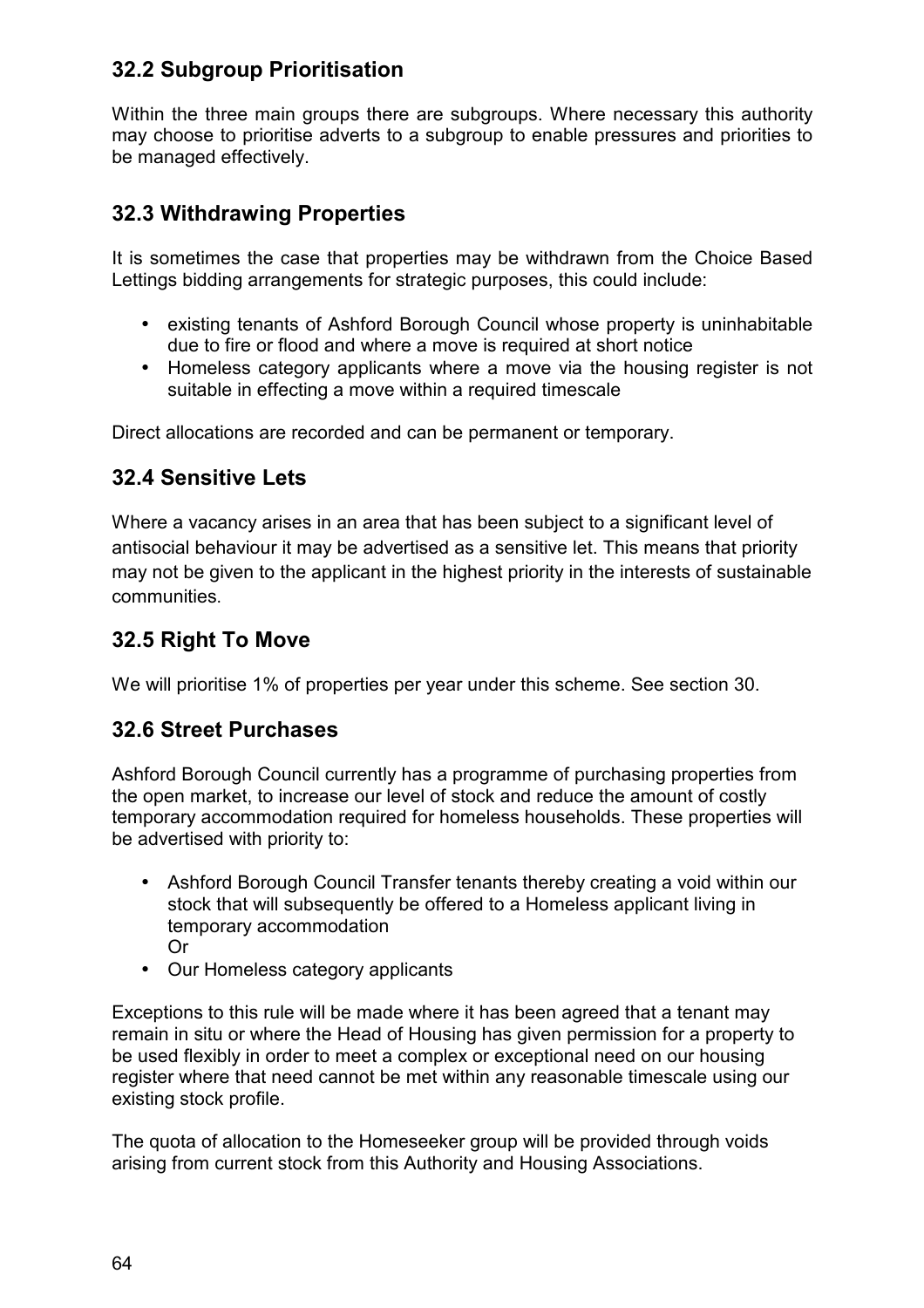## 32.2 Subgroup Prioritisation

Within the three main groups there are subgroups. Where necessary this authority may choose to prioritise adverts to a subgroup to enable pressures and priorities to be managed effectively.

## 32.3 Withdrawing Properties

It is sometimes the case that properties may be withdrawn from the Choice Based Lettings bidding arrangements for strategic purposes, this could include:

- existing tenants of Ashford Borough Council whose property is uninhabitable due to fire or flood and where a move is required at short notice
- Homeless category applicants where a move via the housing register is not suitable in effecting a move within a required timescale

Direct allocations are recorded and can be permanent or temporary.

## 32.4 Sensitive Lets

Where a vacancy arises in an area that has been subject to a significant level of antisocial behaviour it may be advertised as a sensitive let. This means that priority may not be given to the applicant in the highest priority in the interests of sustainable communities.

## 32.5 Right To Move

We will prioritise 1% of properties per year under this scheme. See section 30.

## 32.6 Street Purchases

Ashford Borough Council currently has a programme of purchasing properties from the open market, to increase our level of stock and reduce the amount of costly temporary accommodation required for homeless households. These properties will be advertised with priority to:

- Ashford Borough Council Transfer tenants thereby creating a void within our stock that will subsequently be offered to a Homeless applicant living in temporary accommodation
  Or
- Our Homeless category applicants

Exceptions to this rule will be made where it has been agreed that a tenant may remain in situ or where the Head of Housing has given permission for a property to be used flexibly in order to meet a complex or exceptional need on our housing register where that need cannot be met within any reasonable timescale using our existing stock profile.

The quota of allocation to the Homeseeker group will be provided through voids arising from current stock from this Authority and Housing Associations.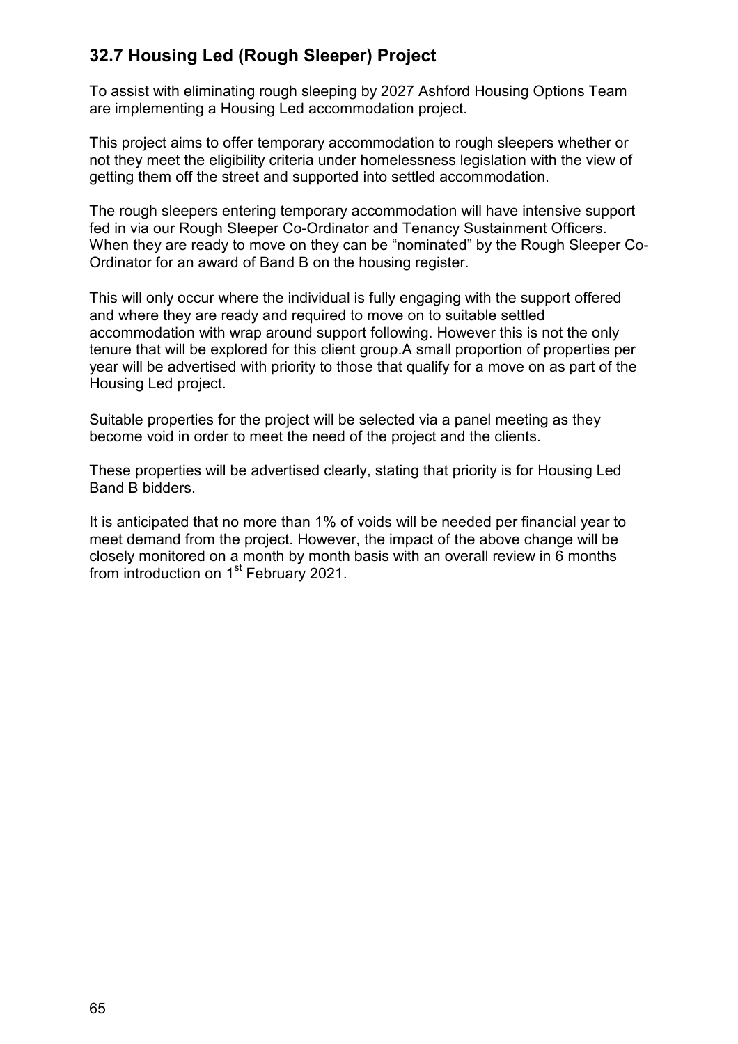## 32.7 Housing Led (Rough Sleeper) Project

To assist with eliminating rough sleeping by 2027 Ashford Housing Options Team are implementing a Housing Led accommodation project.

This project aims to offer temporary accommodation to rough sleepers whether or not they meet the eligibility criteria under homelessness legislation with the view of getting them off the street and supported into settled accommodation.

The rough sleepers entering temporary accommodation will have intensive support fed in via our Rough Sleeper Co-Ordinator and Tenancy Sustainment Officers. When they are ready to move on they can be "nominated" by the Rough Sleeper Co-Ordinator for an award of Band B on the housing register.

This will only occur where the individual is fully engaging with the support offered and where they are ready and required to move on to suitable settled accommodation with wrap around support following. However this is not the only tenure that will be explored for this client group.A small proportion of properties per year will be advertised with priority to those that qualify for a move on as part of the Housing Led project.

Suitable properties for the project will be selected via a panel meeting as they become void in order to meet the need of the project and the clients.

These properties will be advertised clearly, stating that priority is for Housing Led Band B bidders.

It is anticipated that no more than 1% of voids will be needed per financial year to meet demand from the project. However, the impact of the above change will be closely monitored on a month by month basis with an overall review in 6 months from introduction on 1st February 2021.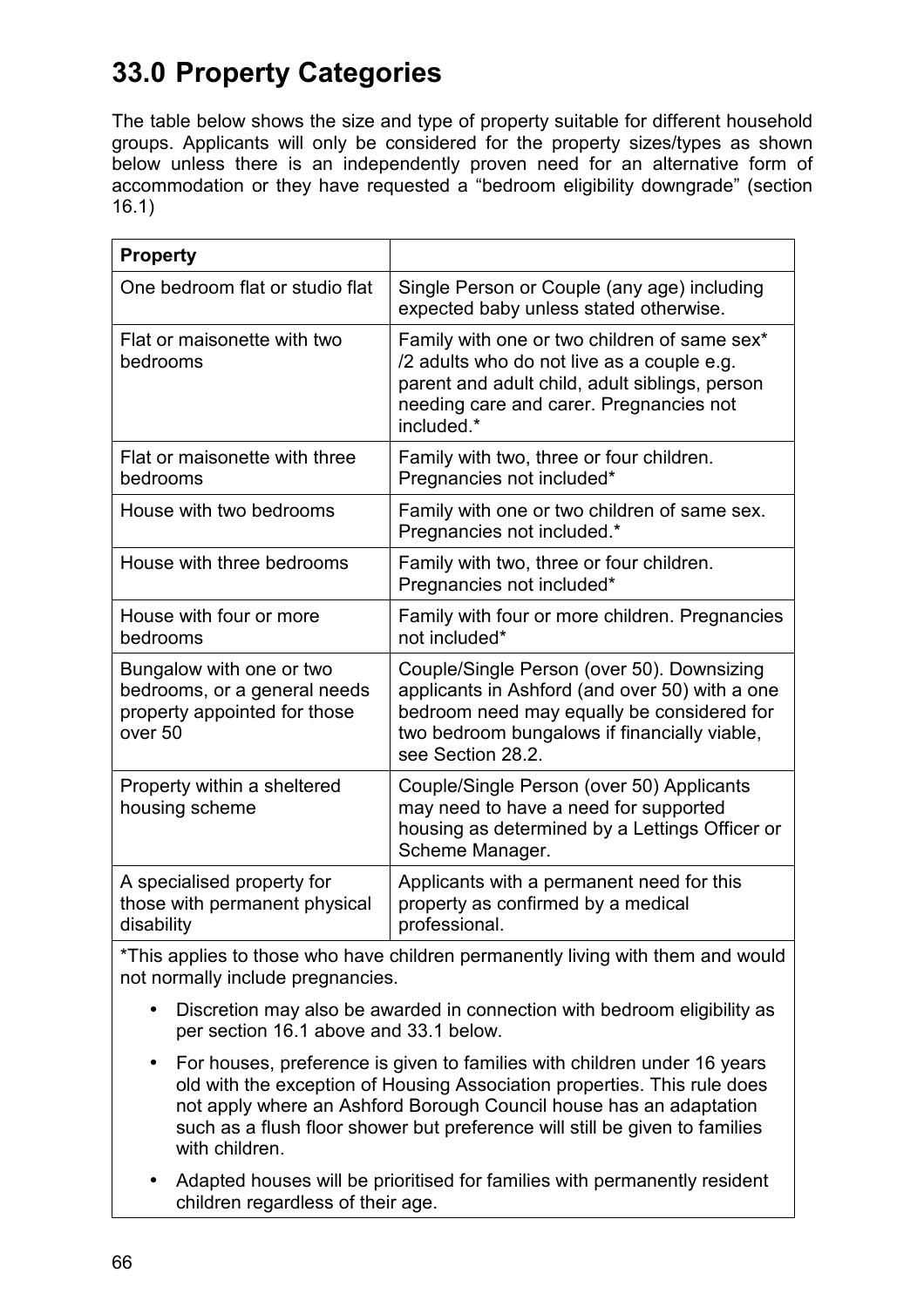# 33.0 Property Categories

The table below shows the size and type of property suitable for different household groups. Applicants will only be considered for the property sizes/types as shown below unless there is an independently proven need for an alternative form of accommodation or they have requested a "bedroom eligibility downgrade" (section 16.1)

| Property | |
|---|---|
| One bedroom flat or studio flat | Single Person or Couple (any age) including expected baby unless stated otherwise. |
| Flat or maisonette with two bedrooms | Family with one or two children of same sex* /2 adults who do not live as a couple e.g. parent and adult child, adult siblings, person needing care and carer. Pregnancies not included.* |
| Flat or maisonette with three bedrooms | Family with two, three or four children. Pregnancies not included* |
| House with two bedrooms | Family with one or two children of same sex. Pregnancies not included.* |
| House with three bedrooms | Family with two, three or four children. Pregnancies not included* |
| House with four or more bedrooms | Family with four or more children. Pregnancies not included* |
| Bungalow with one or two bedrooms, or a general needs property appointed for those over 50 | Couple/Single Person (over 50). Downsizing applicants in Ashford (and over 50) with a one bedroom need may equally be considered for two bedroom bungalows if financially viable, see Section 28.2. |
| Property within a sheltered housing scheme | Couple/Single Person (over 50) Applicants may need to have a need for supported housing as determined by a Lettings Officer or Scheme Manager. |
| A specialised property for those with permanent physical disability | Applicants with a permanent need for this property as confirmed by a medical professional. |

*This applies to those who have children permanently living with them and would not normally include pregnancies.

- Discretion may also be awarded in connection with bedroom eligibility as per section 16.1 above and 33.1 below.
- For houses, preference is given to families with children under 16 years old with the exception of Housing Association properties. This rule does not apply where an Ashford Borough Council house has an adaptation such as a flush floor shower but preference will still be given to families with children.
- Adapted houses will be prioritised for families with permanently resident children regardless of their age.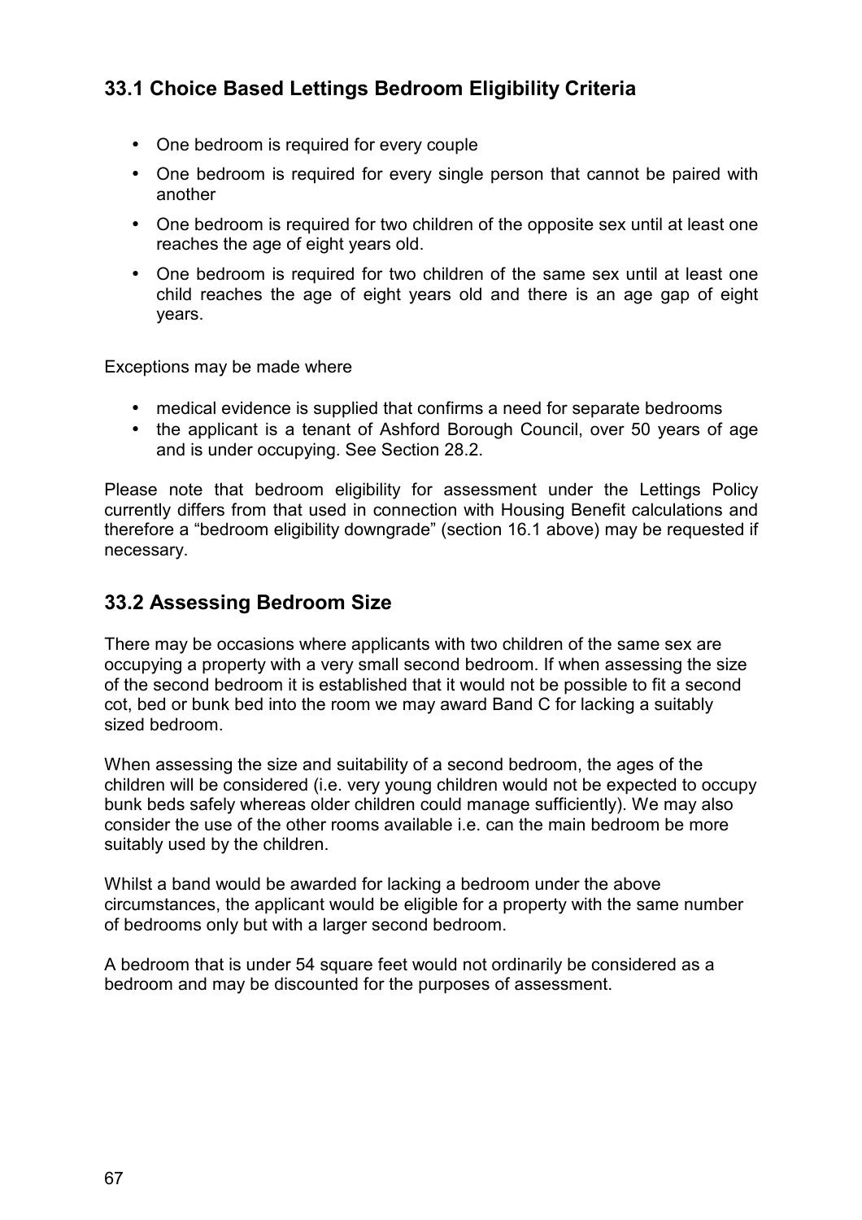## 33.1 Choice Based Lettings Bedroom Eligibility Criteria

- One bedroom is required for every couple
- One bedroom is required for every single person that cannot be paired with another
- One bedroom is required for two children of the opposite sex until at least one reaches the age of eight years old.
- One bedroom is required for two children of the same sex until at least one child reaches the age of eight years old and there is an age gap of eight years.

Exceptions may be made where

- medical evidence is supplied that confirms a need for separate bedrooms
- the applicant is a tenant of Ashford Borough Council, over 50 years of age and is under occupying. See Section 28.2.

Please note that bedroom eligibility for assessment under the Lettings Policy currently differs from that used in connection with Housing Benefit calculations and therefore a "bedroom eligibility downgrade" (section 16.1 above) may be requested if necessary.

## 33.2 Assessing Bedroom Size

There may be occasions where applicants with two children of the same sex are occupying a property with a very small second bedroom. If when assessing the size of the second bedroom it is established that it would not be possible to fit a second cot, bed or bunk bed into the room we may award Band C for lacking a suitably sized bedroom.

When assessing the size and suitability of a second bedroom, the ages of the children will be considered (i.e. very young children would not be expected to occupy bunk beds safely whereas older children could manage sufficiently). We may also consider the use of the other rooms available i.e. can the main bedroom be more suitably used by the children.

Whilst a band would be awarded for lacking a bedroom under the above circumstances, the applicant would be eligible for a property with the same number of bedrooms only but with a larger second bedroom.

A bedroom that is under 54 square feet would not ordinarily be considered as a bedroom and may be discounted for the purposes of assessment.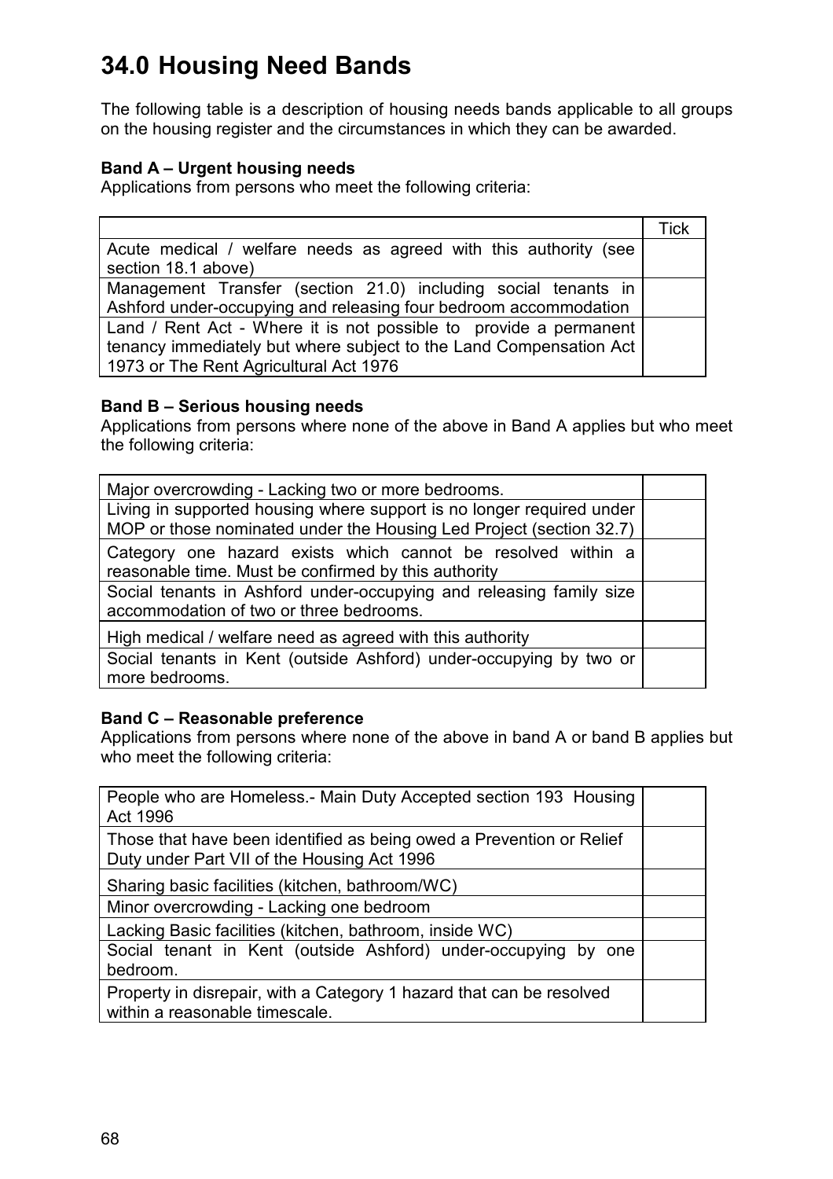# 34.0 Housing Need Bands

The following table is a description of housing needs bands applicable to all groups on the housing register and the circumstances in which they can be awarded.

**Band A – Urgent housing needs**
Applications from persons who meet the following criteria:

| | Tick |
|---|---|
| Acute medical / welfare needs as agreed with this authority (see section 18.1 above) | |
| Management Transfer (section 21.0) including social tenants in Ashford under-occupying and releasing four bedroom accommodation | |
| Land / Rent Act - Where it is not possible to provide a permanent tenancy immediately but where subject to the Land Compensation Act 1973 or The Rent Agricultural Act 1976 | |

**Band B – Serious housing needs**
Applications from persons where none of the above in Band A applies but who meet the following criteria:

| | |
|---|---|
| Major overcrowding - Lacking two or more bedrooms. | |
| Living in supported housing where support is no longer required under MOP or those nominated under the Housing Led Project (section 32.7) | |
| Category one hazard exists which cannot be resolved within a reasonable time. Must be confirmed by this authority | |
| Social tenants in Ashford under-occupying and releasing family size accommodation of two or three bedrooms. | |
| High medical / welfare need as agreed with this authority | |
| Social tenants in Kent (outside Ashford) under-occupying by two or more bedrooms. | |

**Band C – Reasonable preference**
Applications from persons where none of the above in band A or band B applies but who meet the following criteria:

| | |
|---|---|
| People who are Homeless.- Main Duty Accepted section 193 Housing Act 1996 | |
| Those that have been identified as being owed a Prevention or Relief Duty under Part VII of the Housing Act 1996 | |
| Sharing basic facilities (kitchen, bathroom/WC) | |
| Minor overcrowding - Lacking one bedroom | |
| Lacking Basic facilities (kitchen, bathroom, inside WC) | |
| Social tenant in Kent (outside Ashford) under-occupying by one bedroom. | |
| Property in disrepair, with a Category 1 hazard that can be resolved within a reasonable timescale. | |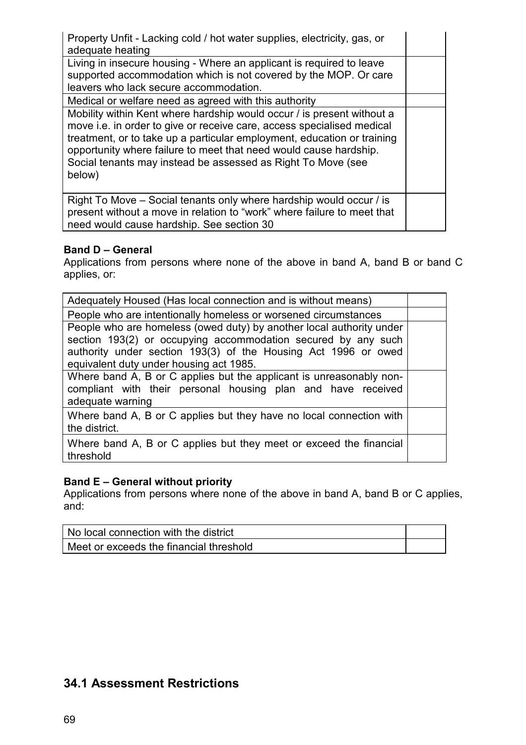| | |
|---|---|
| Property Unfit - Lacking cold / hot water supplies, electricity, gas, or adequate heating | |
| Living in insecure housing - Where an applicant is required to leave supported accommodation which is not covered by the MOP. Or care leavers who lack secure accommodation. | |
| Medical or welfare need as agreed with this authority | |
| Mobility within Kent where hardship would occur / is present without a move i.e. in order to give or receive care, access specialised medical treatment, or to take up a particular employment, education or training opportunity where failure to meet that need would cause hardship. Social tenants may instead be assessed as Right To Move (see below) | |
| Right To Move – Social tenants only where hardship would occur / is present without a move in relation to "work" where failure to meet that need would cause hardship. See section 30 | |

**Band D – General**
Applications from persons where none of the above in band A, band B or band C applies, or:

| | |
|---|---|
| Adequately Housed (Has local connection and is without means) | |
| People who are intentionally homeless or worsened circumstances | |
| People who are homeless (owed duty) by another local authority under section 193(2) or occupying accommodation secured by any such authority under section 193(3) of the Housing Act 1996 or owed equivalent duty under housing act 1985. | |
| Where band A, B or C applies but the applicant is unreasonably non-compliant with their personal housing plan and have received adequate warning | |
| Where band A, B or C applies but they have no local connection with the district. | |
| Where band A, B or C applies but they meet or exceed the financial threshold | |

**Band E – General without priority**
Applications from persons where none of the above in band A, band B or C applies, and:

| | |
|---|---|
| No local connection with the district | |
| Meet or exceeds the financial threshold | |

## 34.1 Assessment Restrictions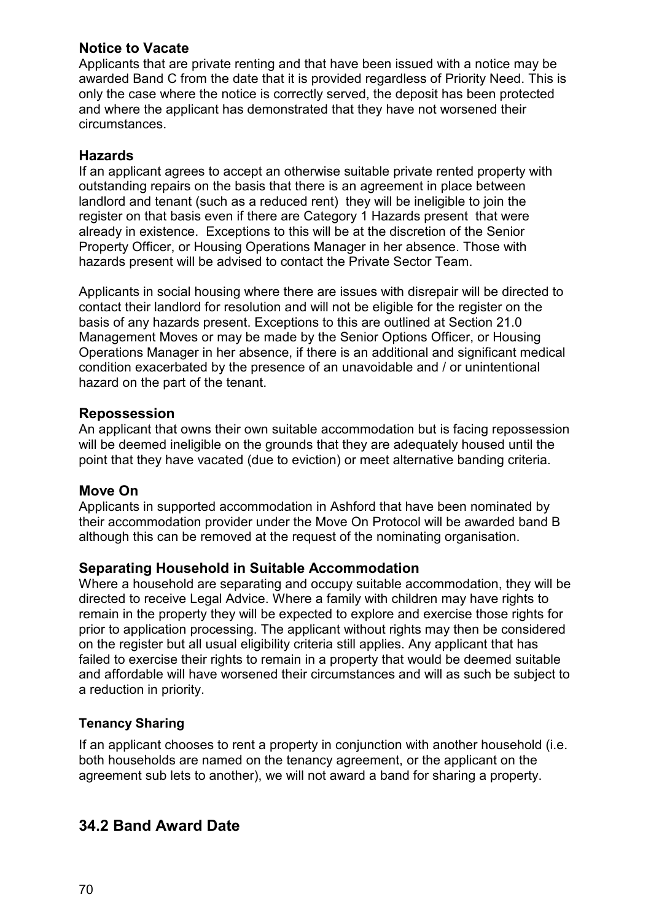### Notice to Vacate

Applicants that are private renting and that have been issued with a notice may be awarded Band C from the date that it is provided regardless of Priority Need. This is only the case where the notice is correctly served, the deposit has been protected and where the applicant has demonstrated that they have not worsened their circumstances.

### Hazards

If an applicant agrees to accept an otherwise suitable private rented property with outstanding repairs on the basis that there is an agreement in place between landlord and tenant (such as a reduced rent) they will be ineligible to join the register on that basis even if there are Category 1 Hazards present that were already in existence. Exceptions to this will be at the discretion of the Senior Property Officer, or Housing Operations Manager in her absence. Those with hazards present will be advised to contact the Private Sector Team.

Applicants in social housing where there are issues with disrepair will be directed to contact their landlord for resolution and will not be eligible for the register on the basis of any hazards present. Exceptions to this are outlined at Section 21.0 Management Moves or may be made by the Senior Options Officer, or Housing Operations Manager in her absence, if there is an additional and significant medical condition exacerbated by the presence of an unavoidable and / or unintentional hazard on the part of the tenant.

### Repossession

An applicant that owns their own suitable accommodation but is facing repossession will be deemed ineligible on the grounds that they are adequately housed until the point that they have vacated (due to eviction) or meet alternative banding criteria.

### Move On

Applicants in supported accommodation in Ashford that have been nominated by their accommodation provider under the Move On Protocol will be awarded band B although this can be removed at the request of the nominating organisation.

### Separating Household in Suitable Accommodation

Where a household are separating and occupy suitable accommodation, they will be directed to receive Legal Advice. Where a family with children may have rights to remain in the property they will be expected to explore and exercise those rights for prior to application processing. The applicant without rights may then be considered on the register but all usual eligibility criteria still applies. Any applicant that has failed to exercise their rights to remain in a property that would be deemed suitable and affordable will have worsened their circumstances and will as such be subject to a reduction in priority.

#### Tenancy Sharing

If an applicant chooses to rent a property in conjunction with another household (i.e. both households are named on the tenancy agreement, or the applicant on the agreement sub lets to another), we will not award a band for sharing a property.

## 34.2 Band Award Date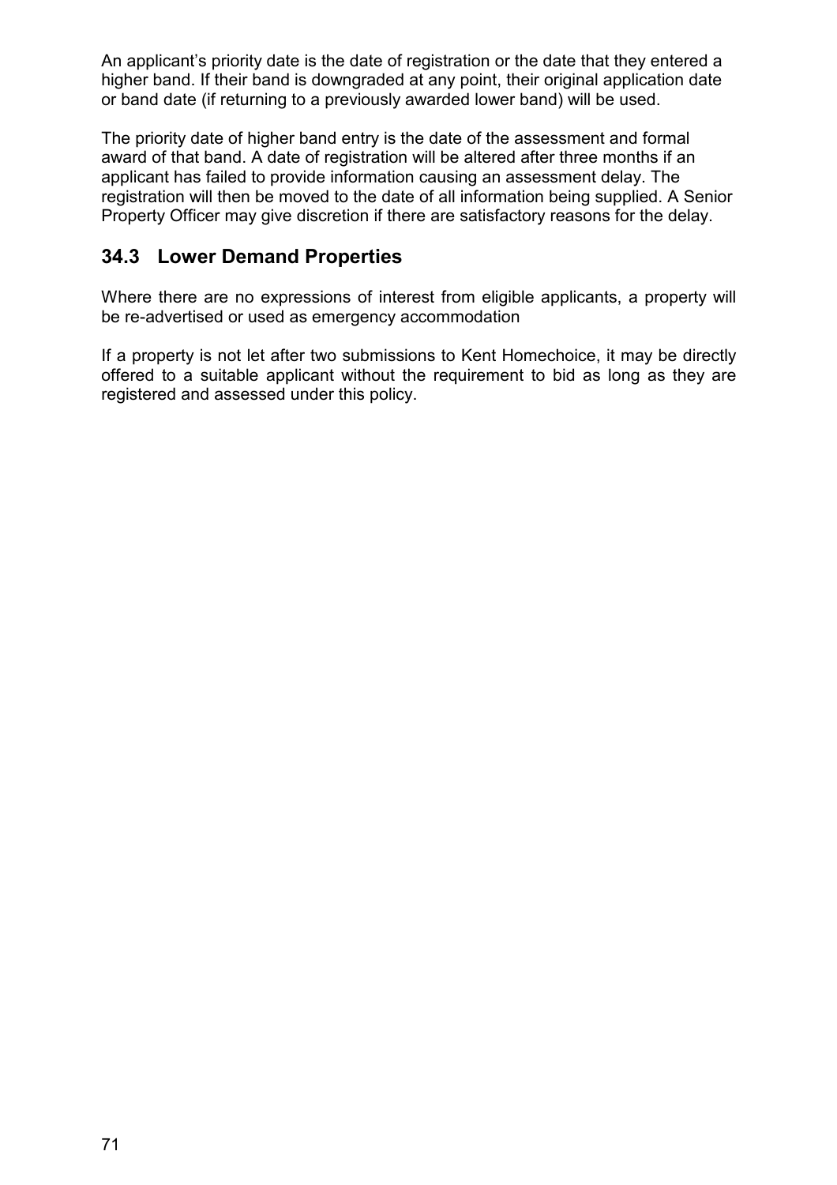An applicant's priority date is the date of registration or the date that they entered a higher band. If their band is downgraded at any point, their original application date or band date (if returning to a previously awarded lower band) will be used.

The priority date of higher band entry is the date of the assessment and formal award of that band. A date of registration will be altered after three months if an applicant has failed to provide information causing an assessment delay. The registration will then be moved to the date of all information being supplied. A Senior Property Officer may give discretion if there are satisfactory reasons for the delay.

## 34.3 Lower Demand Properties

Where there are no expressions of interest from eligible applicants, a property will be re-advertised or used as emergency accommodation

If a property is not let after two submissions to Kent Homechoice, it may be directly offered to a suitable applicant without the requirement to bid as long as they are registered and assessed under this policy.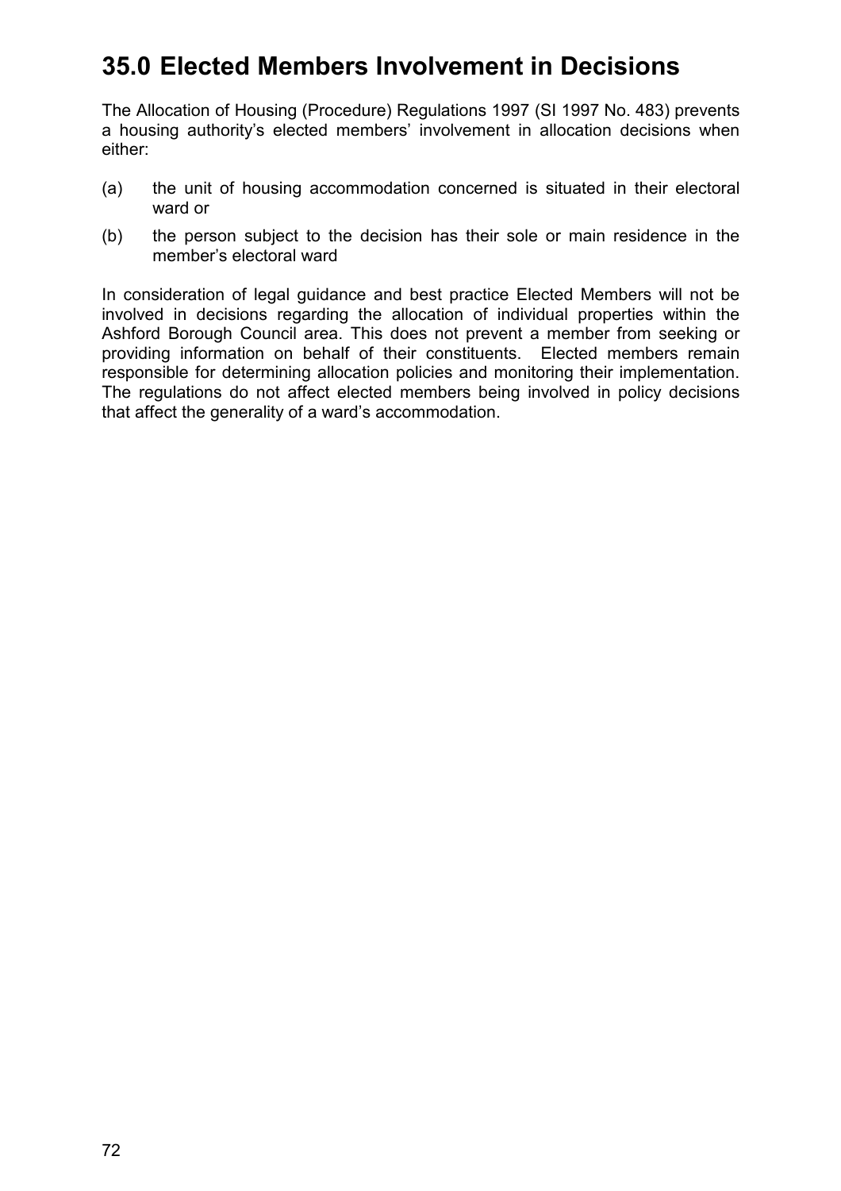# 35.0 Elected Members Involvement in Decisions

The Allocation of Housing (Procedure) Regulations 1997 (SI 1997 No. 483) prevents a housing authority's elected members' involvement in allocation decisions when either:

(a) the unit of housing accommodation concerned is situated in their electoral ward or

(b) the person subject to the decision has their sole or main residence in the member's electoral ward

In consideration of legal guidance and best practice Elected Members will not be involved in decisions regarding the allocation of individual properties within the Ashford Borough Council area. This does not prevent a member from seeking or providing information on behalf of their constituents. Elected members remain responsible for determining allocation policies and monitoring their implementation. The regulations do not affect elected members being involved in policy decisions that affect the generality of a ward's accommodation.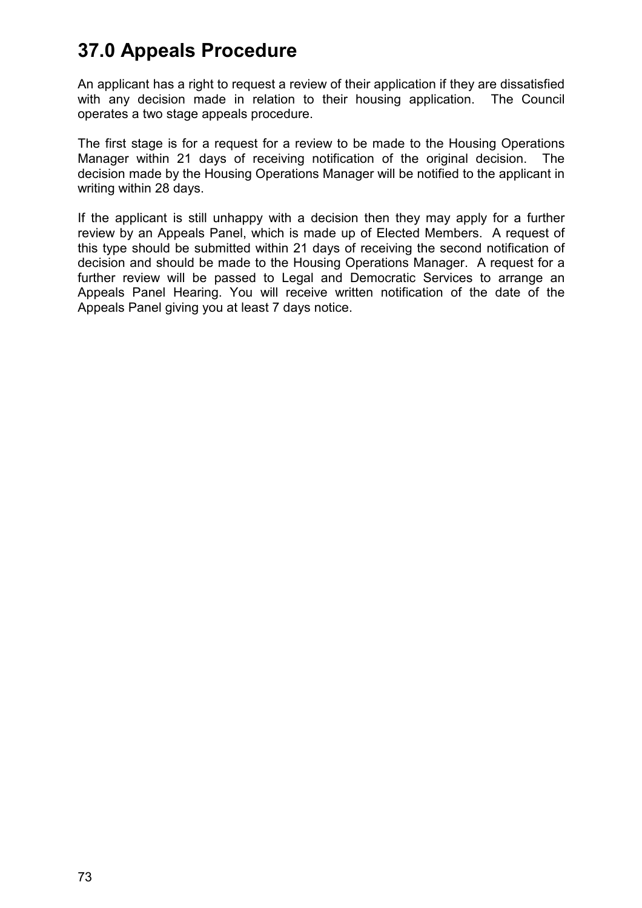# 37.0 Appeals Procedure

An applicant has a right to request a review of their application if they are dissatisfied with any decision made in relation to their housing application. The Council operates a two stage appeals procedure.

The first stage is for a request for a review to be made to the Housing Operations Manager within 21 days of receiving notification of the original decision. The decision made by the Housing Operations Manager will be notified to the applicant in writing within 28 days.

If the applicant is still unhappy with a decision then they may apply for a further review by an Appeals Panel, which is made up of Elected Members. A request of this type should be submitted within 21 days of receiving the second notification of decision and should be made to the Housing Operations Manager. A request for a further review will be passed to Legal and Democratic Services to arrange an Appeals Panel Hearing. You will receive written notification of the date of the Appeals Panel giving you at least 7 days notice.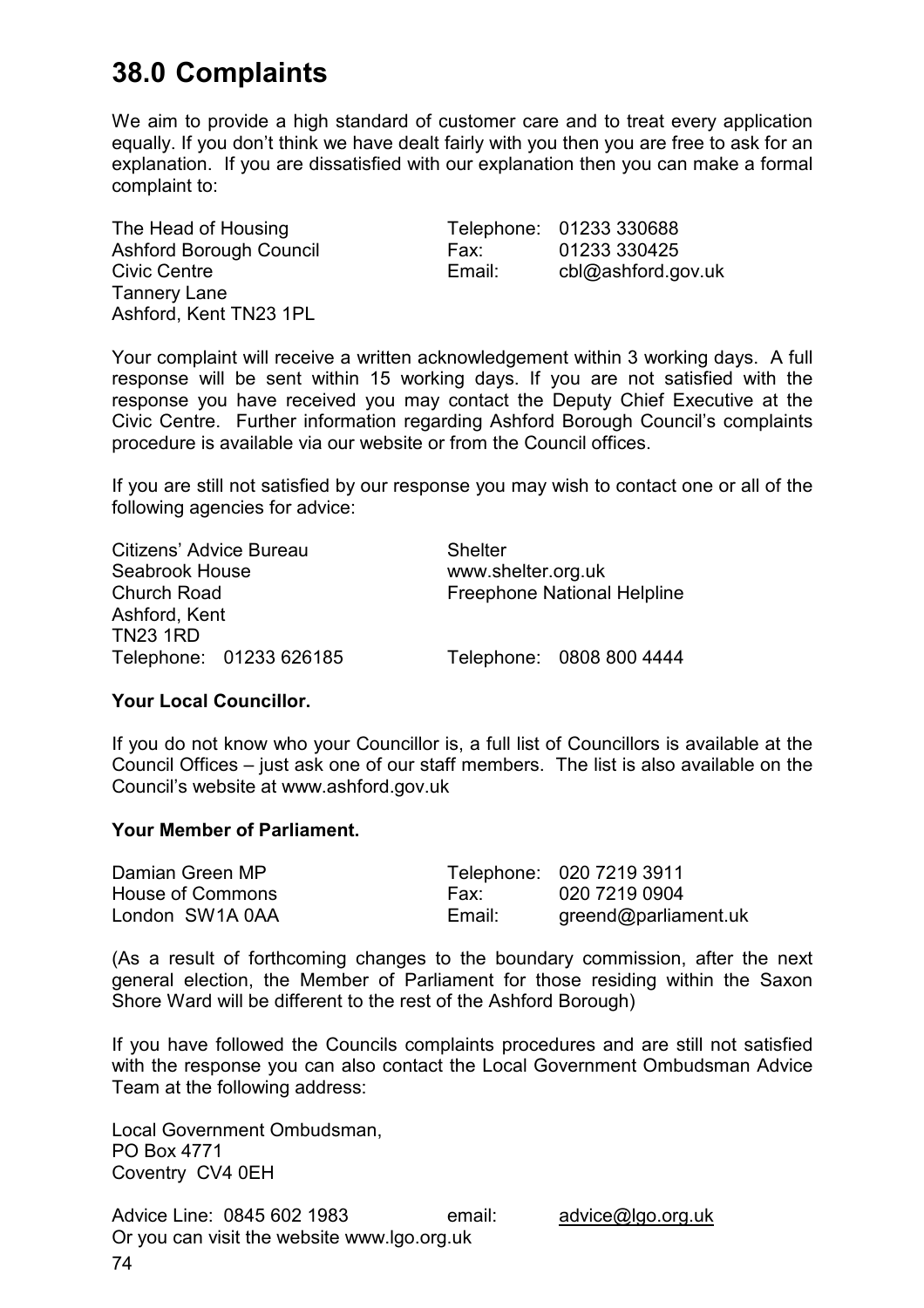# 38.0 Complaints

We aim to provide a high standard of customer care and to treat every application equally. If you don't think we have dealt fairly with you then you are free to ask for an explanation. If you are dissatisfied with our explanation then you can make a formal complaint to:

The Head of Housing
Ashford Borough Council
Civic Centre
Tannery Lane
Ashford, Kent TN23 1PL

Telephone: 01233 330688
Fax: 01233 330425
Email: cbl@ashford.gov.uk

Your complaint will receive a written acknowledgement within 3 working days. A full response will be sent within 15 working days. If you are not satisfied with the response you have received you may contact the Deputy Chief Executive at the Civic Centre. Further information regarding Ashford Borough Council's complaints procedure is available via our website or from the Council offices.

If you are still not satisfied by our response you may wish to contact one or all of the following agencies for advice:

Citizens' Advice Bureau
Seabrook House
Church Road
Ashford, Kent
TN23 1RD
Telephone: 01233 626185

Shelter
www.shelter.org.uk
Freephone National Helpline
Telephone: 0808 800 4444

**Your Local Councillor.**

If you do not know who your Councillor is, a full list of Councillors is available at the Council Offices – just ask one of our staff members. The list is also available on the Council's website at www.ashford.gov.uk

**Your Member of Parliament.**

Damian Green MP
House of Commons
London SW1A 0AA

Telephone: 020 7219 3911
Fax: 020 7219 0904
Email: greend@parliament.uk

(As a result of forthcoming changes to the boundary commission, after the next general election, the Member of Parliament for those residing within the Saxon Shore Ward will be different to the rest of the Ashford Borough)

If you have followed the Councils complaints procedures and are still not satisfied with the response you can also contact the Local Government Ombudsman Advice Team at the following address:

Local Government Ombudsman,
PO Box 4771
Coventry CV4 0EH

Advice Line: 0845 602 1983 email: advice@lgo.org.uk
Or you can visit the website www.lgo.org.uk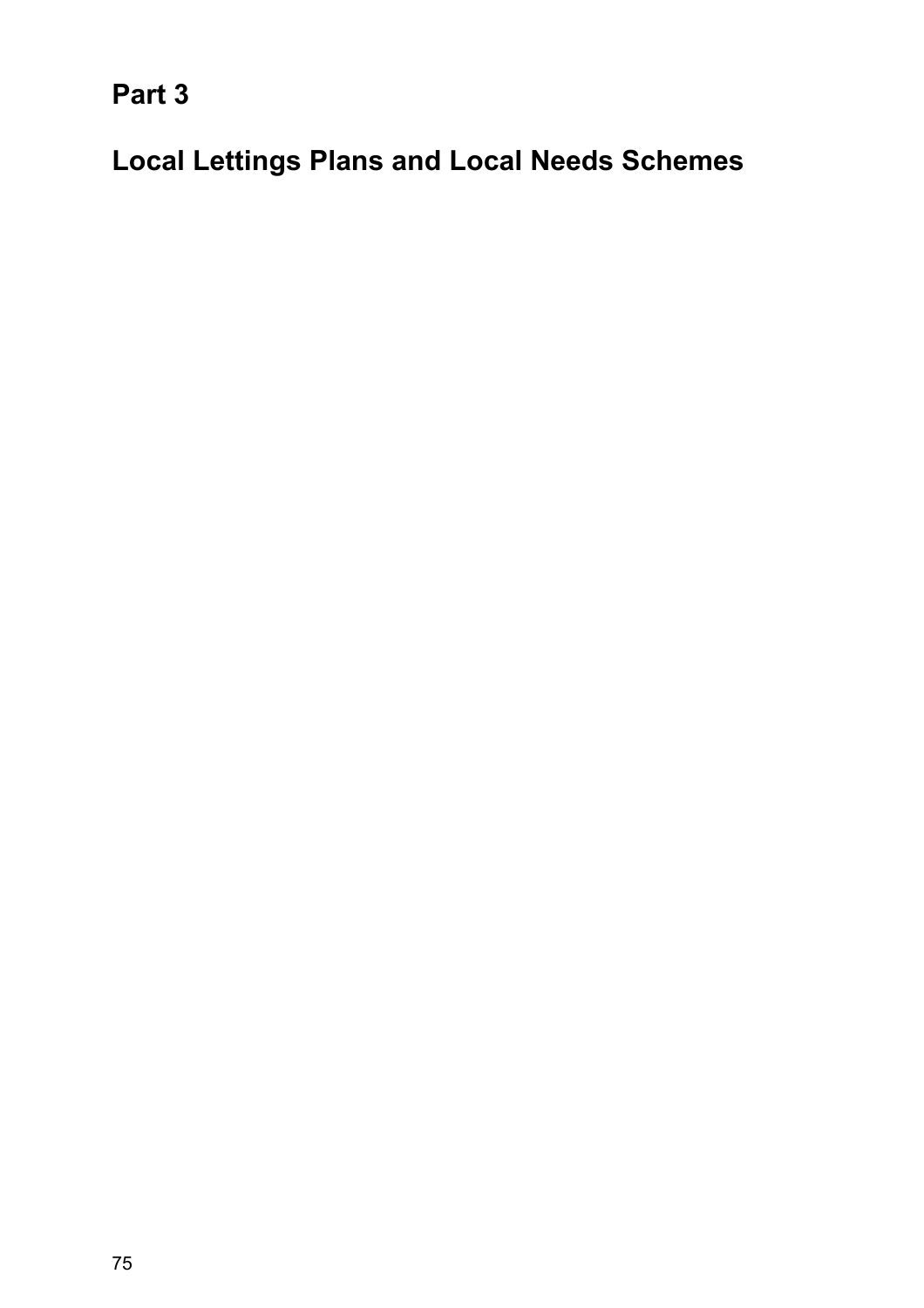# Part 3

# Local Lettings Plans and Local Needs Schemes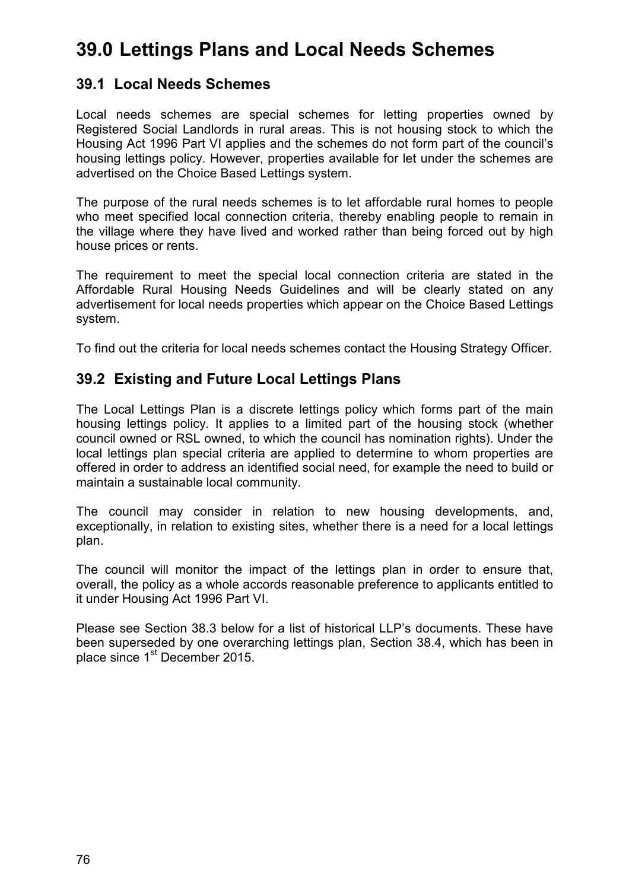# 39.0 Lettings Plans and Local Needs Schemes

## 39.1 Local Needs Schemes

Local needs schemes are special schemes for letting properties owned by Registered Social Landlords in rural areas. This is not housing stock to which the Housing Act 1996 Part VI applies and the schemes do not form part of the council's housing lettings policy. However, properties available for let under the schemes are advertised on the Choice Based Lettings system.

The purpose of the rural needs schemes is to let affordable rural homes to people who meet specified local connection criteria, thereby enabling people to remain in the village where they have lived and worked rather than being forced out by high house prices or rents.

The requirement to meet the special local connection criteria are stated in the Affordable Rural Housing Needs Guidelines and will be clearly stated on any advertisement for local needs properties which appear on the Choice Based Lettings system.

To find out the criteria for local needs schemes contact the Housing Strategy Officer.

## 39.2 Existing and Future Local Lettings Plans

The Local Lettings Plan is a discrete lettings policy which forms part of the main housing lettings policy. It applies to a limited part of the housing stock (whether council owned or RSL owned, to which the council has nomination rights). Under the local lettings plan special criteria are applied to determine to whom properties are offered in order to address an identified social need, for example the need to build or maintain a sustainable local community.

The council may consider in relation to new housing developments, and, exceptionally, in relation to existing sites, whether there is a need for a local lettings plan.

The council will monitor the impact of the lettings plan in order to ensure that, overall, the policy as a whole accords reasonable preference to applicants entitled to it under Housing Act 1996 Part VI.

Please see Section 38.3 below for a list of historical LLP's documents. These have been superseded by one overarching lettings plan, Section 38.4, which has been in place since 1st December 2015.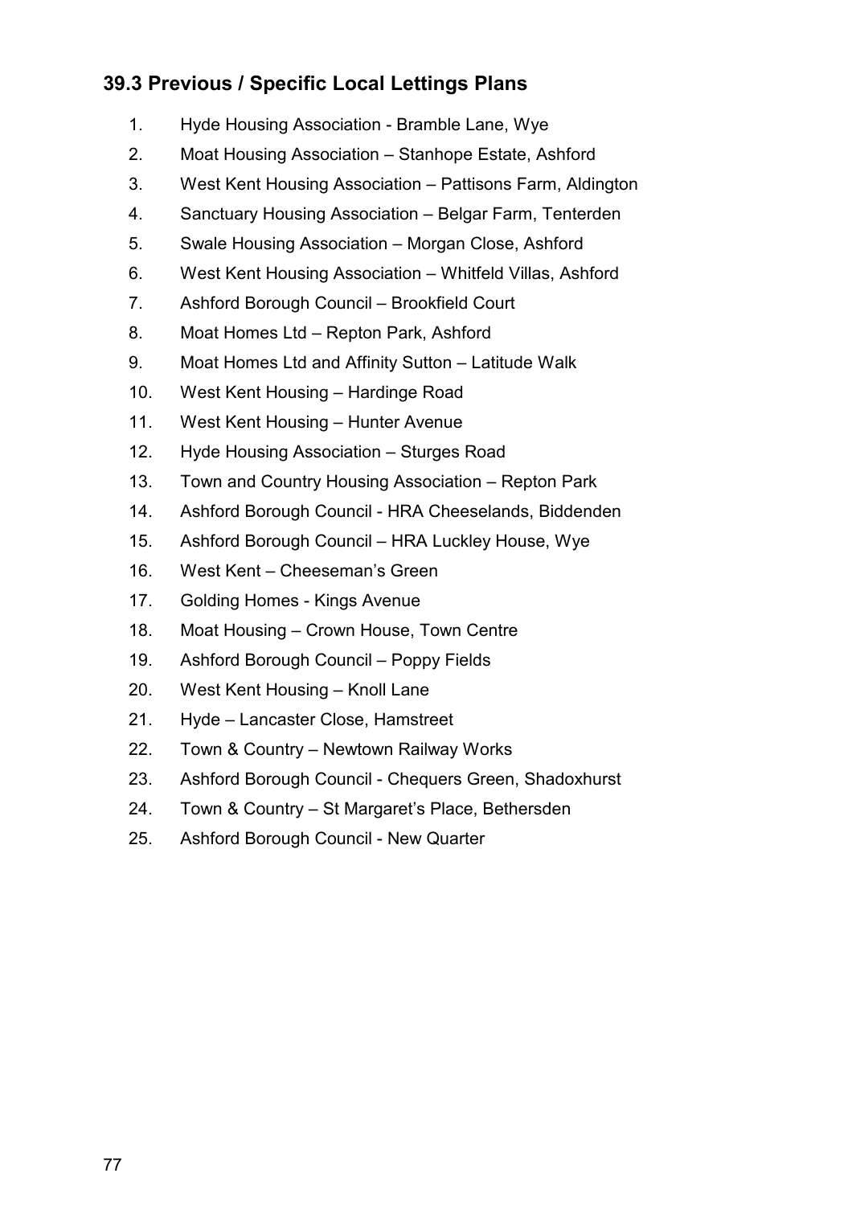## 39.3 Previous / Specific Local Lettings Plans

1. Hyde Housing Association - Bramble Lane, Wye
2. Moat Housing Association – Stanhope Estate, Ashford
3. West Kent Housing Association – Pattisons Farm, Aldington
4. Sanctuary Housing Association – Belgar Farm, Tenterden
5. Swale Housing Association – Morgan Close, Ashford
6. West Kent Housing Association – Whitfeld Villas, Ashford
7. Ashford Borough Council – Brookfield Court
8. Moat Homes Ltd – Repton Park, Ashford
9. Moat Homes Ltd and Affinity Sutton – Latitude Walk
10. West Kent Housing – Hardinge Road
11. West Kent Housing – Hunter Avenue
12. Hyde Housing Association – Sturges Road
13. Town and Country Housing Association – Repton Park
14. Ashford Borough Council - HRA Cheeselands, Biddenden
15. Ashford Borough Council – HRA Luckley House, Wye
16. West Kent – Cheeseman's Green
17. Golding Homes - Kings Avenue
18. Moat Housing – Crown House, Town Centre
19. Ashford Borough Council – Poppy Fields
20. West Kent Housing – Knoll Lane
21. Hyde – Lancaster Close, Hamstreet
22. Town & Country – Newtown Railway Works
23. Ashford Borough Council - Chequers Green, Shadoxhurst
24. Town & Country – St Margaret's Place, Bethersden
25. Ashford Borough Council - New Quarter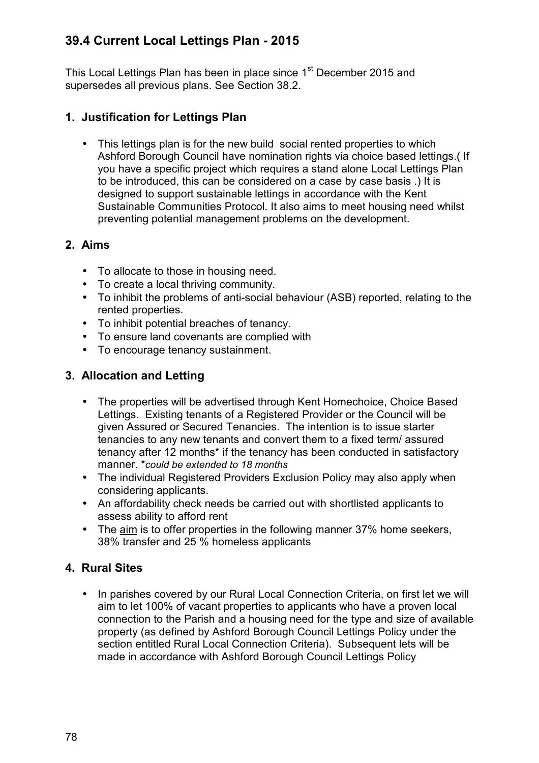## 39.4 Current Local Lettings Plan - 2015

This Local Lettings Plan has been in place since 1st December 2015 and supersedes all previous plans. See Section 38.2.

### 1. Justification for Lettings Plan

- This lettings plan is for the new build social rented properties to which Ashford Borough Council have nomination rights via choice based lettings.( If you have a specific project which requires a stand alone Local Lettings Plan to be introduced, this can be considered on a case by case basis .) It is designed to support sustainable lettings in accordance with the Kent Sustainable Communities Protocol. It also aims to meet housing need whilst preventing potential management problems on the development.

### 2. Aims

- To allocate to those in housing need.
- To create a local thriving community.
- To inhibit the problems of anti-social behaviour (ASB) reported, relating to the rented properties.
- To inhibit potential breaches of tenancy.
- To ensure land covenants are complied with
- To encourage tenancy sustainment.

### 3. Allocation and Letting

- The properties will be advertised through Kent Homechoice, Choice Based Lettings. Existing tenants of a Registered Provider or the Council will be given Assured or Secured Tenancies. The intention is to issue starter tenancies to any new tenants and convert them to a fixed term/ assured tenancy after 12 months* if the tenancy has been conducted in satisfactory manner. **could be extended to 18 months*
- The individual Registered Providers Exclusion Policy may also apply when considering applicants.
- An affordability check needs be carried out with shortlisted applicants to assess ability to afford rent
- The aim is to offer properties in the following manner 37% home seekers, 38% transfer and 25 % homeless applicants

### 4. Rural Sites

- In parishes covered by our Rural Local Connection Criteria, on first let we will aim to let 100% of vacant properties to applicants who have a proven local connection to the Parish and a housing need for the type and size of available property (as defined by Ashford Borough Council Lettings Policy under the section entitled Rural Local Connection Criteria). Subsequent lets will be made in accordance with Ashford Borough Council Lettings Policy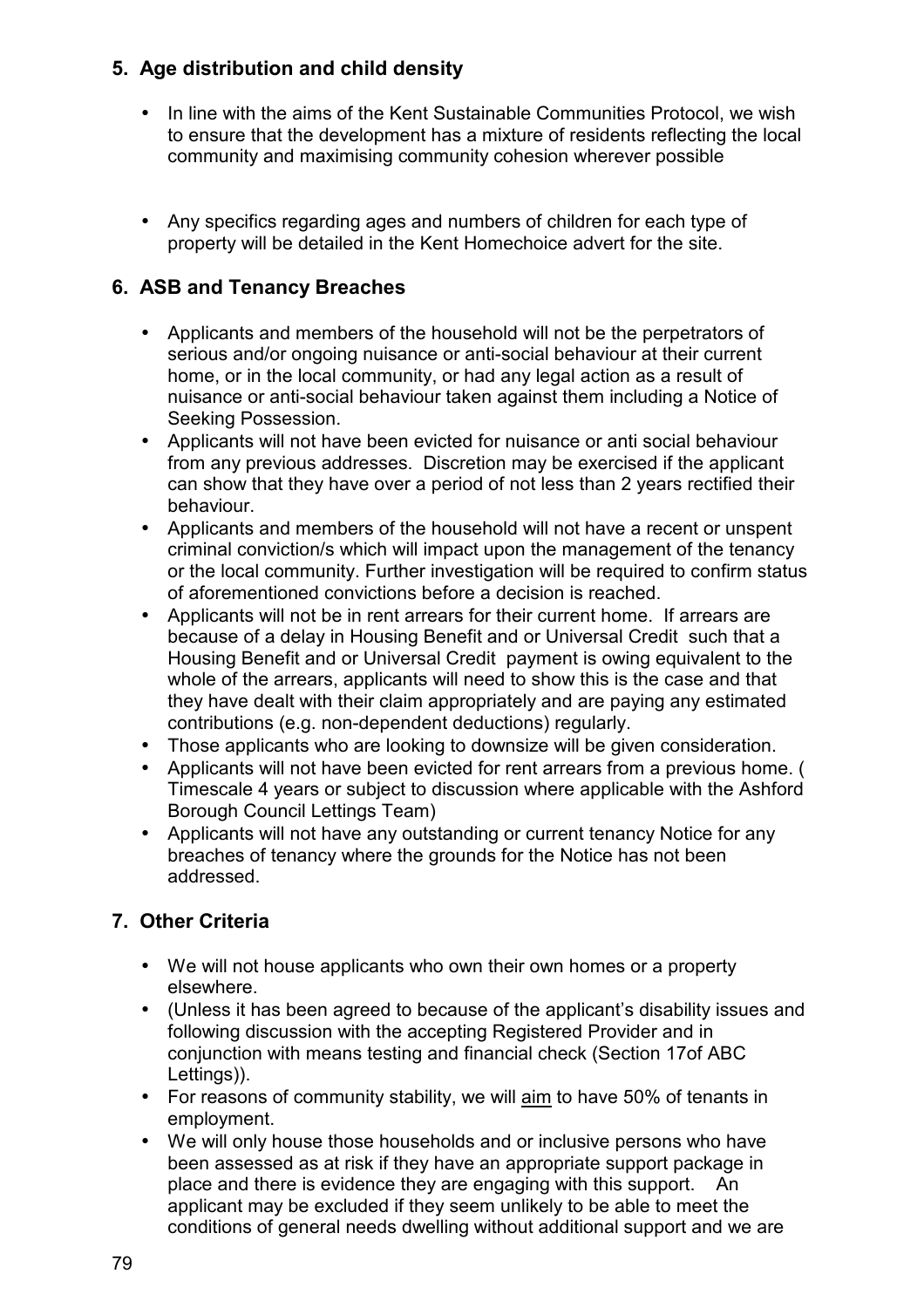## 5. Age distribution and child density

- In line with the aims of the Kent Sustainable Communities Protocol, we wish to ensure that the development has a mixture of residents reflecting the local community and maximising community cohesion wherever possible

- Any specifics regarding ages and numbers of children for each type of property will be detailed in the Kent Homechoice advert for the site.

## 6. ASB and Tenancy Breaches

- Applicants and members of the household will not be the perpetrators of serious and/or ongoing nuisance or anti-social behaviour at their current home, or in the local community, or had any legal action as a result of nuisance or anti-social behaviour taken against them including a Notice of Seeking Possession.
- Applicants will not have been evicted for nuisance or anti social behaviour from any previous addresses. Discretion may be exercised if the applicant can show that they have over a period of not less than 2 years rectified their behaviour.
- Applicants and members of the household will not have a recent or unspent criminal conviction/s which will impact upon the management of the tenancy or the local community. Further investigation will be required to confirm status of aforementioned convictions before a decision is reached.
- Applicants will not be in rent arrears for their current home. If arrears are because of a delay in Housing Benefit and or Universal Credit such that a Housing Benefit and or Universal Credit payment is owing equivalent to the whole of the arrears, applicants will need to show this is the case and that they have dealt with their claim appropriately and are paying any estimated contributions (e.g. non-dependent deductions) regularly.
- Those applicants who are looking to downsize will be given consideration.
- Applicants will not have been evicted for rent arrears from a previous home. ( Timescale 4 years or subject to discussion where applicable with the Ashford Borough Council Lettings Team)
- Applicants will not have any outstanding or current tenancy Notice for any breaches of tenancy where the grounds for the Notice has not been addressed.

## 7. Other Criteria

- We will not house applicants who own their own homes or a property elsewhere.
- (Unless it has been agreed to because of the applicant's disability issues and following discussion with the accepting Registered Provider and in conjunction with means testing and financial check (Section 17of ABC Lettings)).
- For reasons of community stability, we will <u>aim</u> to have 50% of tenants in employment.
- We will only house those households and or inclusive persons who have been assessed as at risk if they have an appropriate support package in place and there is evidence they are engaging with this support. An applicant may be excluded if they seem unlikely to be able to meet the conditions of general needs dwelling without additional support and we are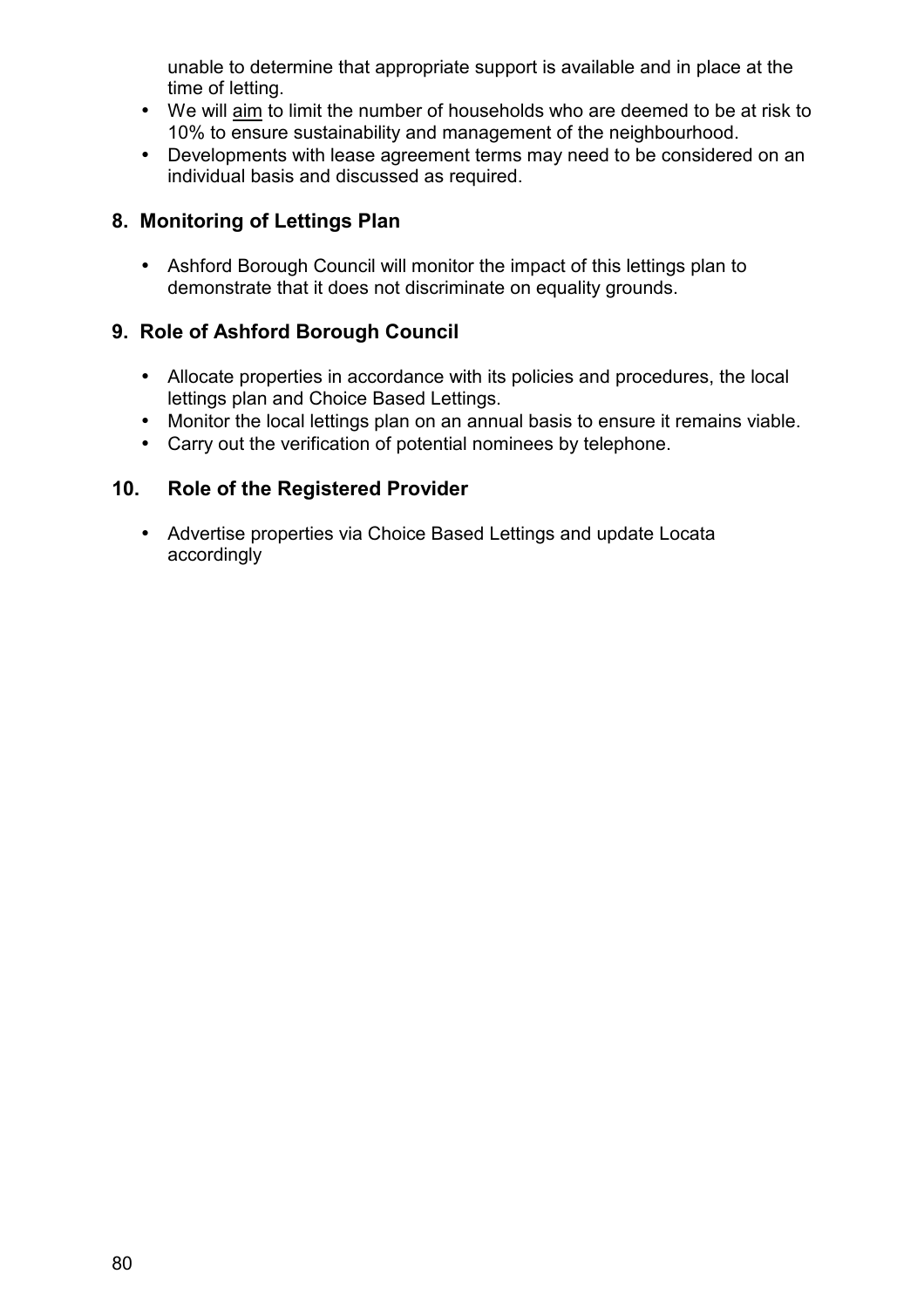unable to determine that appropriate support is available and in place at the time of letting.

- We will <u>aim</u> to limit the number of households who are deemed to be at risk to 10% to ensure sustainability and management of the neighbourhood.
- Developments with lease agreement terms may need to be considered on an individual basis and discussed as required.

## 8. Monitoring of Lettings Plan

- Ashford Borough Council will monitor the impact of this lettings plan to demonstrate that it does not discriminate on equality grounds.

## 9. Role of Ashford Borough Council

- Allocate properties in accordance with its policies and procedures, the local lettings plan and Choice Based Lettings.
- Monitor the local lettings plan on an annual basis to ensure it remains viable.
- Carry out the verification of potential nominees by telephone.

## 10. Role of the Registered Provider

- Advertise properties via Choice Based Lettings and update Locata accordingly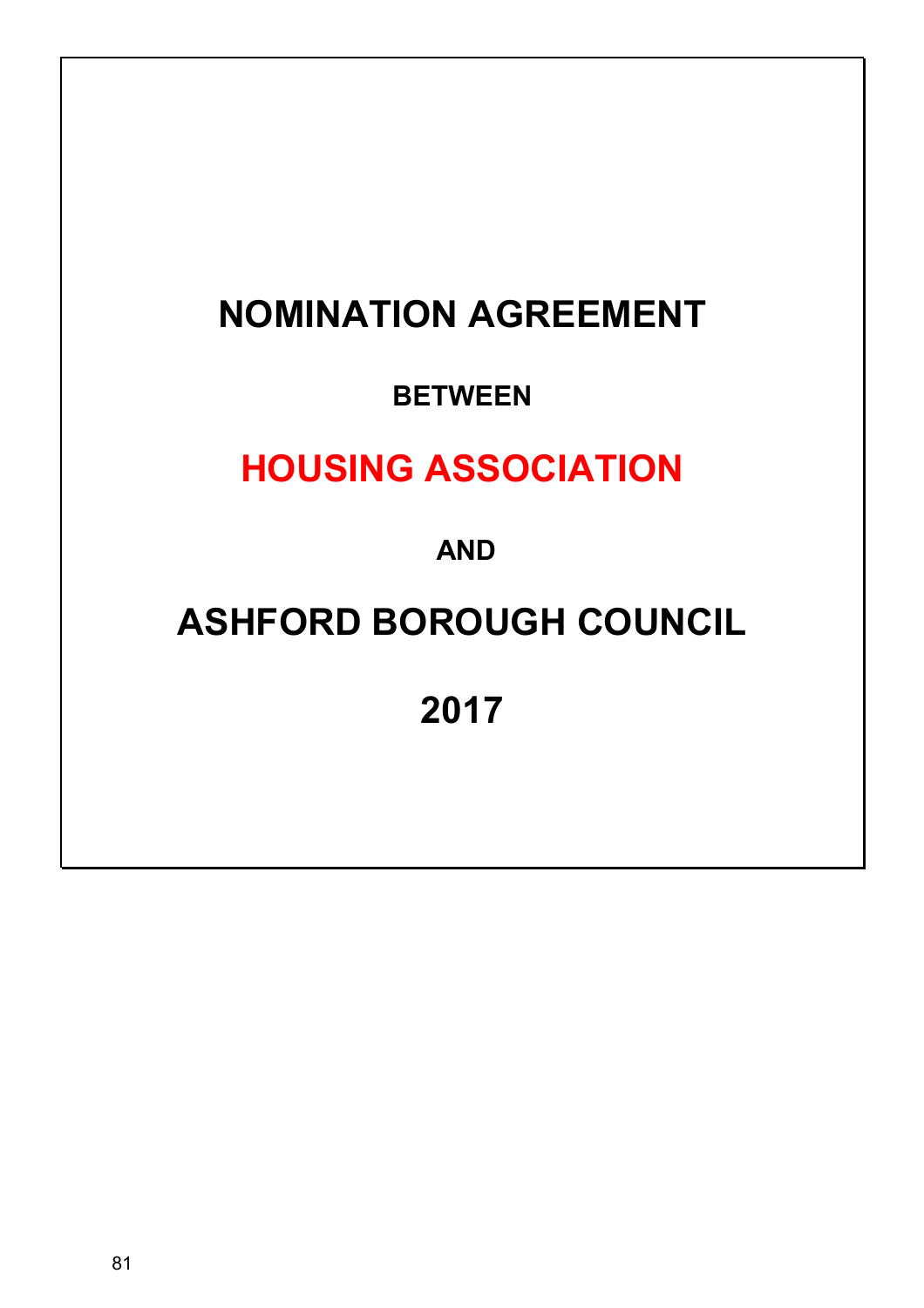# NOMINATION AGREEMENT

**BETWEEN**

## HOUSING ASSOCIATION

**AND**

## ASHFORD BOROUGH COUNCIL

## 2017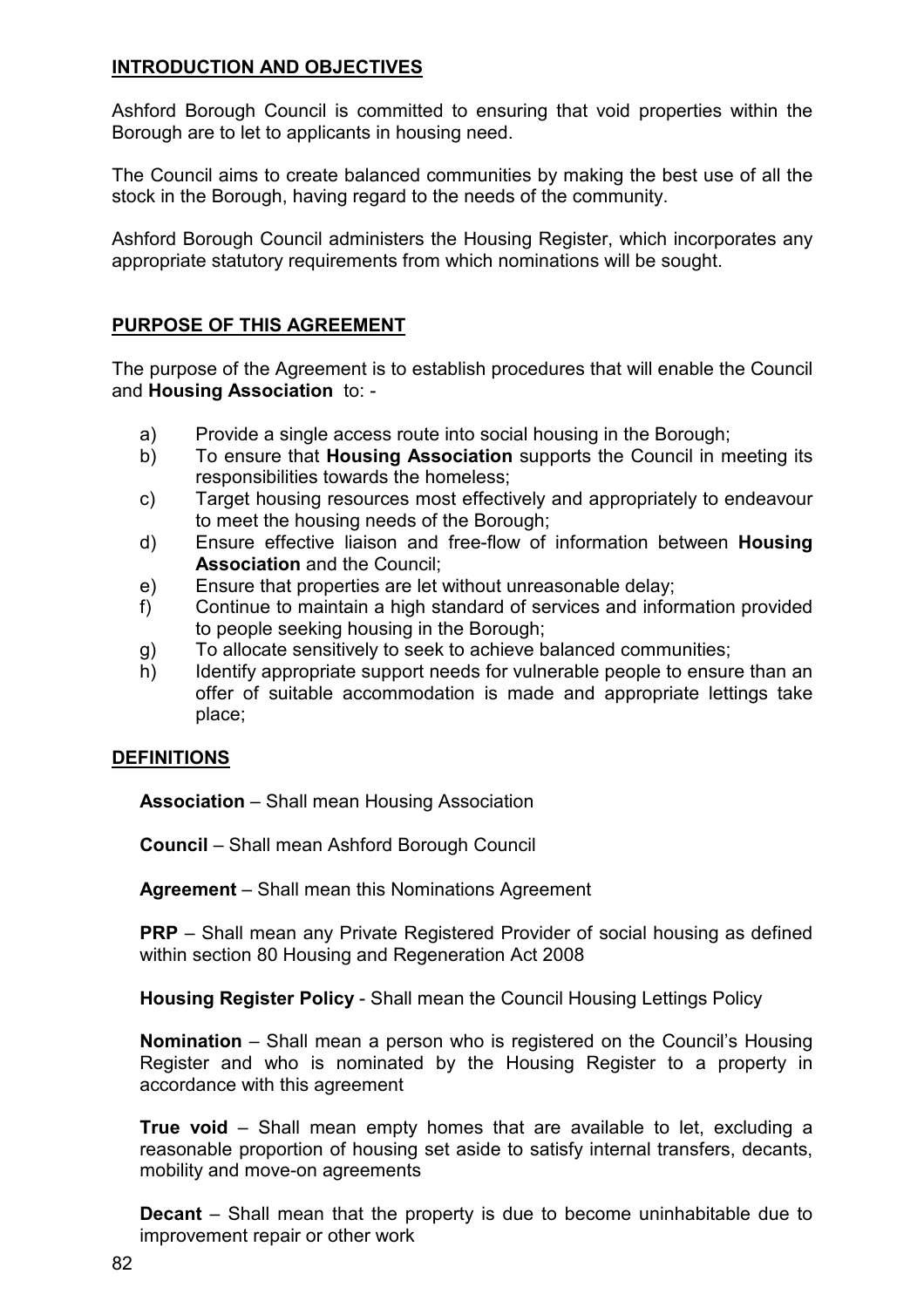## INTRODUCTION AND OBJECTIVES

Ashford Borough Council is committed to ensuring that void properties within the Borough are to let to applicants in housing need.

The Council aims to create balanced communities by making the best use of all the stock in the Borough, having regard to the needs of the community.

Ashford Borough Council administers the Housing Register, which incorporates any appropriate statutory requirements from which nominations will be sought.

## PURPOSE OF THIS AGREEMENT

The purpose of the Agreement is to establish procedures that will enable the Council and **Housing Association** to: -

a) Provide a single access route into social housing in the Borough;
b) To ensure that **Housing Association** supports the Council in meeting its responsibilities towards the homeless;
c) Target housing resources most effectively and appropriately to endeavour to meet the housing needs of the Borough;
d) Ensure effective liaison and free-flow of information between **Housing Association** and the Council;
e) Ensure that properties are let without unreasonable delay;
f) Continue to maintain a high standard of services and information provided to people seeking housing in the Borough;
g) To allocate sensitively to seek to achieve balanced communities;
h) Identify appropriate support needs for vulnerable people to ensure than an offer of suitable accommodation is made and appropriate lettings take place;

## DEFINITIONS

**Association** – Shall mean Housing Association

**Council** – Shall mean Ashford Borough Council

**Agreement** – Shall mean this Nominations Agreement

**PRP** – Shall mean any Private Registered Provider of social housing as defined within section 80 Housing and Regeneration Act 2008

**Housing Register Policy** - Shall mean the Council Housing Lettings Policy

**Nomination** – Shall mean a person who is registered on the Council's Housing Register and who is nominated by the Housing Register to a property in accordance with this agreement

**True void** – Shall mean empty homes that are available to let, excluding a reasonable proportion of housing set aside to satisfy internal transfers, decants, mobility and move-on agreements

**Decant** – Shall mean that the property is due to become uninhabitable due to improvement repair or other work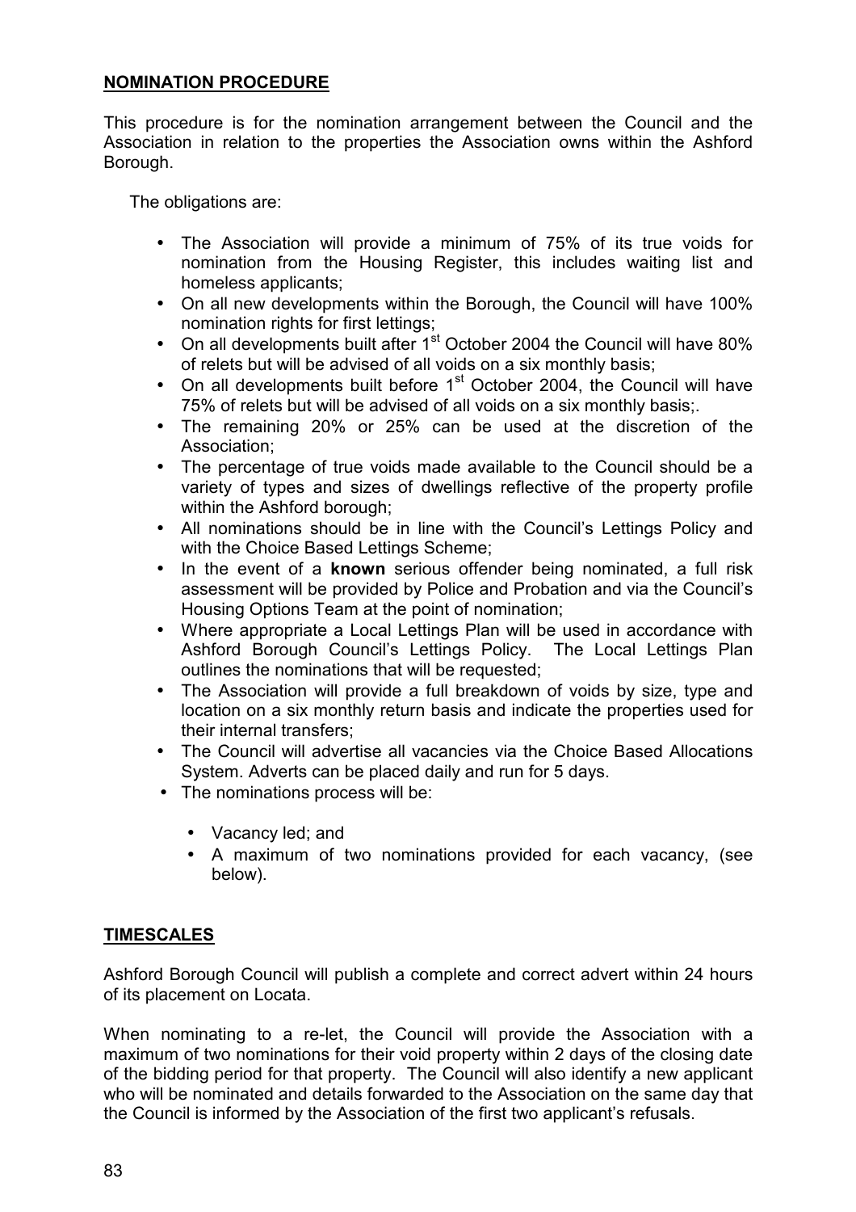## NOMINATION PROCEDURE

This procedure is for the nomination arrangement between the Council and the Association in relation to the properties the Association owns within the Ashford Borough.

The obligations are:

- The Association will provide a minimum of 75% of its true voids for nomination from the Housing Register, this includes waiting list and homeless applicants;
- On all new developments within the Borough, the Council will have 100% nomination rights for first lettings;
- On all developments built after 1st October 2004 the Council will have 80% of relets but will be advised of all voids on a six monthly basis;
- On all developments built before 1st October 2004, the Council will have 75% of relets but will be advised of all voids on a six monthly basis;.
- The remaining 20% or 25% can be used at the discretion of the Association;
- The percentage of true voids made available to the Council should be a variety of types and sizes of dwellings reflective of the property profile within the Ashford borough;
- All nominations should be in line with the Council's Lettings Policy and with the Choice Based Lettings Scheme;
- In the event of a **known** serious offender being nominated, a full risk assessment will be provided by Police and Probation and via the Council's Housing Options Team at the point of nomination;
- Where appropriate a Local Lettings Plan will be used in accordance with Ashford Borough Council's Lettings Policy. The Local Lettings Plan outlines the nominations that will be requested;
- The Association will provide a full breakdown of voids by size, type and location on a six monthly return basis and indicate the properties used for their internal transfers;
- The Council will advertise all vacancies via the Choice Based Allocations System. Adverts can be placed daily and run for 5 days.
- The nominations process will be:
  - Vacancy led; and
  - A maximum of two nominations provided for each vacancy, (see below).

## TIMESCALES

Ashford Borough Council will publish a complete and correct advert within 24 hours of its placement on Locata.

When nominating to a re-let, the Council will provide the Association with a maximum of two nominations for their void property within 2 days of the closing date of the bidding period for that property. The Council will also identify a new applicant who will be nominated and details forwarded to the Association on the same day that the Council is informed by the Association of the first two applicant's refusals.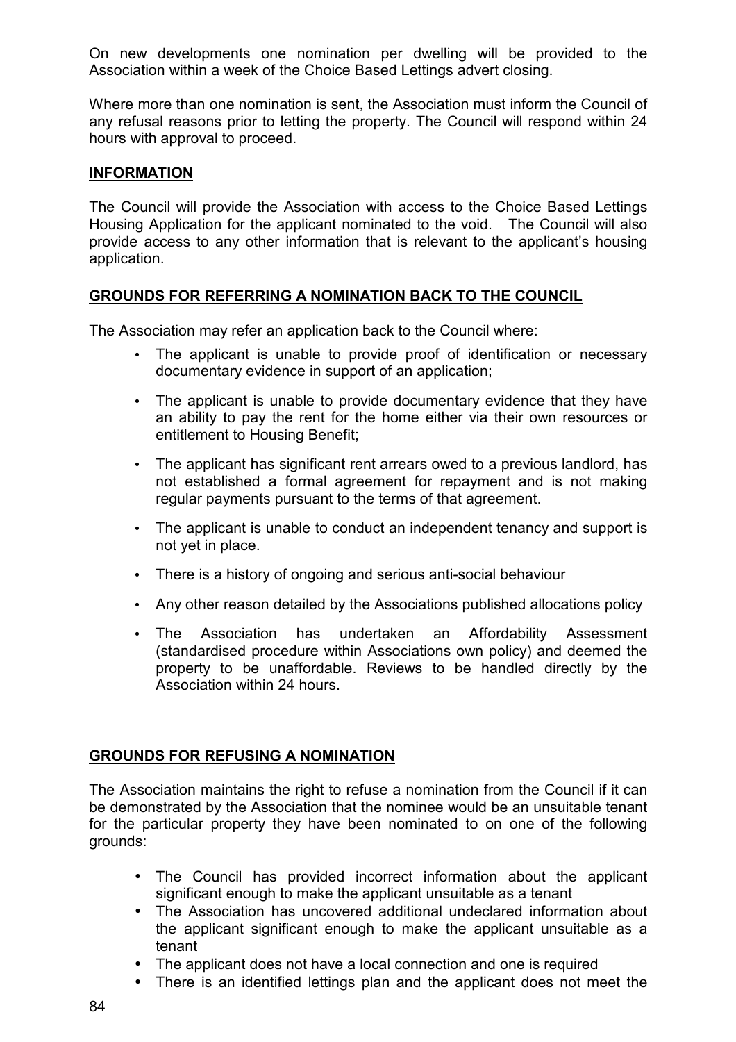On new developments one nomination per dwelling will be provided to the Association within a week of the Choice Based Lettings advert closing.

Where more than one nomination is sent, the Association must inform the Council of any refusal reasons prior to letting the property. The Council will respond within 24 hours with approval to proceed.

## INFORMATION

The Council will provide the Association with access to the Choice Based Lettings Housing Application for the applicant nominated to the void. The Council will also provide access to any other information that is relevant to the applicant's housing application.

## GROUNDS FOR REFERRING A NOMINATION BACK TO THE COUNCIL

The Association may refer an application back to the Council where:

- The applicant is unable to provide proof of identification or necessary documentary evidence in support of an application;
- The applicant is unable to provide documentary evidence that they have an ability to pay the rent for the home either via their own resources or entitlement to Housing Benefit;
- The applicant has significant rent arrears owed to a previous landlord, has not established a formal agreement for repayment and is not making regular payments pursuant to the terms of that agreement.
- The applicant is unable to conduct an independent tenancy and support is not yet in place.
- There is a history of ongoing and serious anti-social behaviour
- Any other reason detailed by the Associations published allocations policy
- The Association has undertaken an Affordability Assessment (standardised procedure within Associations own policy) and deemed the property to be unaffordable. Reviews to be handled directly by the Association within 24 hours.

## GROUNDS FOR REFUSING A NOMINATION

The Association maintains the right to refuse a nomination from the Council if it can be demonstrated by the Association that the nominee would be an unsuitable tenant for the particular property they have been nominated to on one of the following grounds:

- The Council has provided incorrect information about the applicant significant enough to make the applicant unsuitable as a tenant
- The Association has uncovered additional undeclared information about the applicant significant enough to make the applicant unsuitable as a tenant
- The applicant does not have a local connection and one is required
- There is an identified lettings plan and the applicant does not meet the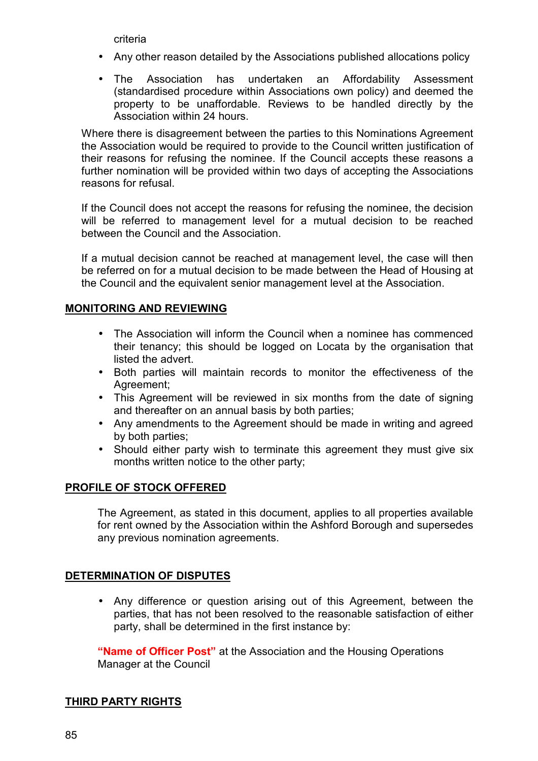criteria

- Any other reason detailed by the Associations published allocations policy
- The Association has undertaken an Affordability Assessment (standardised procedure within Associations own policy) and deemed the property to be unaffordable. Reviews to be handled directly by the Association within 24 hours.

Where there is disagreement between the parties to this Nominations Agreement the Association would be required to provide to the Council written justification of their reasons for refusing the nominee. If the Council accepts these reasons a further nomination will be provided within two days of accepting the Associations reasons for refusal.

If the Council does not accept the reasons for refusing the nominee, the decision will be referred to management level for a mutual decision to be reached between the Council and the Association.

If a mutual decision cannot be reached at management level, the case will then be referred on for a mutual decision to be made between the Head of Housing at the Council and the equivalent senior management level at the Association.

## MONITORING AND REVIEWING

- The Association will inform the Council when a nominee has commenced their tenancy; this should be logged on Locata by the organisation that listed the advert.
- Both parties will maintain records to monitor the effectiveness of the Agreement;
- This Agreement will be reviewed in six months from the date of signing and thereafter on an annual basis by both parties;
- Any amendments to the Agreement should be made in writing and agreed by both parties;
- Should either party wish to terminate this agreement they must give six months written notice to the other party;

## PROFILE OF STOCK OFFERED

The Agreement, as stated in this document, applies to all properties available for rent owned by the Association within the Ashford Borough and supersedes any previous nomination agreements.

## DETERMINATION OF DISPUTES

- Any difference or question arising out of this Agreement, between the parties, that has not been resolved to the reasonable satisfaction of either party, shall be determined in the first instance by:

**"Name of Officer Post"** at the Association and the Housing Operations Manager at the Council

## THIRD PARTY RIGHTS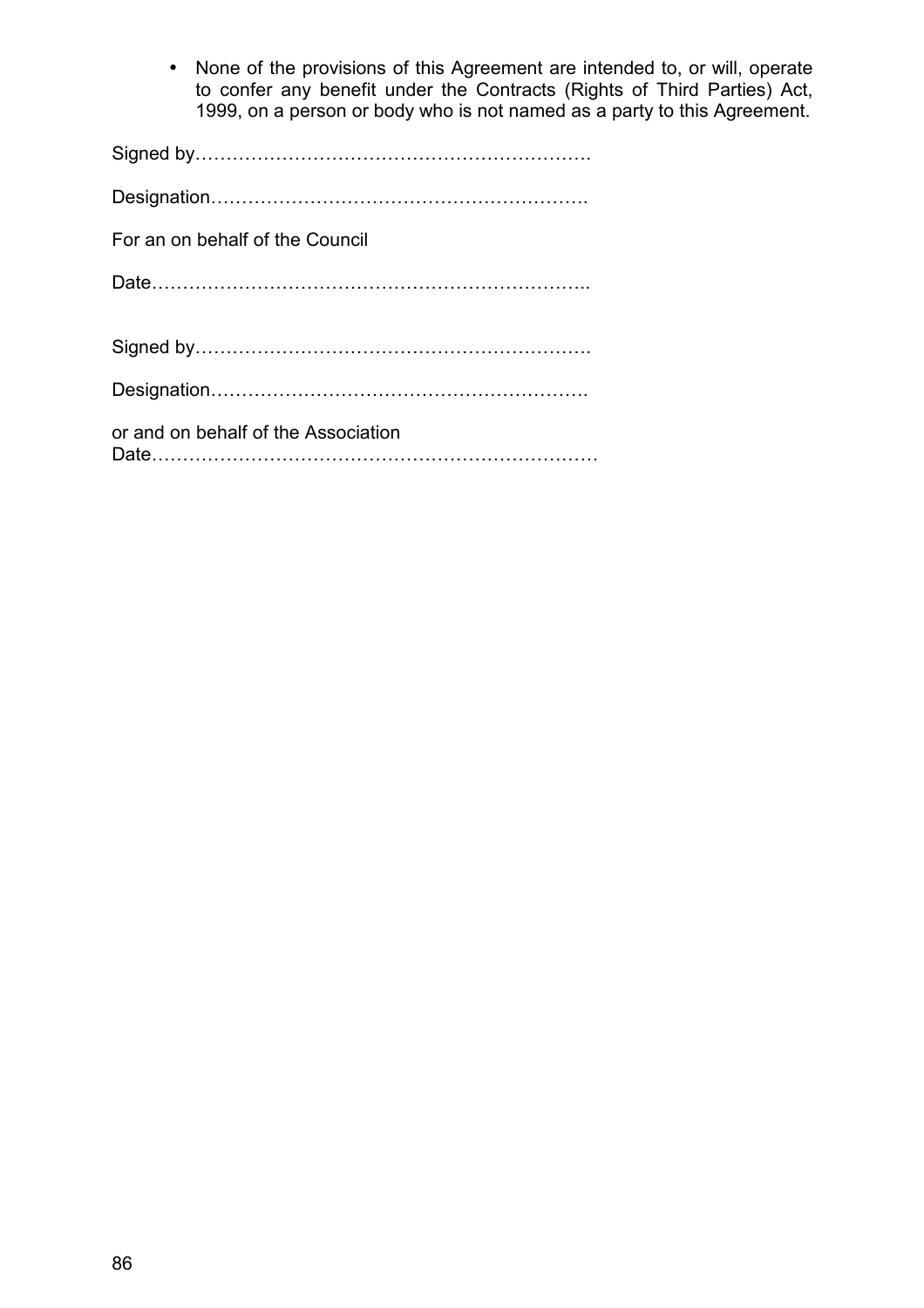- None of the provisions of this Agreement are intended to, or will, operate to confer any benefit under the Contracts (Rights of Third Parties) Act, 1999, on a person or body who is not named as a party to this Agreement.

Signed by……………………………………………………….

Designation…………………………………………………..

For an on behalf of the Council

Date……………………………………………………………..

Signed by……………………………………………………….

Designation…………………………………………………..

or and on behalf of the Association
Date………………………………………………………………